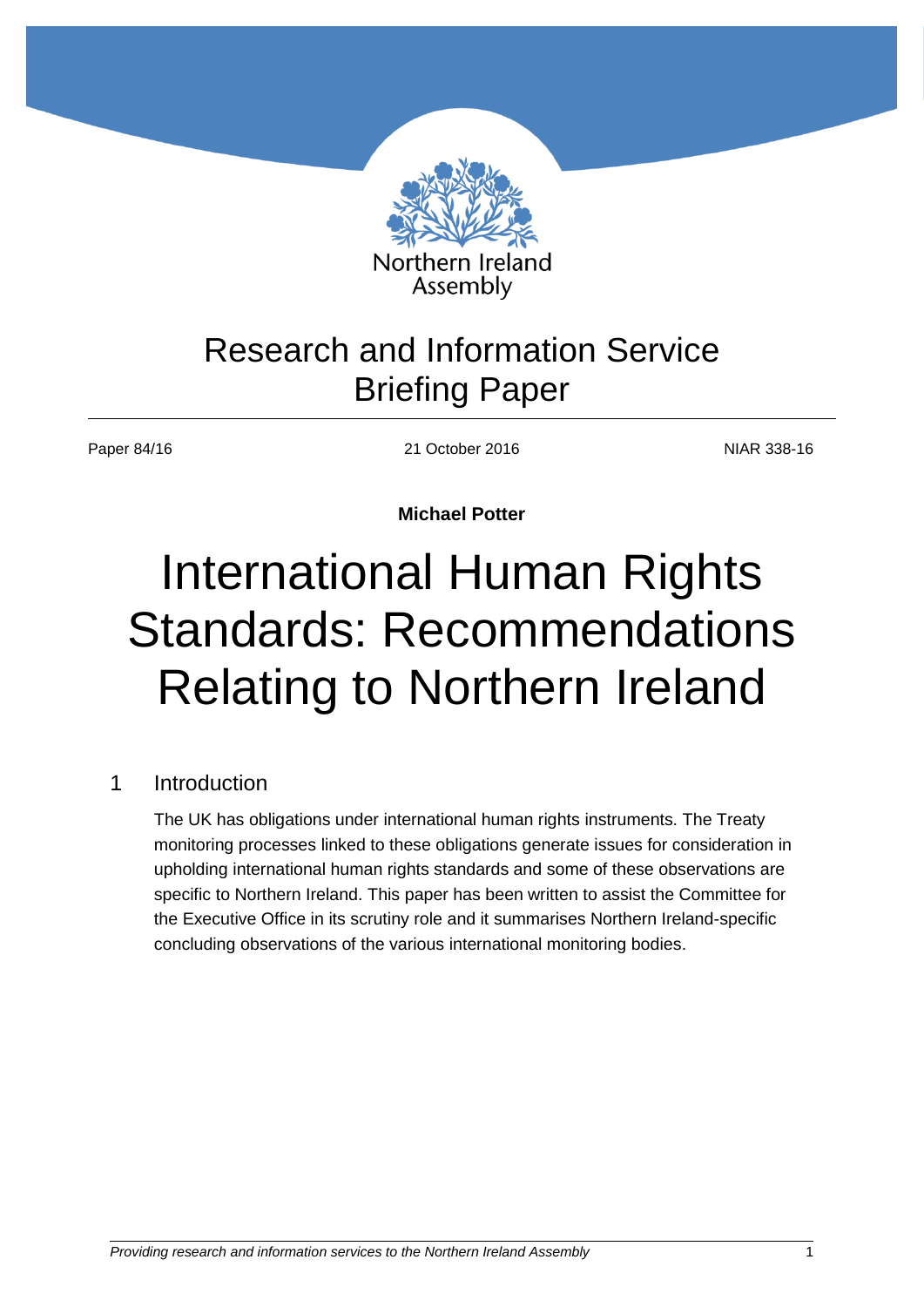Northern Ireland Assembly

Research and Information Service Briefing Paper

Paper 84/16 | 21 October 2016 | NIAR 338-16

**Michael Potter**

# International Human Rights Standards: Recommendations Relating to Northern Ireland

## 1 Introduction

The UK has obligations under international human rights instruments. The Treaty monitoring processes linked to these obligations generate issues for consideration in upholding international human rights standards and some of these observations are specific to Northern Ireland. This paper has been written to assist the Committee for the Executive Office in its scrutiny role and it summarises Northern Ireland-specific concluding observations of the various international monitoring bodies.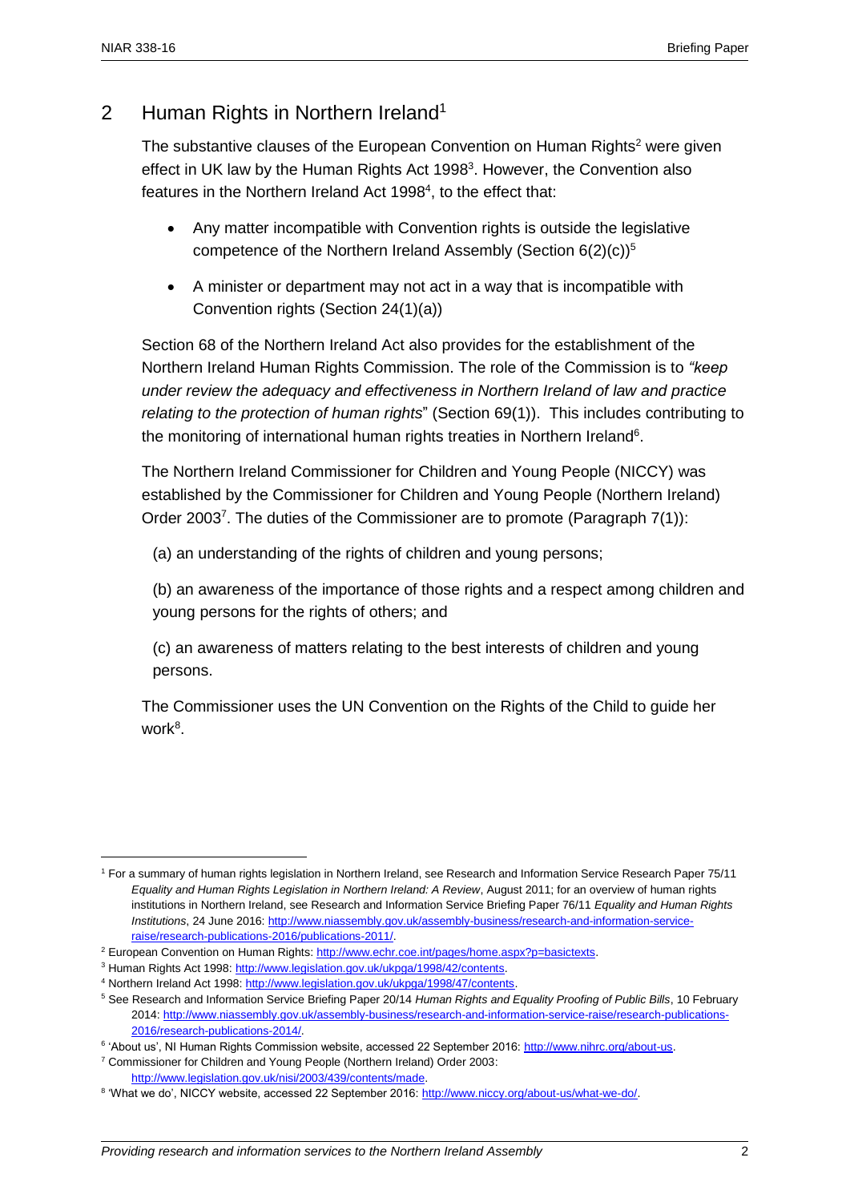## 2 Human Rights in Northern Ireland[1]

The substantive clauses of the European Convention on Human Rights[2] were given effect in UK law by the Human Rights Act 1998[3]. However, the Convention also features in the Northern Ireland Act 1998[4], to the effect that:

- Any matter incompatible with Convention rights is outside the legislative competence of the Northern Ireland Assembly (Section 6(2)(c))[5]
- A minister or department may not act in a way that is incompatible with Convention rights (Section 24(1)(a))

Section 68 of the Northern Ireland Act also provides for the establishment of the Northern Ireland Human Rights Commission. The role of the Commission is to *"keep under review the adequacy and effectiveness in Northern Ireland of law and practice relating to the protection of human rights*" (Section 69(1)). This includes contributing to the monitoring of international human rights treaties in Northern Ireland[6].

The Northern Ireland Commissioner for Children and Young People (NICCY) was established by the Commissioner for Children and Young People (Northern Ireland) Order 2003[7]. The duties of the Commissioner are to promote (Paragraph 7(1)):

(a) an understanding of the rights of children and young persons;

(b) an awareness of the importance of those rights and a respect among children and young persons for the rights of others; and

(c) an awareness of matters relating to the best interests of children and young persons.

The Commissioner uses the UN Convention on the Rights of the Child to guide her work[8].

---

[1] For a summary of human rights legislation in Northern Ireland, see Research and Information Service Research Paper 75/11 *Equality and Human Rights Legislation in Northern Ireland: A Review*, August 2011; for an overview of human rights institutions in Northern Ireland, see Research and Information Service Briefing Paper 76/11 *Equality and Human Rights Institutions*, 24 June 2016: http://www.niassembly.gov.uk/assembly-business/research-and-information-service-raise/research-publications-2016/publications-2011/.

[2] European Convention on Human Rights: http://www.echr.coe.int/pages/home.aspx?p=basictexts.

[3] Human Rights Act 1998: http://www.legislation.gov.uk/ukpga/1998/42/contents.

[4] Northern Ireland Act 1998: http://www.legislation.gov.uk/ukpga/1998/47/contents.

[5] See Research and Information Service Briefing Paper 20/14 *Human Rights and Equality Proofing of Public Bills*, 10 February 2014: http://www.niassembly.gov.uk/assembly-business/research-and-information-service-raise/research-publications-2016/research-publications-2014/.

[6] 'About us', NI Human Rights Commission website, accessed 22 September 2016: http://www.nihrc.org/about-us.

[7] Commissioner for Children and Young People (Northern Ireland) Order 2003: http://www.legislation.gov.uk/nisi/2003/439/contents/made.

[8] 'What we do', NICCY website, accessed 22 September 2016: http://www.niccy.org/about-us/what-we-do/.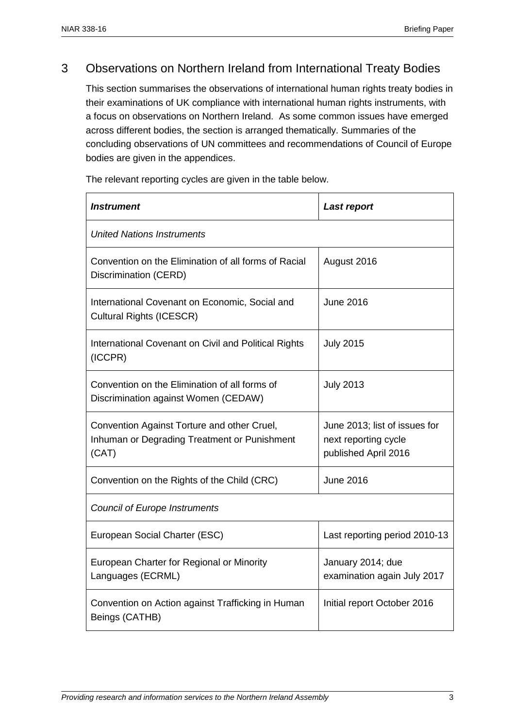## 3 Observations on Northern Ireland from International Treaty Bodies

This section summarises the observations of international human rights treaty bodies in their examinations of UK compliance with international human rights instruments, with a focus on observations on Northern Ireland. As some common issues have emerged across different bodies, the section is arranged thematically. Summaries of the concluding observations of UN committees and recommendations of Council of Europe bodies are given in the appendices.

The relevant reporting cycles are given in the table below.

| ***Instrument*** | ***Last report*** |
|---|---|
| *United Nations Instruments* | |
| Convention on the Elimination of all forms of Racial Discrimination (CERD) | August 2016 |
| International Covenant on Economic, Social and Cultural Rights (ICESCR) | June 2016 |
| International Covenant on Civil and Political Rights (ICCPR) | July 2015 |
| Convention on the Elimination of all forms of Discrimination against Women (CEDAW) | July 2013 |
| Convention Against Torture and other Cruel, Inhuman or Degrading Treatment or Punishment (CAT) | June 2013; list of issues for next reporting cycle published April 2016 |
| Convention on the Rights of the Child (CRC) | June 2016 |
| *Council of Europe Instruments* | |
| European Social Charter (ESC) | Last reporting period 2010-13 |
| European Charter for Regional or Minority Languages (ECRML) | January 2014; due examination again July 2017 |
| Convention on Action against Trafficking in Human Beings (CATHB) | Initial report October 2016 |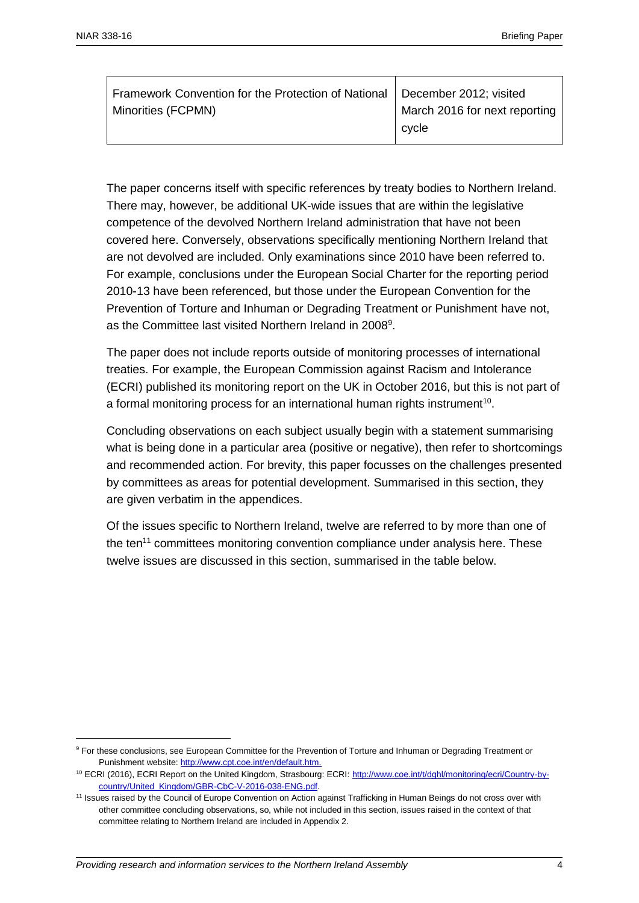| Framework Convention for the Protection of National Minorities (FCPMN) | December 2012; visited March 2016 for next reporting cycle |
| --- | --- |

The paper concerns itself with specific references by treaty bodies to Northern Ireland. There may, however, be additional UK-wide issues that are within the legislative competence of the devolved Northern Ireland administration that have not been covered here. Conversely, observations specifically mentioning Northern Ireland that are not devolved are included. Only examinations since 2010 have been referred to. For example, conclusions under the European Social Charter for the reporting period 2010-13 have been referenced, but those under the European Convention for the Prevention of Torture and Inhuman or Degrading Treatment or Punishment have not, as the Committee last visited Northern Ireland in 2008[9].

The paper does not include reports outside of monitoring processes of international treaties. For example, the European Commission against Racism and Intolerance (ECRI) published its monitoring report on the UK in October 2016, but this is not part of a formal monitoring process for an international human rights instrument[10].

Concluding observations on each subject usually begin with a statement summarising what is being done in a particular area (positive or negative), then refer to shortcomings and recommended action. For brevity, this paper focusses on the challenges presented by committees as areas for potential development. Summarised in this section, they are given verbatim in the appendices.

Of the issues specific to Northern Ireland, twelve are referred to by more than one of the ten[11] committees monitoring convention compliance under analysis here. These twelve issues are discussed in this section, summarised in the table below.

---

[9] For these conclusions, see European Committee for the Prevention of Torture and Inhuman or Degrading Treatment or Punishment website: http://www.cpt.coe.int/en/default.htm.

[10] ECRI (2016), ECRI Report on the United Kingdom, Strasbourg: ECRI: http://www.coe.int/t/dghl/monitoring/ecri/Country-by-country/United_Kingdom/GBR-CbC-V-2016-038-ENG.pdf.

[11] Issues raised by the Council of Europe Convention on Action against Trafficking in Human Beings do not cross over with other committee concluding observations, so, while not included in this section, issues raised in the context of that committee relating to Northern Ireland are included in Appendix 2.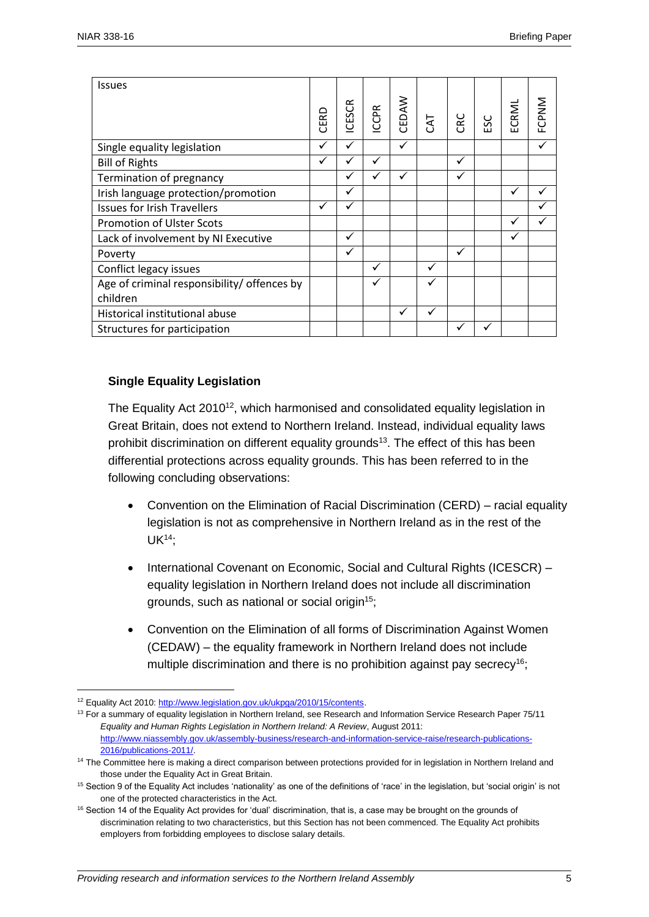| Issues | CERD | ICESCR | ICCPR | CEDAW | CAT | CRC | ESC | ECRML | FCPNM |
|---|---|---|---|---|---|---|---|---|---|
| Single equality legislation | ✓ | ✓ | | ✓ | | | | | ✓ |
| Bill of Rights | ✓ | ✓ | ✓ | | | ✓ | | | |
| Termination of pregnancy | | ✓ | ✓ | ✓ | | ✓ | | | |
| Irish language protection/promotion | | ✓ | | | | | | ✓ | ✓ |
| Issues for Irish Travellers | ✓ | ✓ | | | | | | | ✓ |
| Promotion of Ulster Scots | | | | | | | | ✓ | ✓ |
| Lack of involvement by NI Executive | | ✓ | | | | | | ✓ | |
| Poverty | | ✓ | | | | ✓ | | | |
| Conflict legacy issues | | | ✓ | | ✓ | | | | |
| Age of criminal responsibility/ offences by children | | | ✓ | | ✓ | | | | |
| Historical institutional abuse | | | | ✓ | ✓ | | | | |
| Structures for participation | | | | | | ✓ | ✓ | | |

### Single Equality Legislation

The Equality Act 2010[12], which harmonised and consolidated equality legislation in Great Britain, does not extend to Northern Ireland. Instead, individual equality laws prohibit discrimination on different equality grounds[13]. The effect of this has been differential protections across equality grounds. This has been referred to in the following concluding observations:

- Convention on the Elimination of Racial Discrimination (CERD) – racial equality legislation is not as comprehensive in Northern Ireland as in the rest of the UK[14];
- International Covenant on Economic, Social and Cultural Rights (ICESCR) – equality legislation in Northern Ireland does not include all discrimination grounds, such as national or social origin[15];
- Convention on the Elimination of all forms of Discrimination Against Women (CEDAW) – the equality framework in Northern Ireland does not include multiple discrimination and there is no prohibition against pay secrecy[16];

[12] Equality Act 2010: http://www.legislation.gov.uk/ukpga/2010/15/contents.

[13] For a summary of equality legislation in Northern Ireland, see Research and Information Service Research Paper 75/11 *Equality and Human Rights Legislation in Northern Ireland: A Review*, August 2011: http://www.niassembly.gov.uk/assembly-business/research-and-information-service-raise/research-publications-2016/publications-2011/.

[14] The Committee here is making a direct comparison between protections provided for in legislation in Northern Ireland and those under the Equality Act in Great Britain.

[15] Section 9 of the Equality Act includes 'nationality' as one of the definitions of 'race' in the legislation, but 'social origin' is not one of the protected characteristics in the Act.

[16] Section 14 of the Equality Act provides for 'dual' discrimination, that is, a case may be brought on the grounds of discrimination relating to two characteristics, but this Section has not been commenced. The Equality Act prohibits employers from forbidding employees to disclose salary details.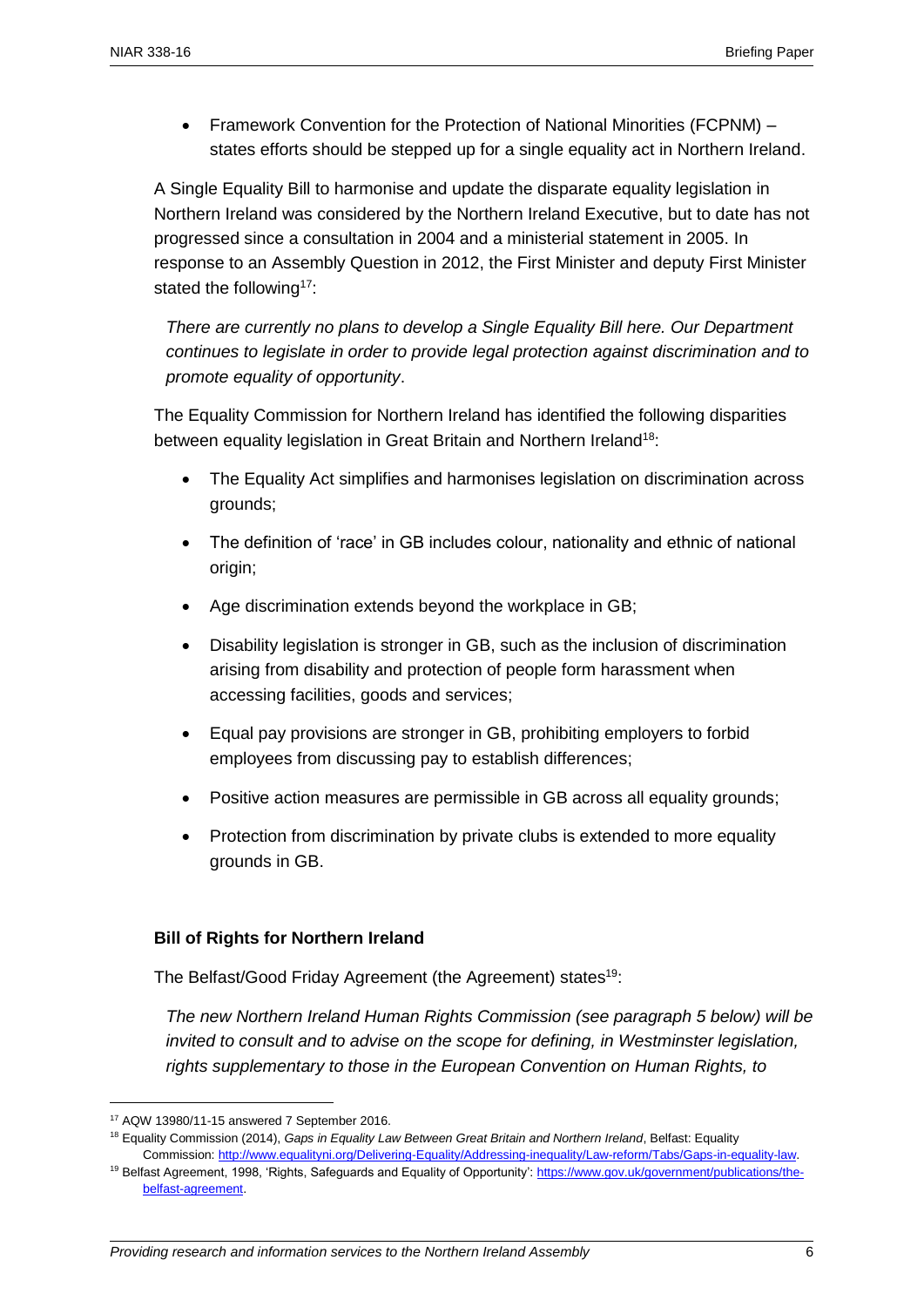- Framework Convention for the Protection of National Minorities (FCPNM) – states efforts should be stepped up for a single equality act in Northern Ireland.

A Single Equality Bill to harmonise and update the disparate equality legislation in Northern Ireland was considered by the Northern Ireland Executive, but to date has not progressed since a consultation in 2004 and a ministerial statement in 2005. In response to an Assembly Question in 2012, the First Minister and deputy First Minister stated the following[17]:

> *There are currently no plans to develop a Single Equality Bill here. Our Department continues to legislate in order to provide legal protection against discrimination and to promote equality of opportunity*.

The Equality Commission for Northern Ireland has identified the following disparities between equality legislation in Great Britain and Northern Ireland[18]:

- The Equality Act simplifies and harmonises legislation on discrimination across grounds;
- The definition of 'race' in GB includes colour, nationality and ethnic of national origin;
- Age discrimination extends beyond the workplace in GB;
- Disability legislation is stronger in GB, such as the inclusion of discrimination arising from disability and protection of people form harassment when accessing facilities, goods and services;
- Equal pay provisions are stronger in GB, prohibiting employers to forbid employees from discussing pay to establish differences;
- Positive action measures are permissible in GB across all equality grounds;
- Protection from discrimination by private clubs is extended to more equality grounds in GB.

### Bill of Rights for Northern Ireland

The Belfast/Good Friday Agreement (the Agreement) states[19]:

> *The new Northern Ireland Human Rights Commission (see paragraph 5 below) will be invited to consult and to advise on the scope for defining, in Westminster legislation, rights supplementary to those in the European Convention on Human Rights, to*

---

[17] AQW 13980/11-15 answered 7 September 2016.

[18] Equality Commission (2014), *Gaps in Equality Law Between Great Britain and Northern Ireland*, Belfast: Equality Commission: http://www.equalityni.org/Delivering-Equality/Addressing-inequality/Law-reform/Tabs/Gaps-in-equality-law.

[19] Belfast Agreement, 1998, 'Rights, Safeguards and Equality of Opportunity': https://www.gov.uk/government/publications/the-belfast-agreement.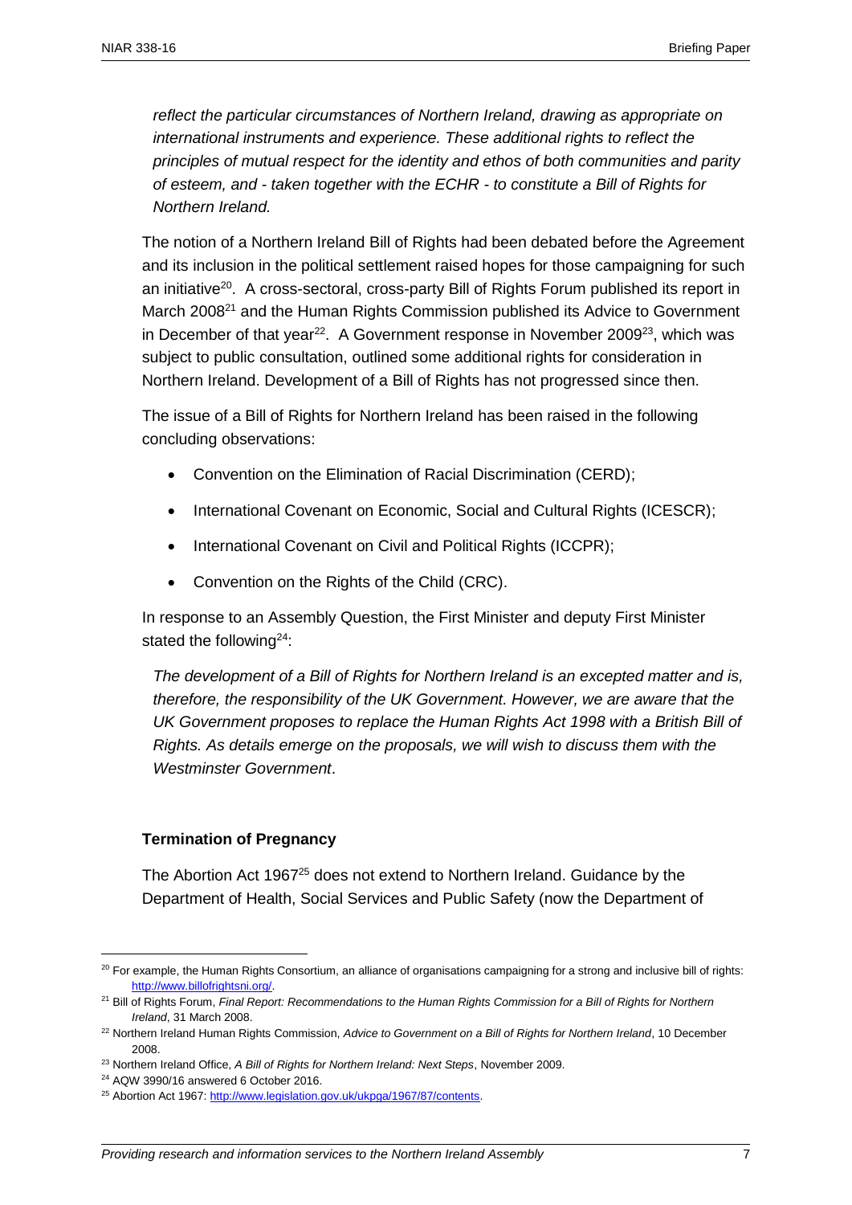*reflect the particular circumstances of Northern Ireland, drawing as appropriate on international instruments and experience. These additional rights to reflect the principles of mutual respect for the identity and ethos of both communities and parity of esteem, and - taken together with the ECHR - to constitute a Bill of Rights for Northern Ireland.*

The notion of a Northern Ireland Bill of Rights had been debated before the Agreement and its inclusion in the political settlement raised hopes for those campaigning for such an initiative[20]. A cross-sectoral, cross-party Bill of Rights Forum published its report in March 2008[21] and the Human Rights Commission published its Advice to Government in December of that year[22]. A Government response in November 2009[23], which was subject to public consultation, outlined some additional rights for consideration in Northern Ireland. Development of a Bill of Rights has not progressed since then.

The issue of a Bill of Rights for Northern Ireland has been raised in the following concluding observations:

- Convention on the Elimination of Racial Discrimination (CERD);
- International Covenant on Economic, Social and Cultural Rights (ICESCR);
- International Covenant on Civil and Political Rights (ICCPR);
- Convention on the Rights of the Child (CRC).

In response to an Assembly Question, the First Minister and deputy First Minister stated the following[24]:

*The development of a Bill of Rights for Northern Ireland is an excepted matter and is, therefore, the responsibility of the UK Government. However, we are aware that the UK Government proposes to replace the Human Rights Act 1998 with a British Bill of Rights. As details emerge on the proposals, we will wish to discuss them with the Westminster Government*.

**Termination of Pregnancy**

The Abortion Act 1967[25] does not extend to Northern Ireland. Guidance by the Department of Health, Social Services and Public Safety (now the Department of

---

[20] For example, the Human Rights Consortium, an alliance of organisations campaigning for a strong and inclusive bill of rights: http://www.billofrightsni.org/.

[21] Bill of Rights Forum, *Final Report: Recommendations to the Human Rights Commission for a Bill of Rights for Northern Ireland*, 31 March 2008.

[22] Northern Ireland Human Rights Commission, *Advice to Government on a Bill of Rights for Northern Ireland*, 10 December 2008.

[23] Northern Ireland Office, *A Bill of Rights for Northern Ireland: Next Steps*, November 2009.

[24] AQW 3990/16 answered 6 October 2016.

[25] Abortion Act 1967: http://www.legislation.gov.uk/ukpga/1967/87/contents.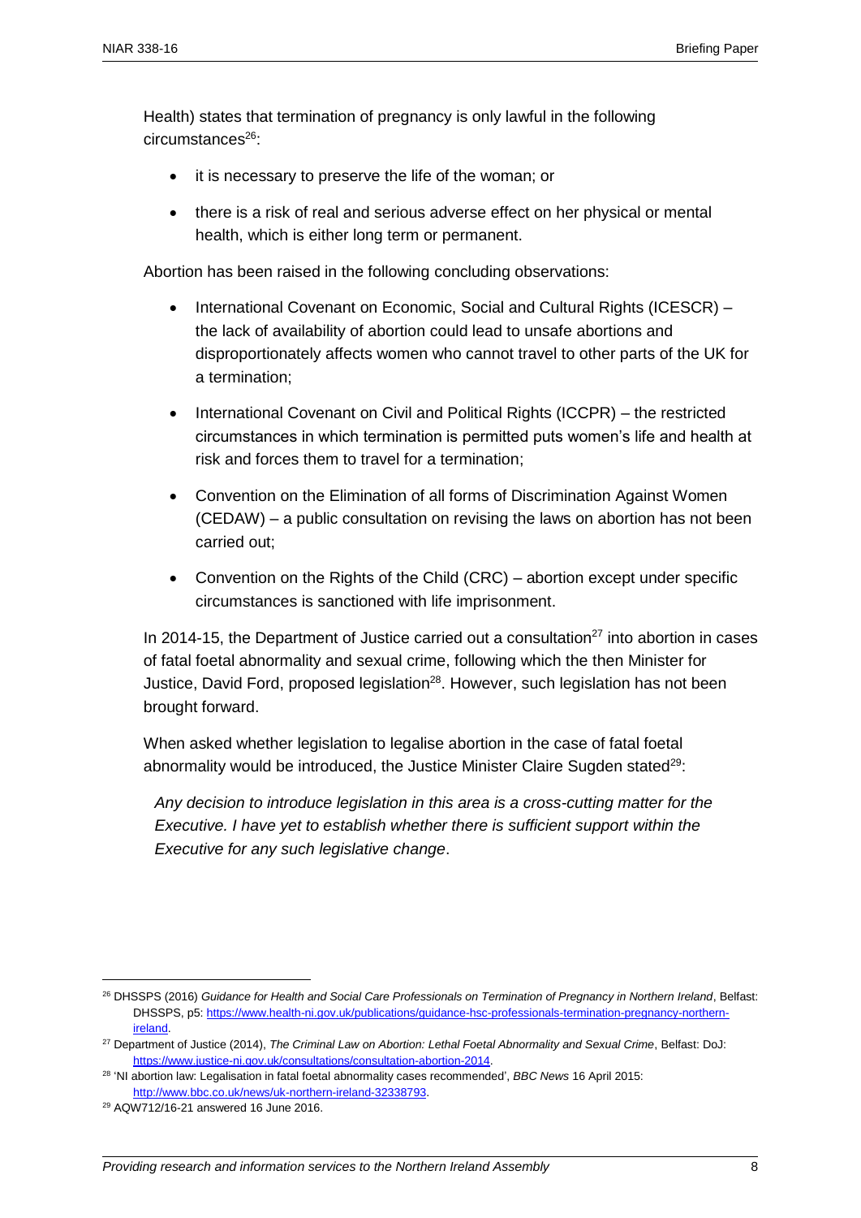Health) states that termination of pregnancy is only lawful in the following circumstances[26]:

- it is necessary to preserve the life of the woman; or
- there is a risk of real and serious adverse effect on her physical or mental health, which is either long term or permanent.

Abortion has been raised in the following concluding observations:

- International Covenant on Economic, Social and Cultural Rights (ICESCR) – the lack of availability of abortion could lead to unsafe abortions and disproportionately affects women who cannot travel to other parts of the UK for a termination;
- International Covenant on Civil and Political Rights (ICCPR) – the restricted circumstances in which termination is permitted puts women's life and health at risk and forces them to travel for a termination;
- Convention on the Elimination of all forms of Discrimination Against Women (CEDAW) – a public consultation on revising the laws on abortion has not been carried out;
- Convention on the Rights of the Child (CRC) – abortion except under specific circumstances is sanctioned with life imprisonment.

In 2014-15, the Department of Justice carried out a consultation[27] into abortion in cases of fatal foetal abnormality and sexual crime, following which the then Minister for Justice, David Ford, proposed legislation[28]. However, such legislation has not been brought forward.

When asked whether legislation to legalise abortion in the case of fatal foetal abnormality would be introduced, the Justice Minister Claire Sugden stated[29]:

> *Any decision to introduce legislation in this area is a cross-cutting matter for the Executive. I have yet to establish whether there is sufficient support within the Executive for any such legislative change*.

---

[26] DHSSPS (2016) *Guidance for Health and Social Care Professionals on Termination of Pregnancy in Northern Ireland*, Belfast: DHSSPS, p5: https://www.health-ni.gov.uk/publications/guidance-hsc-professionals-termination-pregnancy-northern-ireland.

[27] Department of Justice (2014), *The Criminal Law on Abortion: Lethal Foetal Abnormality and Sexual Crime*, Belfast: DoJ: https://www.justice-ni.gov.uk/consultations/consultation-abortion-2014.

[28] 'NI abortion law: Legalisation in fatal foetal abnormality cases recommended', *BBC News* 16 April 2015: http://www.bbc.co.uk/news/uk-northern-ireland-32338793.

[29] AQW712/16-21 answered 16 June 2016.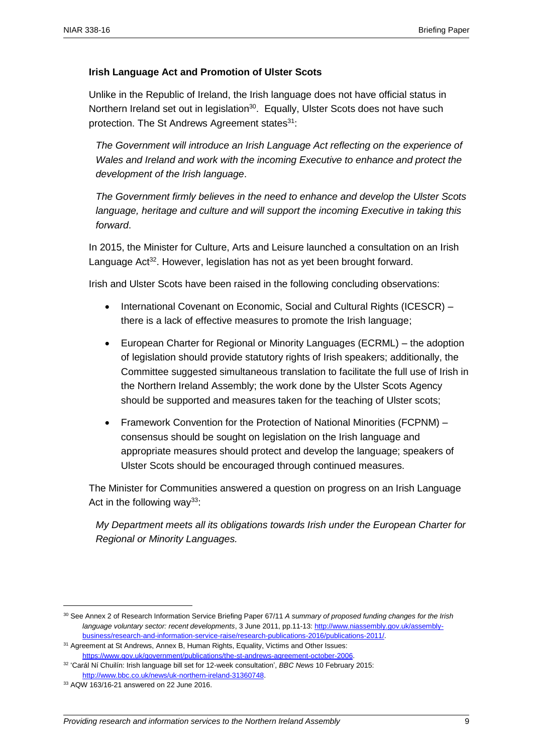**Irish Language Act and Promotion of Ulster Scots**

Unlike in the Republic of Ireland, the Irish language does not have official status in Northern Ireland set out in legislation[30]. Equally, Ulster Scots does not have such protection. The St Andrews Agreement states[31]:

> *The Government will introduce an Irish Language Act reflecting on the experience of Wales and Ireland and work with the incoming Executive to enhance and protect the development of the Irish language*.
>
> *The Government firmly believes in the need to enhance and develop the Ulster Scots language, heritage and culture and will support the incoming Executive in taking this forward*.

In 2015, the Minister for Culture, Arts and Leisure launched a consultation on an Irish Language Act[32]. However, legislation has not as yet been brought forward.

Irish and Ulster Scots have been raised in the following concluding observations:

- International Covenant on Economic, Social and Cultural Rights (ICESCR) – there is a lack of effective measures to promote the Irish language;
- European Charter for Regional or Minority Languages (ECRML) – the adoption of legislation should provide statutory rights of Irish speakers; additionally, the Committee suggested simultaneous translation to facilitate the full use of Irish in the Northern Ireland Assembly; the work done by the Ulster Scots Agency should be supported and measures taken for the teaching of Ulster scots;
- Framework Convention for the Protection of National Minorities (FCPNM) – consensus should be sought on legislation on the Irish language and appropriate measures should protect and develop the language; speakers of Ulster Scots should be encouraged through continued measures.

The Minister for Communities answered a question on progress on an Irish Language Act in the following way[33]:

> *My Department meets all its obligations towards Irish under the European Charter for Regional or Minority Languages.*

---

[30] See Annex 2 of Research Information Service Briefing Paper 67/11 *A summary of proposed funding changes for the Irish language voluntary sector: recent developments*, 3 June 2011, pp.11-13: http://www.niassembly.gov.uk/assembly-business/research-and-information-service-raise/research-publications-2016/publications-2011/.

[31] Agreement at St Andrews, Annex B, Human Rights, Equality, Victims and Other Issues: https://www.gov.uk/government/publications/the-st-andrews-agreement-october-2006.

[32] 'Carál Ní Chuilín: Irish language bill set for 12-week consultation', *BBC News* 10 February 2015: http://www.bbc.co.uk/news/uk-northern-ireland-31360748.

[33] AQW 163/16-21 answered on 22 June 2016.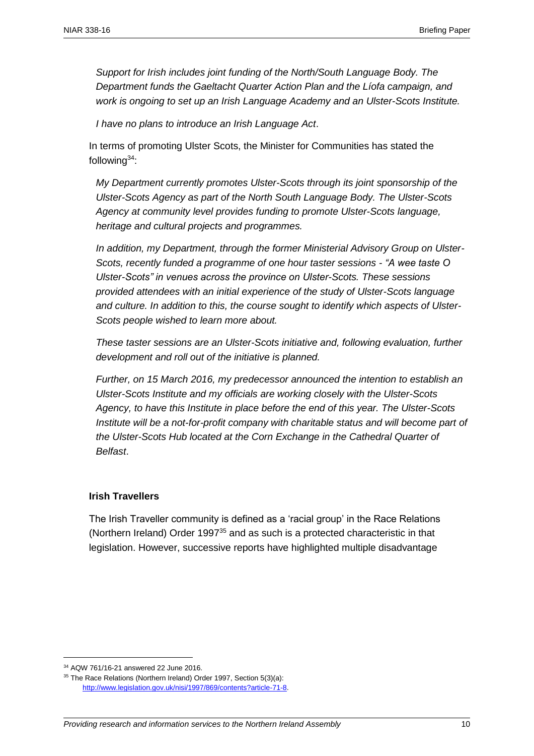*Support for Irish includes joint funding of the North/South Language Body. The Department funds the Gaeltacht Quarter Action Plan and the Líofa campaign, and work is ongoing to set up an Irish Language Academy and an Ulster-Scots Institute.*

*I have no plans to introduce an Irish Language Act*.

In terms of promoting Ulster Scots, the Minister for Communities has stated the following[34]:

*My Department currently promotes Ulster-Scots through its joint sponsorship of the Ulster-Scots Agency as part of the North South Language Body. The Ulster-Scots Agency at community level provides funding to promote Ulster-Scots language, heritage and cultural projects and programmes.*

*In addition, my Department, through the former Ministerial Advisory Group on Ulster-Scots, recently funded a programme of one hour taster sessions - "A wee taste O Ulster-Scots" in venues across the province on Ulster-Scots. These sessions provided attendees with an initial experience of the study of Ulster-Scots language and culture. In addition to this, the course sought to identify which aspects of Ulster-Scots people wished to learn more about.*

*These taster sessions are an Ulster-Scots initiative and, following evaluation, further development and roll out of the initiative is planned.*

*Further, on 15 March 2016, my predecessor announced the intention to establish an Ulster-Scots Institute and my officials are working closely with the Ulster-Scots Agency, to have this Institute in place before the end of this year. The Ulster-Scots Institute will be a not-for-profit company with charitable status and will become part of the Ulster-Scots Hub located at the Corn Exchange in the Cathedral Quarter of Belfast*.

**Irish Travellers**

The Irish Traveller community is defined as a 'racial group' in the Race Relations (Northern Ireland) Order 1997[35] and as such is a protected characteristic in that legislation. However, successive reports have highlighted multiple disadvantage

[34] AQW 761/16-21 answered 22 June 2016.

[35] The Race Relations (Northern Ireland) Order 1997, Section 5(3)(a): http://www.legislation.gov.uk/nisi/1997/869/contents?article-71-8.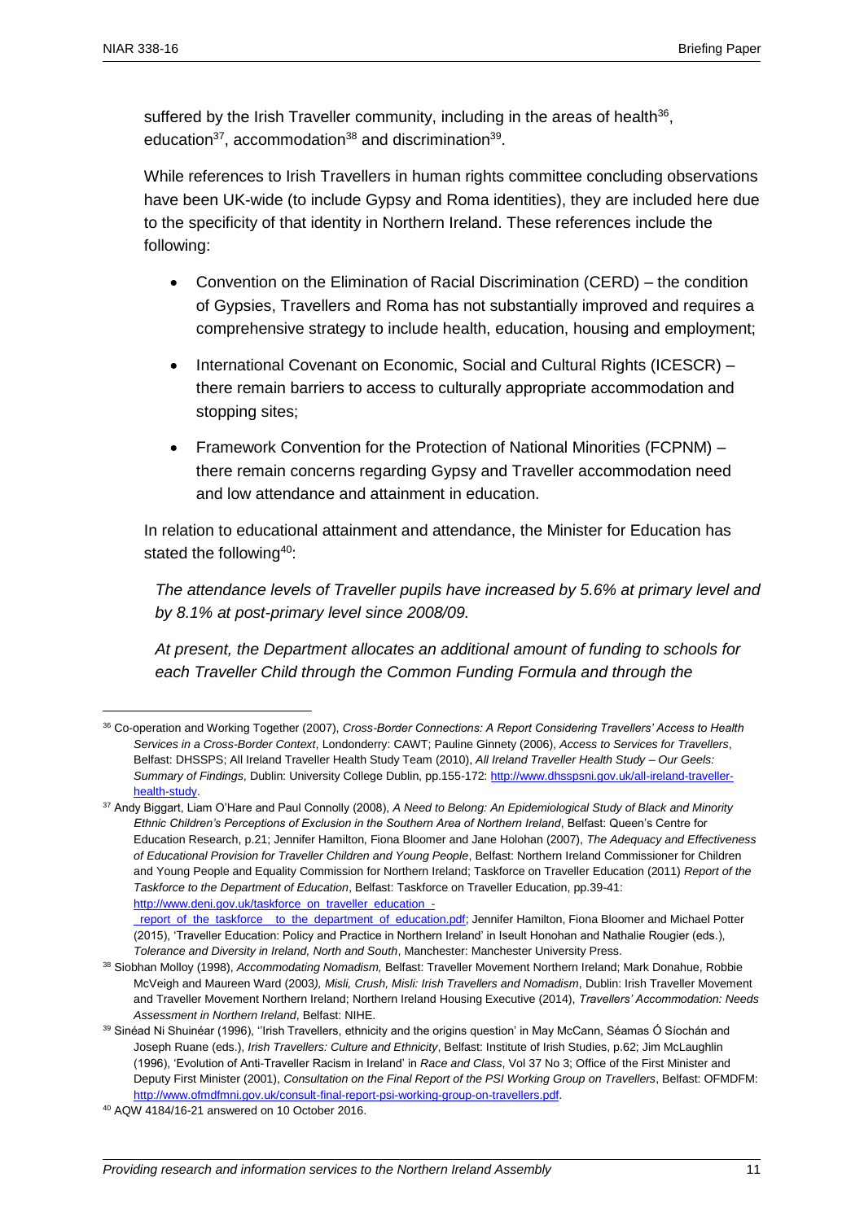suffered by the Irish Traveller community, including in the areas of health[36], education[37], accommodation[38] and discrimination[39].

While references to Irish Travellers in human rights committee concluding observations have been UK-wide (to include Gypsy and Roma identities), they are included here due to the specificity of that identity in Northern Ireland. These references include the following:

- Convention on the Elimination of Racial Discrimination (CERD) – the condition of Gypsies, Travellers and Roma has not substantially improved and requires a comprehensive strategy to include health, education, housing and employment;
- International Covenant on Economic, Social and Cultural Rights (ICESCR) – there remain barriers to access to culturally appropriate accommodation and stopping sites;
- Framework Convention for the Protection of National Minorities (FCPNM) – there remain concerns regarding Gypsy and Traveller accommodation need and low attendance and attainment in education.

In relation to educational attainment and attendance, the Minister for Education has stated the following[40]:

*The attendance levels of Traveller pupils have increased by 5.6% at primary level and by 8.1% at post-primary level since 2008/09.*

*At present, the Department allocates an additional amount of funding to schools for each Traveller Child through the Common Funding Formula and through the*

---

[36] Co-operation and Working Together (2007), *Cross-Border Connections: A Report Considering Travellers' Access to Health Services in a Cross-Border Context*, Londonderry: CAWT; Pauline Ginnety (2006), *Access to Services for Travellers*, Belfast: DHSSPS; All Ireland Traveller Health Study Team (2010), *All Ireland Traveller Health Study – Our Geels: Summary of Findings*, Dublin: University College Dublin, pp.155-172: http://www.dhsspsni.gov.uk/all-ireland-traveller-health-study.

[37] Andy Biggart, Liam O'Hare and Paul Connolly (2008), *A Need to Belong: An Epidemiological Study of Black and Minority Ethnic Children's Perceptions of Exclusion in the Southern Area of Northern Ireland*, Belfast: Queen's Centre for Education Research, p.21; Jennifer Hamilton, Fiona Bloomer and Jane Holohan (2007), *The Adequacy and Effectiveness of Educational Provision for Traveller Children and Young People*, Belfast: Northern Ireland Commissioner for Children and Young People and Equality Commission for Northern Ireland; Taskforce on Traveller Education (2011) *Report of the Taskforce to the Department of Education*, Belfast: Taskforce on Traveller Education, pp.39-41: http://www.deni.gov.uk/taskforce_on_traveller_education_-_report_of_the_taskforce__to_the_department_of_education.pdf; Jennifer Hamilton, Fiona Bloomer and Michael Potter (2015), 'Traveller Education: Policy and Practice in Northern Ireland' in Iseult Honohan and Nathalie Rougier (eds.), *Tolerance and Diversity in Ireland, North and South*, Manchester: Manchester University Press.

[38] Siobhan Molloy (1998), *Accommodating Nomadism,* Belfast: Traveller Movement Northern Ireland; Mark Donahue, Robbie McVeigh and Maureen Ward (2003*), Misli, Crush, Misli: Irish Travellers and Nomadism*, Dublin: Irish Traveller Movement and Traveller Movement Northern Ireland; Northern Ireland Housing Executive (2014), *Travellers' Accommodation: Needs Assessment in Northern Ireland*, Belfast: NIHE.

[39] Sinéad Ni Shuinéar (1996), ''Irish Travellers, ethnicity and the origins question' in May McCann, Séamas Ó Síochán and Joseph Ruane (eds.), *Irish Travellers: Culture and Ethnicity*, Belfast: Institute of Irish Studies, p.62; Jim McLaughlin (1996), 'Evolution of Anti-Traveller Racism in Ireland' in *Race and Class*, Vol 37 No 3; Office of the First Minister and Deputy First Minister (2001), *Consultation on the Final Report of the PSI Working Group on Travellers*, Belfast: OFMDFM: http://www.ofmdfmni.gov.uk/consult-final-report-psi-working-group-on-travellers.pdf.

[40] AQW 4184/16-21 answered on 10 October 2016.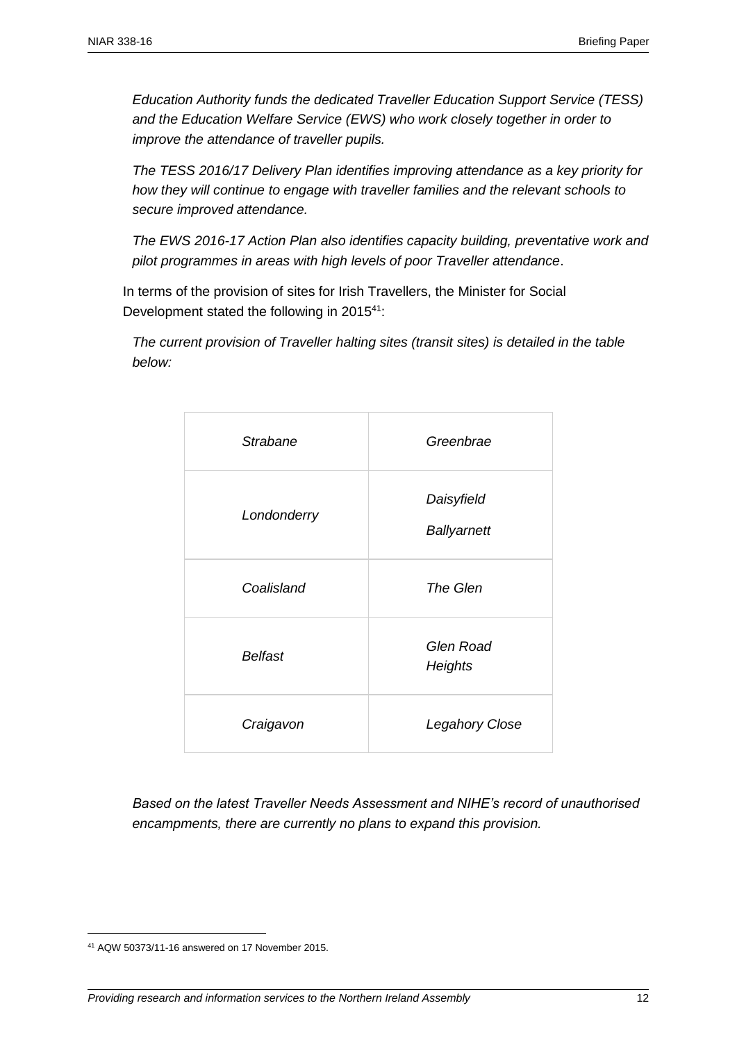*Education Authority funds the dedicated Traveller Education Support Service (TESS) and the Education Welfare Service (EWS) who work closely together in order to improve the attendance of traveller pupils.*

*The TESS 2016/17 Delivery Plan identifies improving attendance as a key priority for how they will continue to engage with traveller families and the relevant schools to secure improved attendance.*

*The EWS 2016-17 Action Plan also identifies capacity building, preventative work and pilot programmes in areas with high levels of poor Traveller attendance*.

In terms of the provision of sites for Irish Travellers, the Minister for Social Development stated the following in 2015[41]:

*The current provision of Traveller halting sites (transit sites) is detailed in the table below:*

| | |
|---|---|
| *Strabane* | *Greenbrae* |
| *Londonderry* | *Daisyfield*<br>*Ballyarnett* |
| *Coalisland* | *The Glen* |
| *Belfast* | *Glen Road Heights* |
| *Craigavon* | *Legahory Close* |

*Based on the latest Traveller Needs Assessment and NIHE's record of unauthorised encampments, there are currently no plans to expand this provision.*

[41] AQW 50373/11-16 answered on 17 November 2015.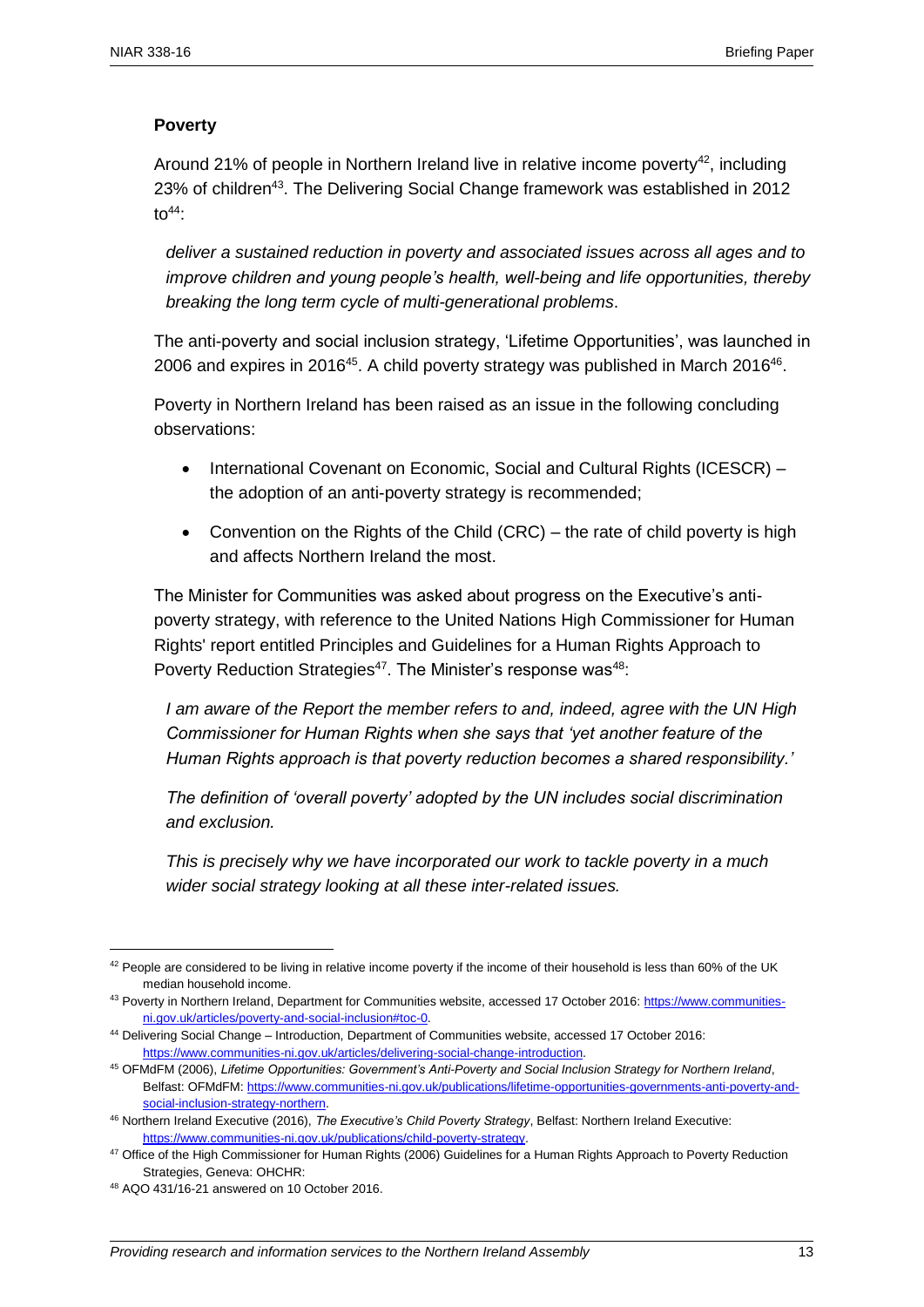### Poverty

Around 21% of people in Northern Ireland live in relative income poverty[42], including 23% of children[43]. The Delivering Social Change framework was established in 2012 to[44]:

> *deliver a sustained reduction in poverty and associated issues across all ages and to improve children and young people's health, well-being and life opportunities, thereby breaking the long term cycle of multi-generational problems*.

The anti-poverty and social inclusion strategy, 'Lifetime Opportunities', was launched in 2006 and expires in 2016[45]. A child poverty strategy was published in March 2016[46].

Poverty in Northern Ireland has been raised as an issue in the following concluding observations:

- International Covenant on Economic, Social and Cultural Rights (ICESCR) – the adoption of an anti-poverty strategy is recommended;
- Convention on the Rights of the Child (CRC) – the rate of child poverty is high and affects Northern Ireland the most.

The Minister for Communities was asked about progress on the Executive's anti-poverty strategy, with reference to the United Nations High Commissioner for Human Rights' report entitled Principles and Guidelines for a Human Rights Approach to Poverty Reduction Strategies[47]. The Minister's response was[48]:

> *I am aware of the Report the member refers to and, indeed, agree with the UN High Commissioner for Human Rights when she says that 'yet another feature of the Human Rights approach is that poverty reduction becomes a shared responsibility.'*
>
> *The definition of 'overall poverty' adopted by the UN includes social discrimination and exclusion.*
>
> *This is precisely why we have incorporated our work to tackle poverty in a much wider social strategy looking at all these inter-related issues.*

---

[42] People are considered to be living in relative income poverty if the income of their household is less than 60% of the UK median household income.

[43] Poverty in Northern Ireland, Department for Communities website, accessed 17 October 2016: https://www.communities-ni.gov.uk/articles/poverty-and-social-inclusion#toc-0.

[44] Delivering Social Change – Introduction, Department of Communities website, accessed 17 October 2016: https://www.communities-ni.gov.uk/articles/delivering-social-change-introduction.

[45] OFMdFM (2006), *Lifetime Opportunities: Government's Anti-Poverty and Social Inclusion Strategy for Northern Ireland*, Belfast: OFMdFM: https://www.communities-ni.gov.uk/publications/lifetime-opportunities-governments-anti-poverty-and-social-inclusion-strategy-northern.

[46] Northern Ireland Executive (2016), *The Executive's Child Poverty Strategy*, Belfast: Northern Ireland Executive: https://www.communities-ni.gov.uk/publications/child-poverty-strategy.

[47] Office of the High Commissioner for Human Rights (2006) Guidelines for a Human Rights Approach to Poverty Reduction Strategies, Geneva: OHCHR:

[48] AQO 431/16-21 answered on 10 October 2016.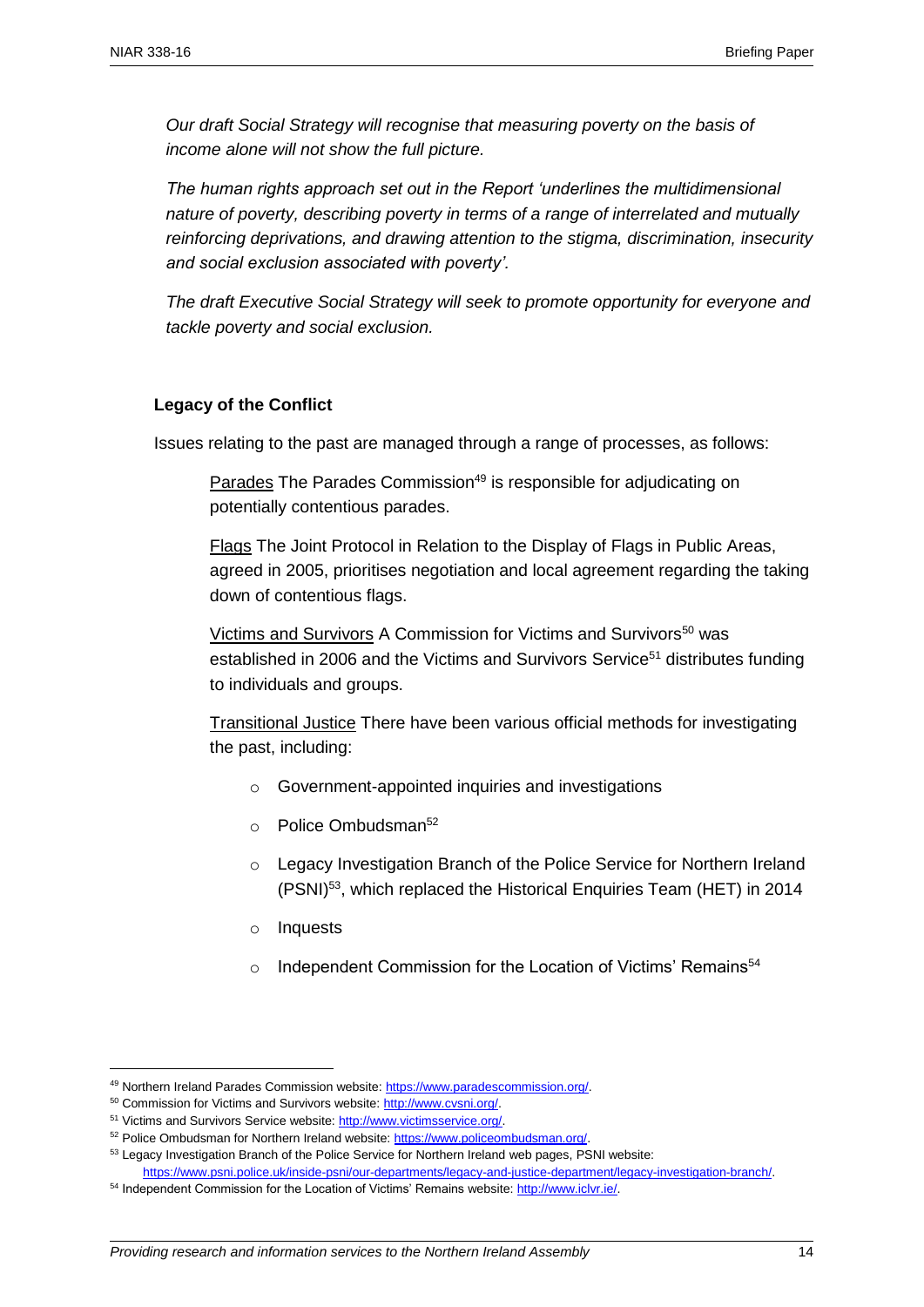*Our draft Social Strategy will recognise that measuring poverty on the basis of income alone will not show the full picture.*

*The human rights approach set out in the Report 'underlines the multidimensional nature of poverty, describing poverty in terms of a range of interrelated and mutually reinforcing deprivations, and drawing attention to the stigma, discrimination, insecurity and social exclusion associated with poverty'.*

*The draft Executive Social Strategy will seek to promote opportunity for everyone and tackle poverty and social exclusion.*

**Legacy of the Conflict**

Issues relating to the past are managed through a range of processes, as follows:

Parades The Parades Commission[49] is responsible for adjudicating on potentially contentious parades.

Flags The Joint Protocol in Relation to the Display of Flags in Public Areas, agreed in 2005, prioritises negotiation and local agreement regarding the taking down of contentious flags.

Victims and Survivors A Commission for Victims and Survivors[50] was established in 2006 and the Victims and Survivors Service[51] distributes funding to individuals and groups.

Transitional Justice There have been various official methods for investigating the past, including:

- Government-appointed inquiries and investigations
- Police Ombudsman[52]
- Legacy Investigation Branch of the Police Service for Northern Ireland (PSNI)[53], which replaced the Historical Enquiries Team (HET) in 2014
- Inquests
- Independent Commission for the Location of Victims' Remains[54]

---

[49] Northern Ireland Parades Commission website: https://www.paradescommission.org/.

[50] Commission for Victims and Survivors website: http://www.cvsni.org/.

[51] Victims and Survivors Service website: http://www.victimsservice.org/.

[52] Police Ombudsman for Northern Ireland website: https://www.policeombudsman.org/.

[53] Legacy Investigation Branch of the Police Service for Northern Ireland web pages, PSNI website: https://www.psni.police.uk/inside-psni/our-departments/legacy-and-justice-department/legacy-investigation-branch/.

[54] Independent Commission for the Location of Victims' Remains website: http://www.iclvr.ie/.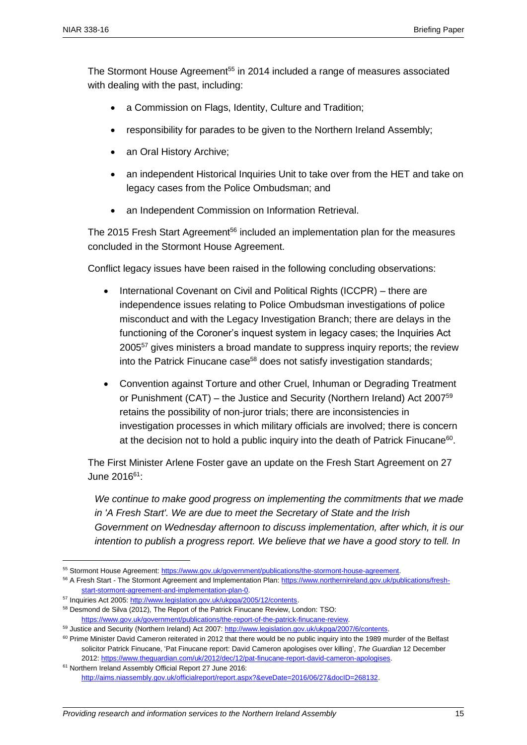The Stormont House Agreement[55] in 2014 included a range of measures associated with dealing with the past, including:

- a Commission on Flags, Identity, Culture and Tradition;
- responsibility for parades to be given to the Northern Ireland Assembly;
- an Oral History Archive;
- an independent Historical Inquiries Unit to take over from the HET and take on legacy cases from the Police Ombudsman; and
- an Independent Commission on Information Retrieval.

The 2015 Fresh Start Agreement[56] included an implementation plan for the measures concluded in the Stormont House Agreement.

Conflict legacy issues have been raised in the following concluding observations:

- International Covenant on Civil and Political Rights (ICCPR) – there are independence issues relating to Police Ombudsman investigations of police misconduct and with the Legacy Investigation Branch; there are delays in the functioning of the Coroner's inquest system in legacy cases; the Inquiries Act 2005[57] gives ministers a broad mandate to suppress inquiry reports; the review into the Patrick Finucane case[58] does not satisfy investigation standards;
- Convention against Torture and other Cruel, Inhuman or Degrading Treatment or Punishment (CAT) – the Justice and Security (Northern Ireland) Act 2007[59] retains the possibility of non-juror trials; there are inconsistencies in investigation processes in which military officials are involved; there is concern at the decision not to hold a public inquiry into the death of Patrick Finucane[60].

The First Minister Arlene Foster gave an update on the Fresh Start Agreement on 27 June 2016[61]:

*We continue to make good progress on implementing the commitments that we made in 'A Fresh Start'. We are due to meet the Secretary of State and the Irish Government on Wednesday afternoon to discuss implementation, after which, it is our intention to publish a progress report. We believe that we have a good story to tell. In*

[55] Stormont House Agreement: https://www.gov.uk/government/publications/the-stormont-house-agreement.

[56] A Fresh Start - The Stormont Agreement and Implementation Plan: https://www.northernireland.gov.uk/publications/fresh-start-stormont-agreement-and-implementation-plan-0.

[57] Inquiries Act 2005: http://www.legislation.gov.uk/ukpga/2005/12/contents.

[58] Desmond de Silva (2012), The Report of the Patrick Finucane Review, London: TSO: https://www.gov.uk/government/publications/the-report-of-the-patrick-finucane-review.

[59] Justice and Security (Northern Ireland) Act 2007: http://www.legislation.gov.uk/ukpga/2007/6/contents.

[60] Prime Minister David Cameron reiterated in 2012 that there would be no public inquiry into the 1989 murder of the Belfast solicitor Patrick Finucane, 'Pat Finucane report: David Cameron apologises over killing', *The Guardian* 12 December 2012: https://www.theguardian.com/uk/2012/dec/12/pat-finucane-report-david-cameron-apologises.

[61] Northern Ireland Assembly Official Report 27 June 2016: http://aims.niassembly.gov.uk/officialreport/report.aspx?&eveDate=2016/06/27&docID=268132.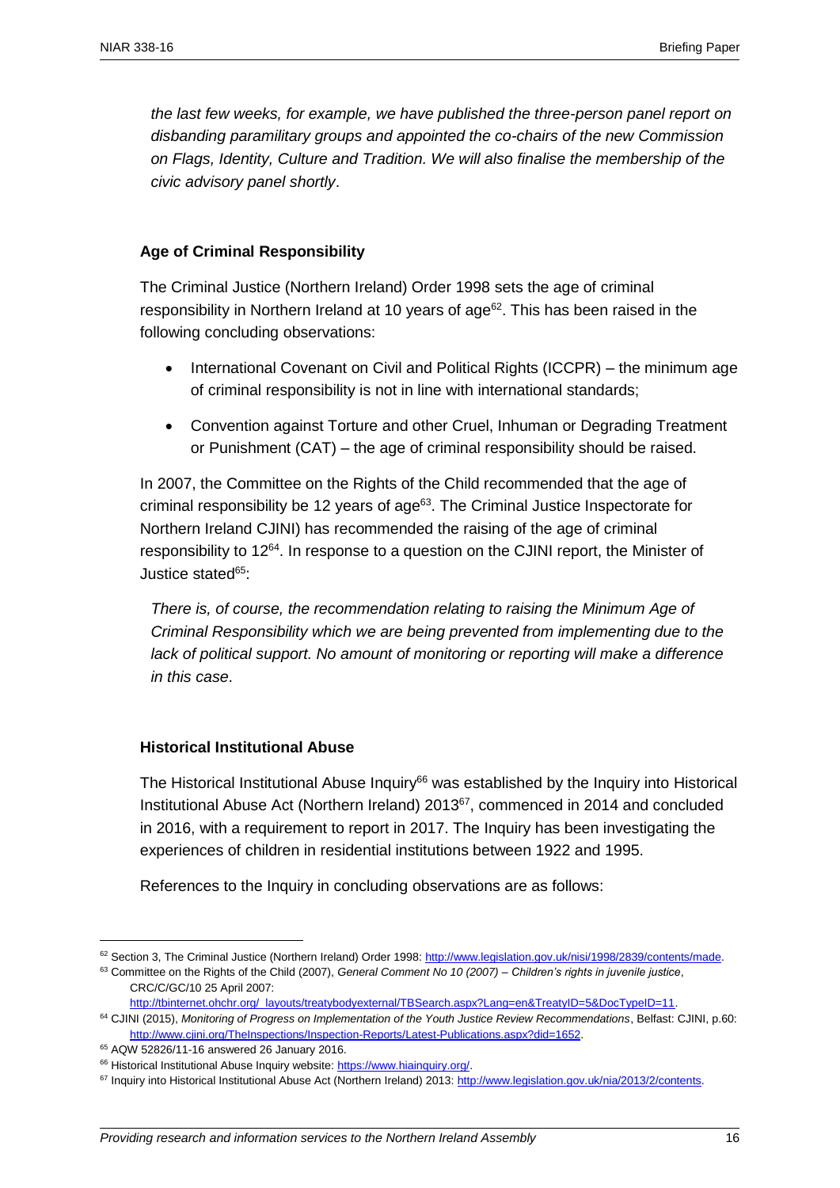*the last few weeks, for example, we have published the three-person panel report on disbanding paramilitary groups and appointed the co-chairs of the new Commission on Flags, Identity, Culture and Tradition. We will also finalise the membership of the civic advisory panel shortly*.

### Age of Criminal Responsibility

The Criminal Justice (Northern Ireland) Order 1998 sets the age of criminal responsibility in Northern Ireland at 10 years of age[62]. This has been raised in the following concluding observations:

- International Covenant on Civil and Political Rights (ICCPR) – the minimum age of criminal responsibility is not in line with international standards;
- Convention against Torture and other Cruel, Inhuman or Degrading Treatment or Punishment (CAT) – the age of criminal responsibility should be raised.

In 2007, the Committee on the Rights of the Child recommended that the age of criminal responsibility be 12 years of age[63]. The Criminal Justice Inspectorate for Northern Ireland CJINI) has recommended the raising of the age of criminal responsibility to 12[64]. In response to a question on the CJINI report, the Minister of Justice stated[65]:

> *There is, of course, the recommendation relating to raising the Minimum Age of Criminal Responsibility which we are being prevented from implementing due to the lack of political support. No amount of monitoring or reporting will make a difference in this case*.

### Historical Institutional Abuse

The Historical Institutional Abuse Inquiry[66] was established by the Inquiry into Historical Institutional Abuse Act (Northern Ireland) 2013[67], commenced in 2014 and concluded in 2016, with a requirement to report in 2017. The Inquiry has been investigating the experiences of children in residential institutions between 1922 and 1995.

References to the Inquiry in concluding observations are as follows:

---

[62] Section 3, The Criminal Justice (Northern Ireland) Order 1998: http://www.legislation.gov.uk/nisi/1998/2839/contents/made.

[63] Committee on the Rights of the Child (2007), *General Comment No 10 (2007) – Children's rights in juvenile justice*, CRC/C/GC/10 25 April 2007: http://tbinternet.ohchr.org/_layouts/treatybodyexternal/TBSearch.aspx?Lang=en&TreatyID=5&DocTypeID=11.

[64] CJINI (2015), *Monitoring of Progress on Implementation of the Youth Justice Review Recommendations*, Belfast: CJINI, p.60: http://www.cjini.org/TheInspections/Inspection-Reports/Latest-Publications.aspx?did=1652.

[65] AQW 52826/11-16 answered 26 January 2016.

[66] Historical Institutional Abuse Inquiry website: https://www.hiainquiry.org/.

[67] Inquiry into Historical Institutional Abuse Act (Northern Ireland) 2013: http://www.legislation.gov.uk/nia/2013/2/contents.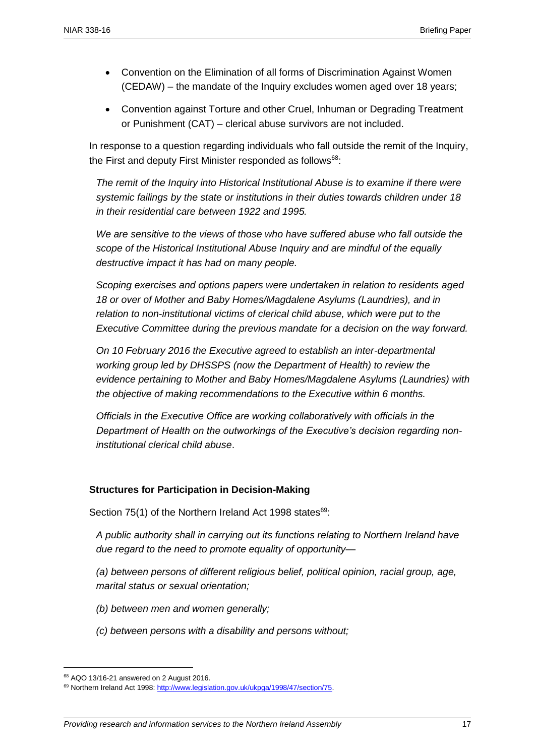- Convention on the Elimination of all forms of Discrimination Against Women (CEDAW) – the mandate of the Inquiry excludes women aged over 18 years;
- Convention against Torture and other Cruel, Inhuman or Degrading Treatment or Punishment (CAT) – clerical abuse survivors are not included.

In response to a question regarding individuals who fall outside the remit of the Inquiry, the First and deputy First Minister responded as follows[68]:

*The remit of the Inquiry into Historical Institutional Abuse is to examine if there were systemic failings by the state or institutions in their duties towards children under 18 in their residential care between 1922 and 1995.*

*We are sensitive to the views of those who have suffered abuse who fall outside the scope of the Historical Institutional Abuse Inquiry and are mindful of the equally destructive impact it has had on many people.*

*Scoping exercises and options papers were undertaken in relation to residents aged 18 or over of Mother and Baby Homes/Magdalene Asylums (Laundries), and in relation to non-institutional victims of clerical child abuse, which were put to the Executive Committee during the previous mandate for a decision on the way forward.*

*On 10 February 2016 the Executive agreed to establish an inter-departmental working group led by DHSSPS (now the Department of Health) to review the evidence pertaining to Mother and Baby Homes/Magdalene Asylums (Laundries) with the objective of making recommendations to the Executive within 6 months.*

*Officials in the Executive Office are working collaboratively with officials in the Department of Health on the outworkings of the Executive's decision regarding non-institutional clerical child abuse*.

**Structures for Participation in Decision-Making**

Section 75(1) of the Northern Ireland Act 1998 states[69]:

*A public authority shall in carrying out its functions relating to Northern Ireland have due regard to the need to promote equality of opportunity—*

*(a) between persons of different religious belief, political opinion, racial group, age, marital status or sexual orientation;*

*(b) between men and women generally;*

*(c) between persons with a disability and persons without;*

---

[68] AQO 13/16-21 answered on 2 August 2016.

[69] Northern Ireland Act 1998: http://www.legislation.gov.uk/ukpga/1998/47/section/75.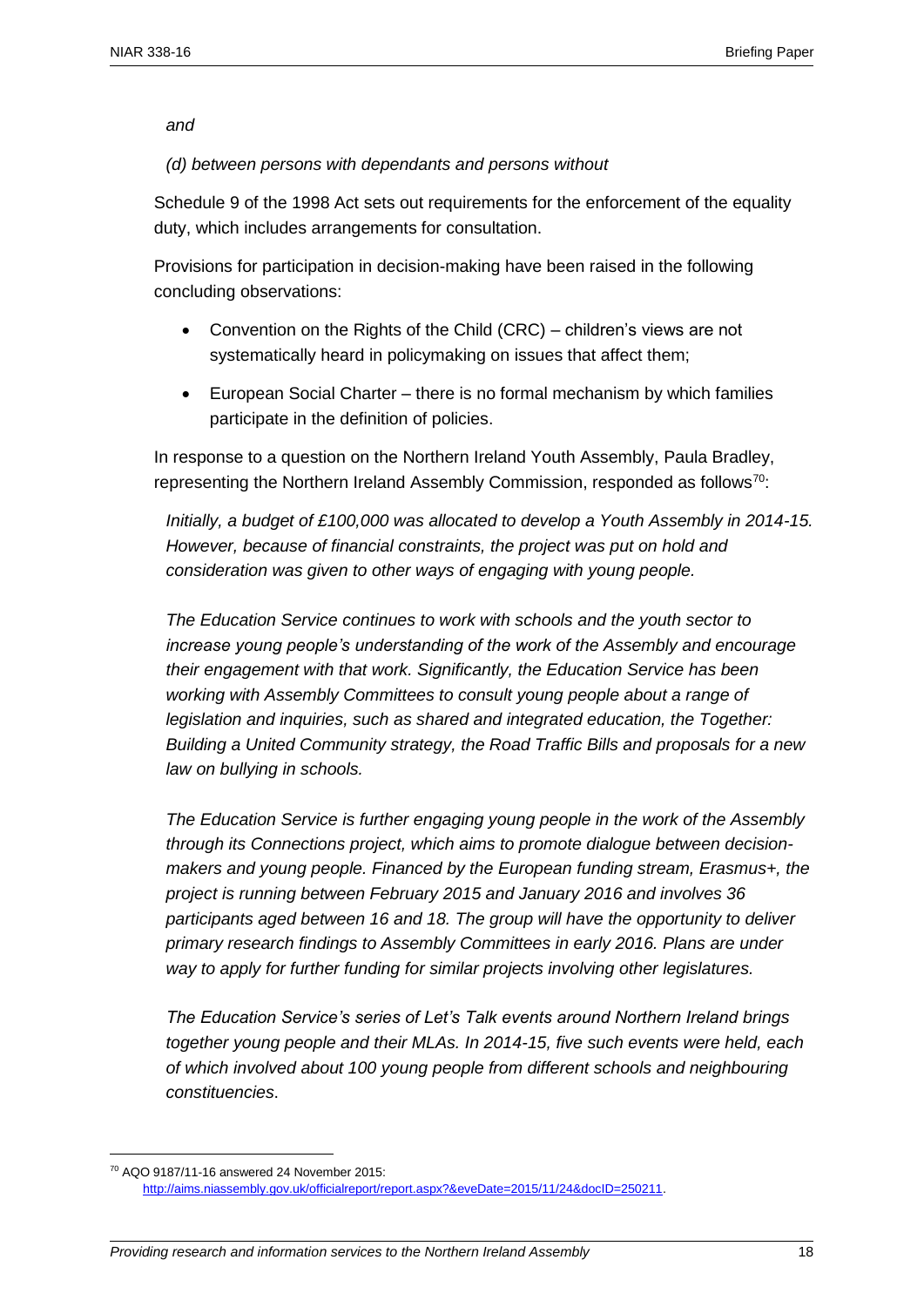*and*

*(d) between persons with dependants and persons without*

Schedule 9 of the 1998 Act sets out requirements for the enforcement of the equality duty, which includes arrangements for consultation.

Provisions for participation in decision-making have been raised in the following concluding observations:

- Convention on the Rights of the Child (CRC) – children's views are not systematically heard in policymaking on issues that affect them;
- European Social Charter – there is no formal mechanism by which families participate in the definition of policies.

In response to a question on the Northern Ireland Youth Assembly, Paula Bradley, representing the Northern Ireland Assembly Commission, responded as follows[70]:

*Initially, a budget of £100,000 was allocated to develop a Youth Assembly in 2014-15. However, because of financial constraints, the project was put on hold and consideration was given to other ways of engaging with young people.*

*The Education Service continues to work with schools and the youth sector to increase young people's understanding of the work of the Assembly and encourage their engagement with that work. Significantly, the Education Service has been working with Assembly Committees to consult young people about a range of legislation and inquiries, such as shared and integrated education, the Together: Building a United Community strategy, the Road Traffic Bills and proposals for a new law on bullying in schools.*

*The Education Service is further engaging young people in the work of the Assembly through its Connections project, which aims to promote dialogue between decision-makers and young people. Financed by the European funding stream, Erasmus+, the project is running between February 2015 and January 2016 and involves 36 participants aged between 16 and 18. The group will have the opportunity to deliver primary research findings to Assembly Committees in early 2016. Plans are under way to apply for further funding for similar projects involving other legislatures.*

*The Education Service's series of Let's Talk events around Northern Ireland brings together young people and their MLAs. In 2014-15, five such events were held, each of which involved about 100 young people from different schools and neighbouring constituencies.*

---

[70] AQO 9187/11-16 answered 24 November 2015: http://aims.niassembly.gov.uk/officialreport/report.aspx?&eveDate=2015/11/24&docID=250211.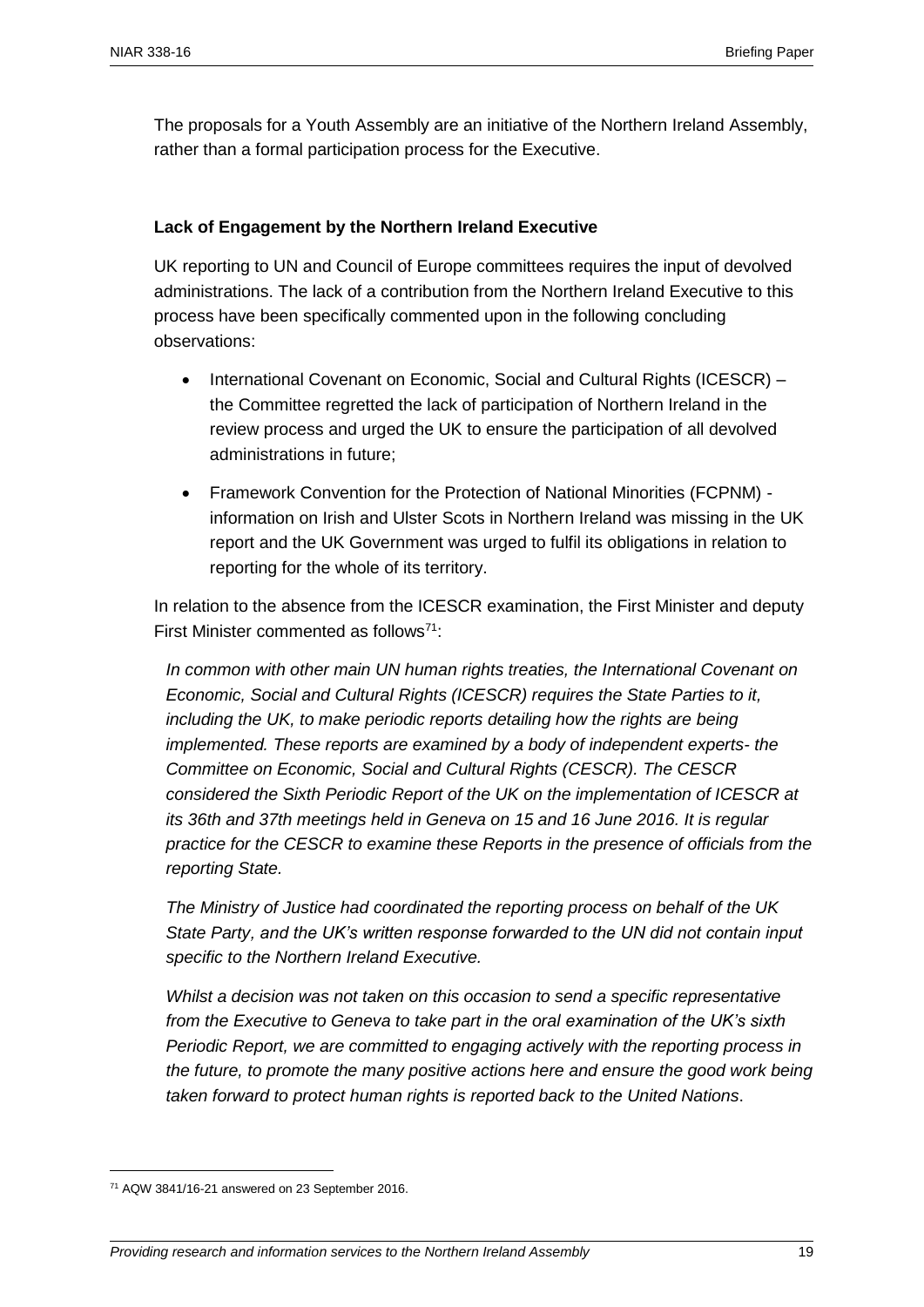The proposals for a Youth Assembly are an initiative of the Northern Ireland Assembly, rather than a formal participation process for the Executive.

**Lack of Engagement by the Northern Ireland Executive**

UK reporting to UN and Council of Europe committees requires the input of devolved administrations. The lack of a contribution from the Northern Ireland Executive to this process have been specifically commented upon in the following concluding observations:

- International Covenant on Economic, Social and Cultural Rights (ICESCR) – the Committee regretted the lack of participation of Northern Ireland in the review process and urged the UK to ensure the participation of all devolved administrations in future;
- Framework Convention for the Protection of National Minorities (FCPNM) - information on Irish and Ulster Scots in Northern Ireland was missing in the UK report and the UK Government was urged to fulfil its obligations in relation to reporting for the whole of its territory.

In relation to the absence from the ICESCR examination, the First Minister and deputy First Minister commented as follows[71]:

*In common with other main UN human rights treaties, the International Covenant on Economic, Social and Cultural Rights (ICESCR) requires the State Parties to it, including the UK, to make periodic reports detailing how the rights are being implemented. These reports are examined by a body of independent experts- the Committee on Economic, Social and Cultural Rights (CESCR). The CESCR considered the Sixth Periodic Report of the UK on the implementation of ICESCR at its 36th and 37th meetings held in Geneva on 15 and 16 June 2016. It is regular practice for the CESCR to examine these Reports in the presence of officials from the reporting State.*

*The Ministry of Justice had coordinated the reporting process on behalf of the UK State Party, and the UK's written response forwarded to the UN did not contain input specific to the Northern Ireland Executive.*

*Whilst a decision was not taken on this occasion to send a specific representative from the Executive to Geneva to take part in the oral examination of the UK's sixth Periodic Report, we are committed to engaging actively with the reporting process in the future, to promote the many positive actions here and ensure the good work being taken forward to protect human rights is reported back to the United Nations*.

[71] AQW 3841/16-21 answered on 23 September 2016.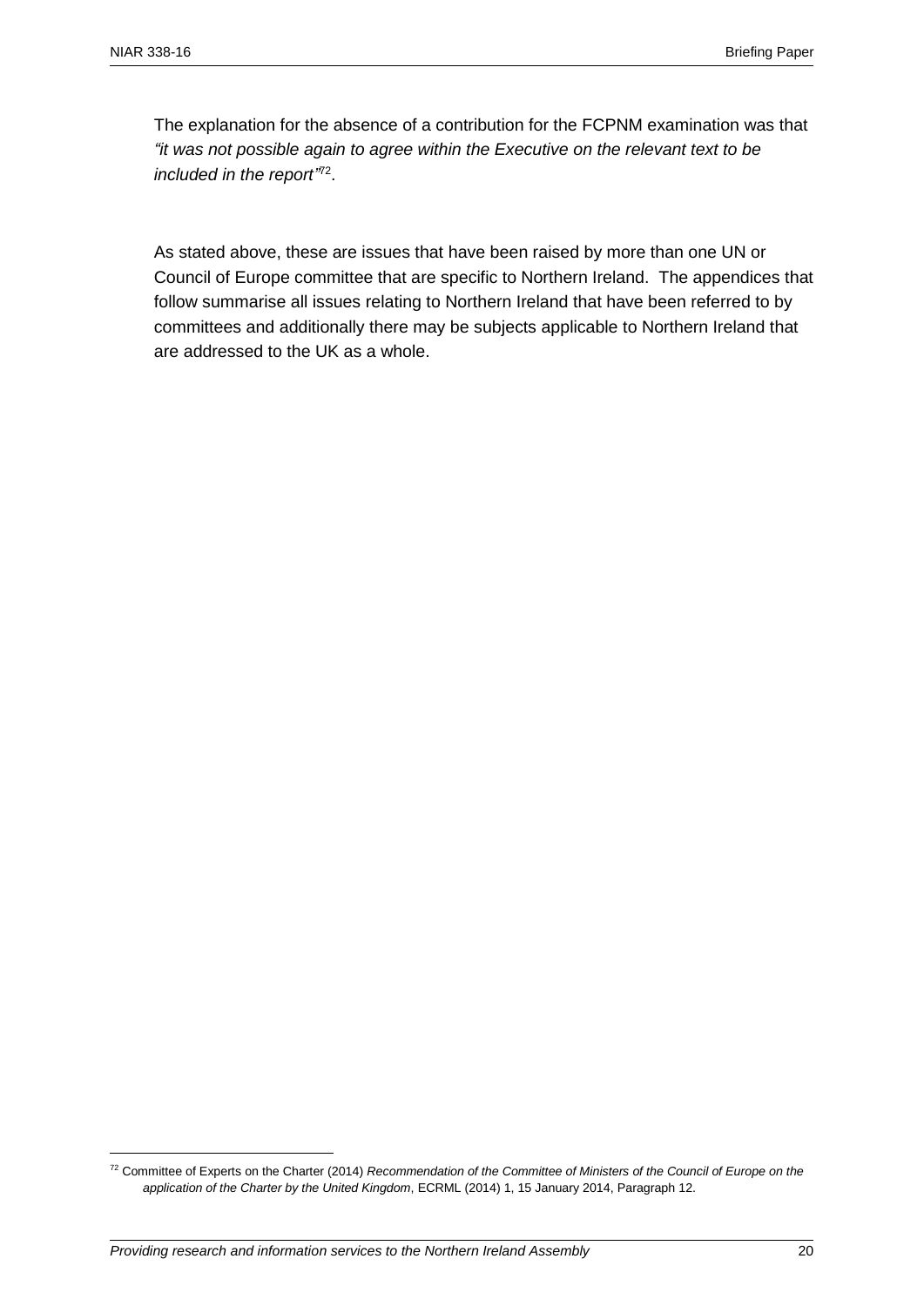The explanation for the absence of a contribution for the FCPNM examination was that *"it was not possible again to agree within the Executive on the relevant text to be included in the report"*[72].

As stated above, these are issues that have been raised by more than one UN or Council of Europe committee that are specific to Northern Ireland. The appendices that follow summarise all issues relating to Northern Ireland that have been referred to by committees and additionally there may be subjects applicable to Northern Ireland that are addressed to the UK as a whole.

---

[72] Committee of Experts on the Charter (2014) *Recommendation of the Committee of Ministers of the Council of Europe on the application of the Charter by the United Kingdom*, ECRML (2014) 1, 15 January 2014, Paragraph 12.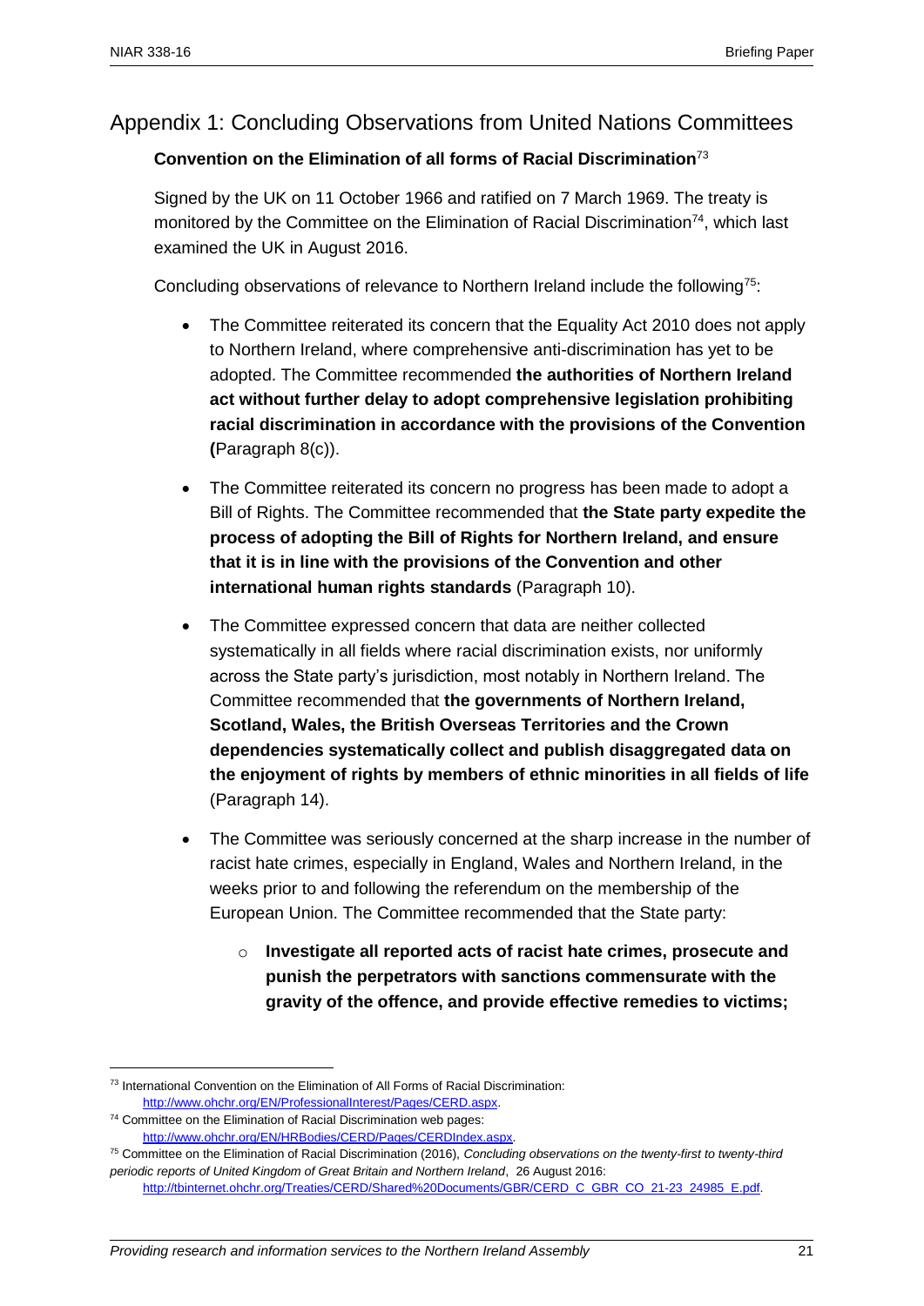## Appendix 1: Concluding Observations from United Nations Committees

### Convention on the Elimination of all forms of Racial Discrimination[73]

Signed by the UK on 11 October 1966 and ratified on 7 March 1969. The treaty is monitored by the Committee on the Elimination of Racial Discrimination[74], which last examined the UK in August 2016.

Concluding observations of relevance to Northern Ireland include the following[75]:

- The Committee reiterated its concern that the Equality Act 2010 does not apply to Northern Ireland, where comprehensive anti-discrimination has yet to be adopted. The Committee recommended **the authorities of Northern Ireland act without further delay to adopt comprehensive legislation prohibiting racial discrimination in accordance with the provisions of the Convention (**Paragraph 8(c)).
- The Committee reiterated its concern no progress has been made to adopt a Bill of Rights. The Committee recommended that **the State party expedite the process of adopting the Bill of Rights for Northern Ireland, and ensure that it is in line with the provisions of the Convention and other international human rights standards** (Paragraph 10).
- The Committee expressed concern that data are neither collected systematically in all fields where racial discrimination exists, nor uniformly across the State party's jurisdiction, most notably in Northern Ireland. The Committee recommended that **the governments of Northern Ireland, Scotland, Wales, the British Overseas Territories and the Crown dependencies systematically collect and publish disaggregated data on the enjoyment of rights by members of ethnic minorities in all fields of life** (Paragraph 14).
- The Committee was seriously concerned at the sharp increase in the number of racist hate crimes, especially in England, Wales and Northern Ireland, in the weeks prior to and following the referendum on the membership of the European Union. The Committee recommended that the State party:
  - **Investigate all reported acts of racist hate crimes, prosecute and punish the perpetrators with sanctions commensurate with the gravity of the offence, and provide effective remedies to victims;**

---

[73] International Convention on the Elimination of All Forms of Racial Discrimination: http://www.ohchr.org/EN/ProfessionalInterest/Pages/CERD.aspx.

[74] Committee on the Elimination of Racial Discrimination web pages: http://www.ohchr.org/EN/HRBodies/CERD/Pages/CERDIndex.aspx.

[75] Committee on the Elimination of Racial Discrimination (2016), *Concluding observations on the twenty-first to twenty-third periodic reports of United Kingdom of Great Britain and Northern Ireland*, 26 August 2016: http://tbinternet.ohchr.org/Treaties/CERD/Shared%20Documents/GBR/CERD_C_GBR_CO_21-23_24985_E.pdf.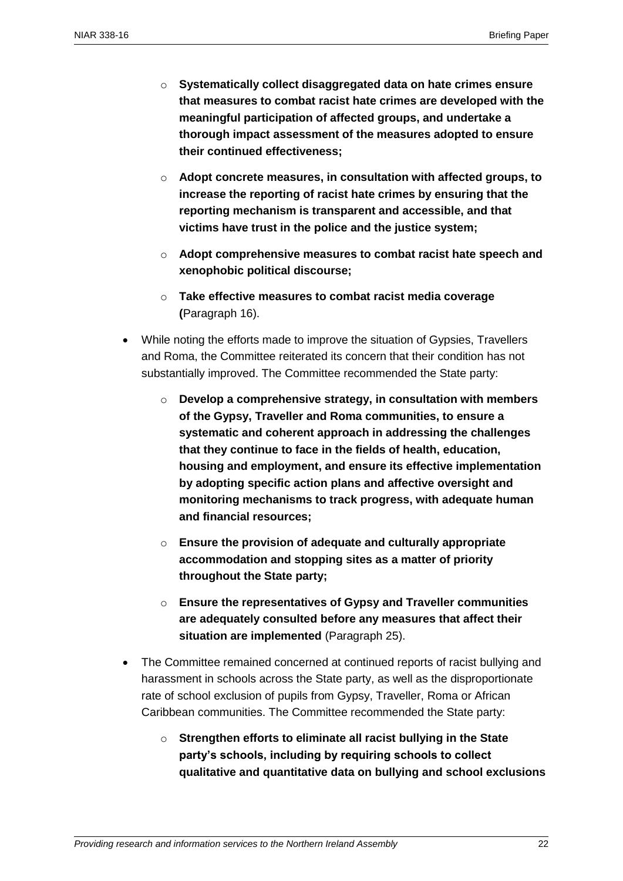- **Systematically collect disaggregated data on hate crimes ensure that measures to combat racist hate crimes are developed with the meaningful participation of affected groups, and undertake a thorough impact assessment of the measures adopted to ensure their continued effectiveness;**
  - **Adopt concrete measures, in consultation with affected groups, to increase the reporting of racist hate crimes by ensuring that the reporting mechanism is transparent and accessible, and that victims have trust in the police and the justice system;**
  - **Adopt comprehensive measures to combat racist hate speech and xenophobic political discourse;**
  - **Take effective measures to combat racist media coverage (**Paragraph 16).

- While noting the efforts made to improve the situation of Gypsies, Travellers and Roma, the Committee reiterated its concern that their condition has not substantially improved. The Committee recommended the State party:
  - **Develop a comprehensive strategy, in consultation with members of the Gypsy, Traveller and Roma communities, to ensure a systematic and coherent approach in addressing the challenges that they continue to face in the fields of health, education, housing and employment, and ensure its effective implementation by adopting specific action plans and affective oversight and monitoring mechanisms to track progress, with adequate human and financial resources;**
  - **Ensure the provision of adequate and culturally appropriate accommodation and stopping sites as a matter of priority throughout the State party;**
  - **Ensure the representatives of Gypsy and Traveller communities are adequately consulted before any measures that affect their situation are implemented** (Paragraph 25).

- The Committee remained concerned at continued reports of racist bullying and harassment in schools across the State party, as well as the disproportionate rate of school exclusion of pupils from Gypsy, Traveller, Roma or African Caribbean communities. The Committee recommended the State party:
  - **Strengthen efforts to eliminate all racist bullying in the State party's schools, including by requiring schools to collect qualitative and quantitative data on bullying and school exclusions**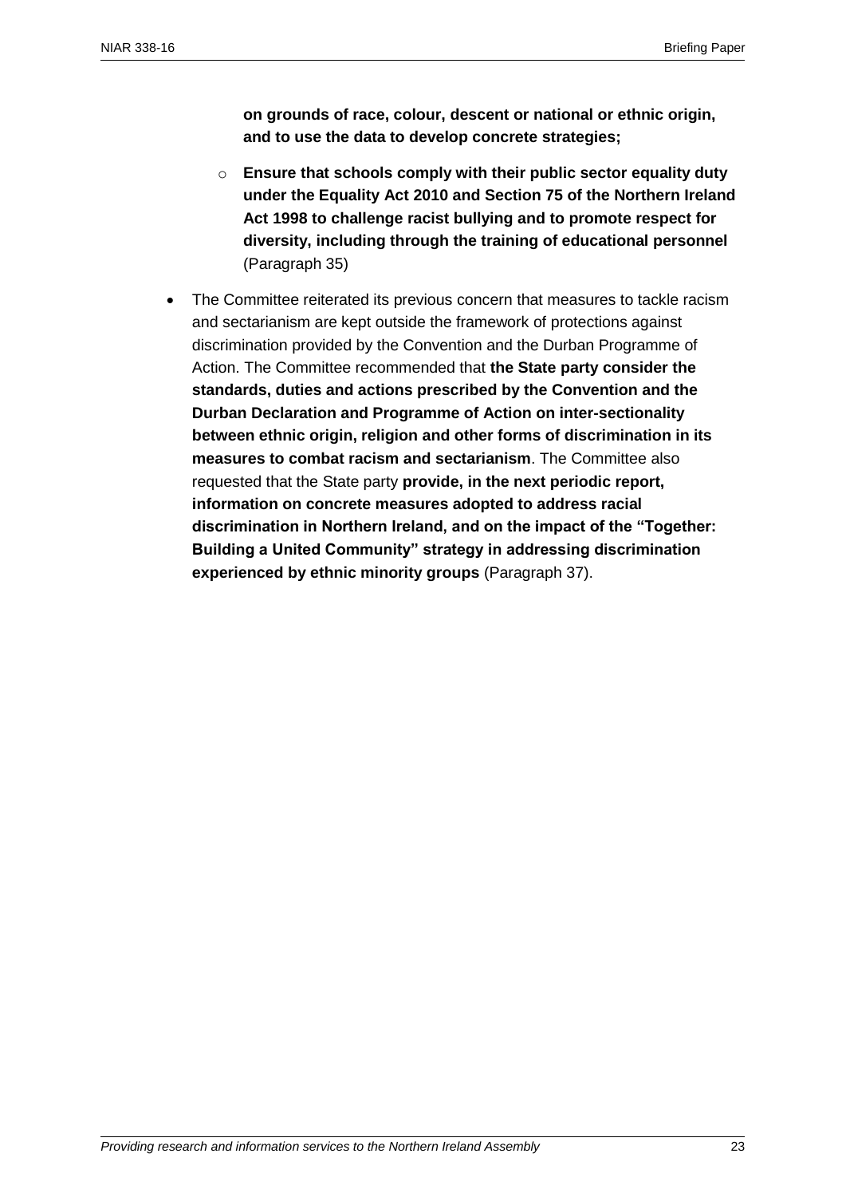**on grounds of race, colour, descent or national or ethnic origin, and to use the data to develop concrete strategies;**

  - **Ensure that schools comply with their public sector equality duty under the Equality Act 2010 and Section 75 of the Northern Ireland Act 1998 to challenge racist bullying and to promote respect for diversity, including through the training of educational personnel** (Paragraph 35)

- The Committee reiterated its previous concern that measures to tackle racism and sectarianism are kept outside the framework of protections against discrimination provided by the Convention and the Durban Programme of Action. The Committee recommended that **the State party consider the standards, duties and actions prescribed by the Convention and the Durban Declaration and Programme of Action on inter-sectionality between ethnic origin, religion and other forms of discrimination in its measures to combat racism and sectarianism**. The Committee also requested that the State party **provide, in the next periodic report, information on concrete measures adopted to address racial discrimination in Northern Ireland, and on the impact of the "Together: Building a United Community" strategy in addressing discrimination experienced by ethnic minority groups** (Paragraph 37).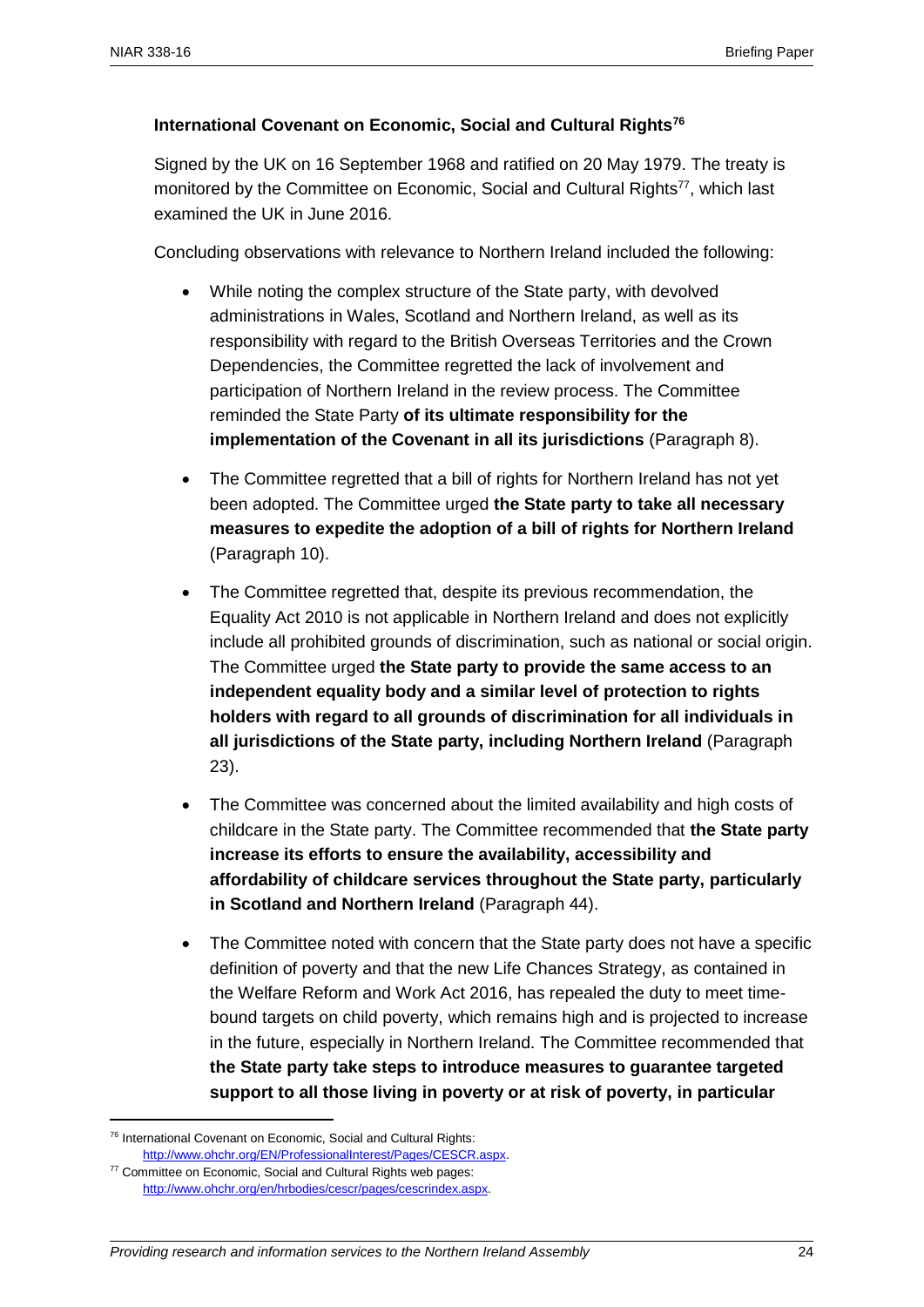**International Covenant on Economic, Social and Cultural Rights[76]**

Signed by the UK on 16 September 1968 and ratified on 20 May 1979. The treaty is monitored by the Committee on Economic, Social and Cultural Rights[77], which last examined the UK in June 2016.

Concluding observations with relevance to Northern Ireland included the following:

- While noting the complex structure of the State party, with devolved administrations in Wales, Scotland and Northern Ireland, as well as its responsibility with regard to the British Overseas Territories and the Crown Dependencies, the Committee regretted the lack of involvement and participation of Northern Ireland in the review process. The Committee reminded the State Party **of its ultimate responsibility for the implementation of the Covenant in all its jurisdictions** (Paragraph 8).

- The Committee regretted that a bill of rights for Northern Ireland has not yet been adopted. The Committee urged **the State party to take all necessary measures to expedite the adoption of a bill of rights for Northern Ireland** (Paragraph 10).

- The Committee regretted that, despite its previous recommendation, the Equality Act 2010 is not applicable in Northern Ireland and does not explicitly include all prohibited grounds of discrimination, such as national or social origin. The Committee urged **the State party to provide the same access to an independent equality body and a similar level of protection to rights holders with regard to all grounds of discrimination for all individuals in all jurisdictions of the State party, including Northern Ireland** (Paragraph 23).

- The Committee was concerned about the limited availability and high costs of childcare in the State party. The Committee recommended that **the State party increase its efforts to ensure the availability, accessibility and affordability of childcare services throughout the State party, particularly in Scotland and Northern Ireland** (Paragraph 44).

- The Committee noted with concern that the State party does not have a specific definition of poverty and that the new Life Chances Strategy, as contained in the Welfare Reform and Work Act 2016, has repealed the duty to meet time-bound targets on child poverty, which remains high and is projected to increase in the future, especially in Northern Ireland. The Committee recommended that **the State party take steps to introduce measures to guarantee targeted support to all those living in poverty or at risk of poverty, in particular**

---

[76] International Covenant on Economic, Social and Cultural Rights: http://www.ohchr.org/EN/ProfessionalInterest/Pages/CESCR.aspx.

[77] Committee on Economic, Social and Cultural Rights web pages: http://www.ohchr.org/en/hrbodies/cescr/pages/cescrindex.aspx.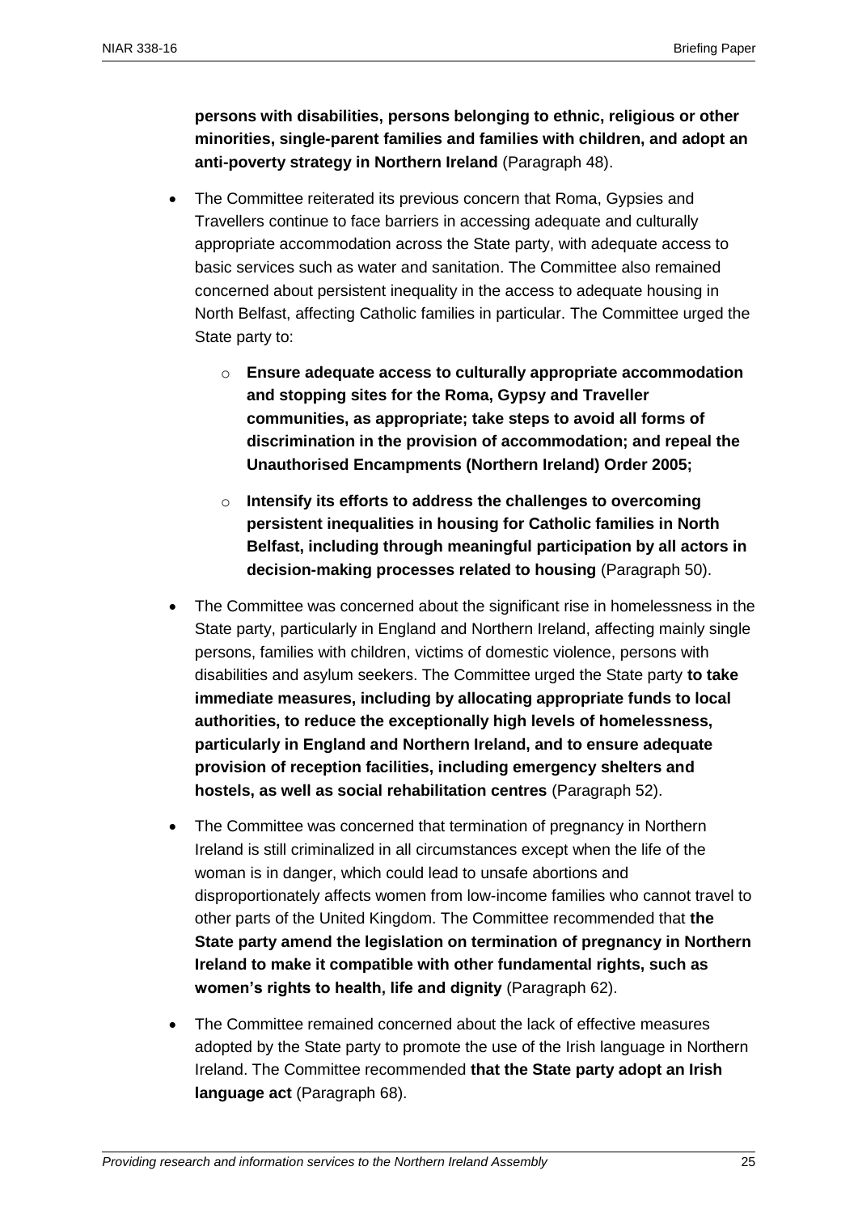**persons with disabilities, persons belonging to ethnic, religious or other minorities, single-parent families and families with children, and adopt an anti-poverty strategy in Northern Ireland** (Paragraph 48).

- The Committee reiterated its previous concern that Roma, Gypsies and Travellers continue to face barriers in accessing adequate and culturally appropriate accommodation across the State party, with adequate access to basic services such as water and sanitation. The Committee also remained concerned about persistent inequality in the access to adequate housing in North Belfast, affecting Catholic families in particular. The Committee urged the State party to:
  - **Ensure adequate access to culturally appropriate accommodation and stopping sites for the Roma, Gypsy and Traveller communities, as appropriate; take steps to avoid all forms of discrimination in the provision of accommodation; and repeal the Unauthorised Encampments (Northern Ireland) Order 2005;**
  - **Intensify its efforts to address the challenges to overcoming persistent inequalities in housing for Catholic families in North Belfast, including through meaningful participation by all actors in decision-making processes related to housing** (Paragraph 50).
- The Committee was concerned about the significant rise in homelessness in the State party, particularly in England and Northern Ireland, affecting mainly single persons, families with children, victims of domestic violence, persons with disabilities and asylum seekers. The Committee urged the State party **to take immediate measures, including by allocating appropriate funds to local authorities, to reduce the exceptionally high levels of homelessness, particularly in England and Northern Ireland, and to ensure adequate provision of reception facilities, including emergency shelters and hostels, as well as social rehabilitation centres** (Paragraph 52).
- The Committee was concerned that termination of pregnancy in Northern Ireland is still criminalized in all circumstances except when the life of the woman is in danger, which could lead to unsafe abortions and disproportionately affects women from low-income families who cannot travel to other parts of the United Kingdom. The Committee recommended that **the State party amend the legislation on termination of pregnancy in Northern Ireland to make it compatible with other fundamental rights, such as women's rights to health, life and dignity** (Paragraph 62).
- The Committee remained concerned about the lack of effective measures adopted by the State party to promote the use of the Irish language in Northern Ireland. The Committee recommended **that the State party adopt an Irish language act** (Paragraph 68).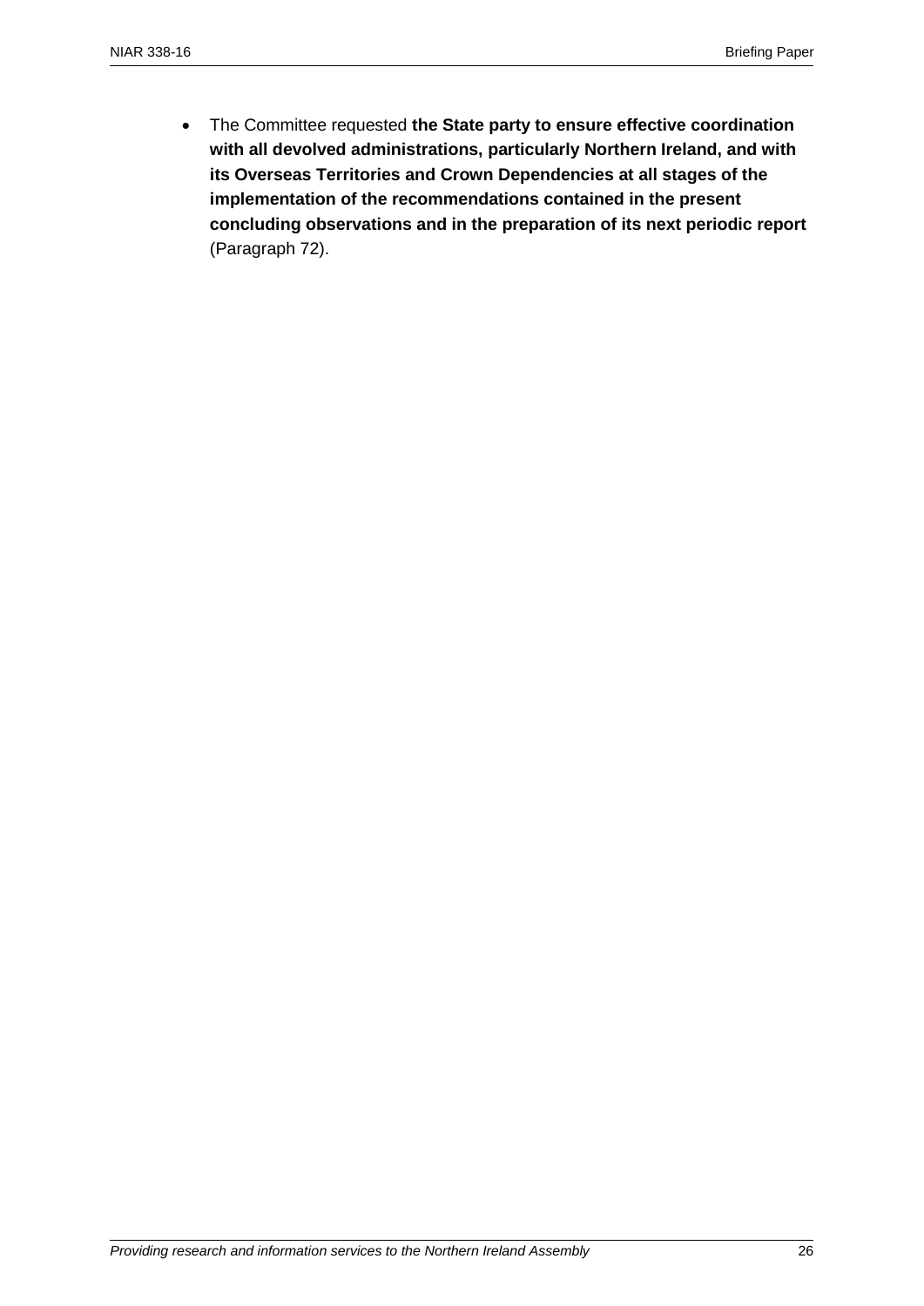- The Committee requested **the State party to ensure effective coordination with all devolved administrations, particularly Northern Ireland, and with its Overseas Territories and Crown Dependencies at all stages of the implementation of the recommendations contained in the present concluding observations and in the preparation of its next periodic report** (Paragraph 72).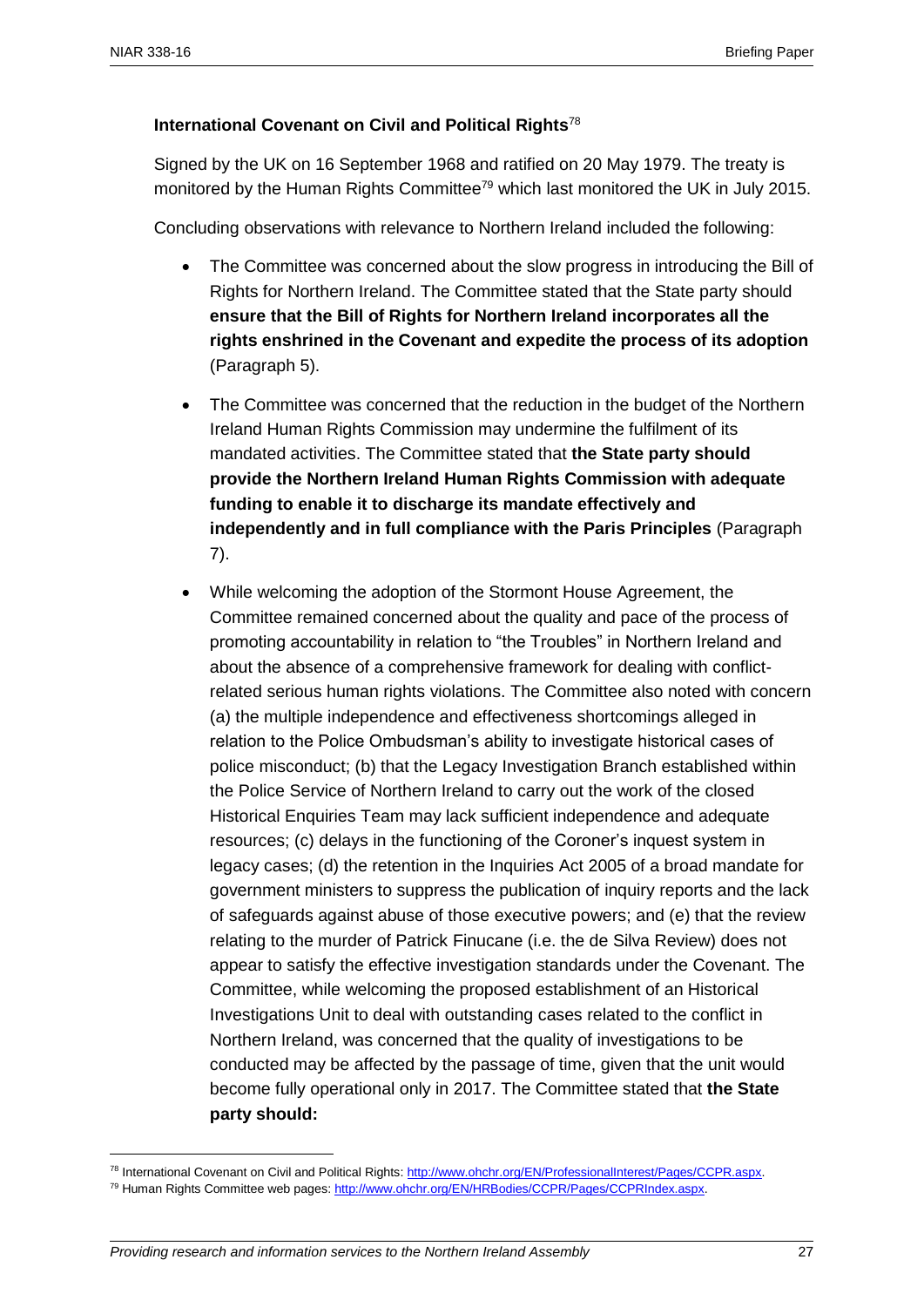**International Covenant on Civil and Political Rights**[78]

Signed by the UK on 16 September 1968 and ratified on 20 May 1979. The treaty is monitored by the Human Rights Committee[79] which last monitored the UK in July 2015.

Concluding observations with relevance to Northern Ireland included the following:

- The Committee was concerned about the slow progress in introducing the Bill of Rights for Northern Ireland. The Committee stated that the State party should **ensure that the Bill of Rights for Northern Ireland incorporates all the rights enshrined in the Covenant and expedite the process of its adoption** (Paragraph 5).
- The Committee was concerned that the reduction in the budget of the Northern Ireland Human Rights Commission may undermine the fulfilment of its mandated activities. The Committee stated that **the State party should provide the Northern Ireland Human Rights Commission with adequate funding to enable it to discharge its mandate effectively and independently and in full compliance with the Paris Principles** (Paragraph 7).
- While welcoming the adoption of the Stormont House Agreement, the Committee remained concerned about the quality and pace of the process of promoting accountability in relation to "the Troubles" in Northern Ireland and about the absence of a comprehensive framework for dealing with conflict-related serious human rights violations. The Committee also noted with concern (a) the multiple independence and effectiveness shortcomings alleged in relation to the Police Ombudsman's ability to investigate historical cases of police misconduct; (b) that the Legacy Investigation Branch established within the Police Service of Northern Ireland to carry out the work of the closed Historical Enquiries Team may lack sufficient independence and adequate resources; (c) delays in the functioning of the Coroner's inquest system in legacy cases; (d) the retention in the Inquiries Act 2005 of a broad mandate for government ministers to suppress the publication of inquiry reports and the lack of safeguards against abuse of those executive powers; and (e) that the review relating to the murder of Patrick Finucane (i.e. the de Silva Review) does not appear to satisfy the effective investigation standards under the Covenant. The Committee, while welcoming the proposed establishment of an Historical Investigations Unit to deal with outstanding cases related to the conflict in Northern Ireland, was concerned that the quality of investigations to be conducted may be affected by the passage of time, given that the unit would become fully operational only in 2017. The Committee stated that **the State party should:**

---

[78] International Covenant on Civil and Political Rights: http://www.ohchr.org/EN/ProfessionalInterest/Pages/CCPR.aspx.

[79] Human Rights Committee web pages: http://www.ohchr.org/EN/HRBodies/CCPR/Pages/CCPRIndex.aspx.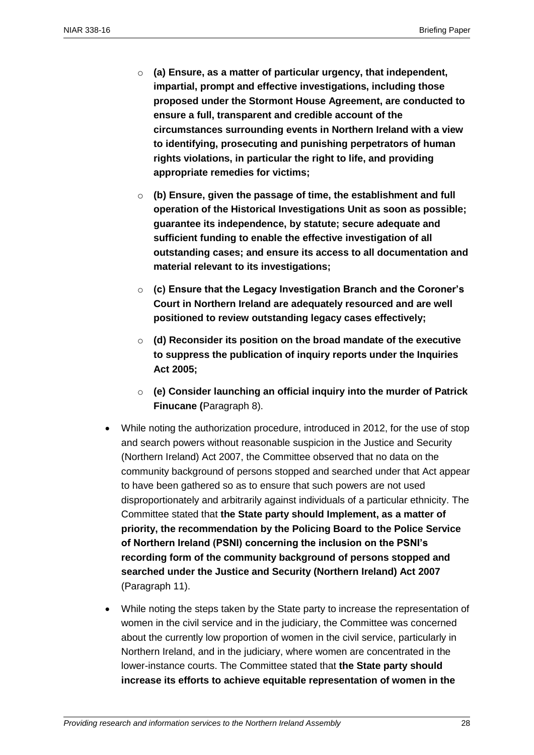- **(a) Ensure, as a matter of particular urgency, that independent, impartial, prompt and effective investigations, including those proposed under the Stormont House Agreement, are conducted to ensure a full, transparent and credible account of the circumstances surrounding events in Northern Ireland with a view to identifying, prosecuting and punishing perpetrators of human rights violations, in particular the right to life, and providing appropriate remedies for victims;**
- **(b) Ensure, given the passage of time, the establishment and full operation of the Historical Investigations Unit as soon as possible; guarantee its independence, by statute; secure adequate and sufficient funding to enable the effective investigation of all outstanding cases; and ensure its access to all documentation and material relevant to its investigations;**
- **(c) Ensure that the Legacy Investigation Branch and the Coroner's Court in Northern Ireland are adequately resourced and are well positioned to review outstanding legacy cases effectively;**
- **(d) Reconsider its position on the broad mandate of the executive to suppress the publication of inquiry reports under the Inquiries Act 2005;**
- **(e) Consider launching an official inquiry into the murder of Patrick Finucane (**Paragraph 8).

- While noting the authorization procedure, introduced in 2012, for the use of stop and search powers without reasonable suspicion in the Justice and Security (Northern Ireland) Act 2007, the Committee observed that no data on the community background of persons stopped and searched under that Act appear to have been gathered so as to ensure that such powers are not used disproportionately and arbitrarily against individuals of a particular ethnicity. The Committee stated that **the State party should Implement, as a matter of priority, the recommendation by the Policing Board to the Police Service of Northern Ireland (PSNI) concerning the inclusion on the PSNI's recording form of the community background of persons stopped and searched under the Justice and Security (Northern Ireland) Act 2007** (Paragraph 11).

- While noting the steps taken by the State party to increase the representation of women in the civil service and in the judiciary, the Committee was concerned about the currently low proportion of women in the civil service, particularly in Northern Ireland, and in the judiciary, where women are concentrated in the lower-instance courts. The Committee stated that **the State party should increase its efforts to achieve equitable representation of women in the**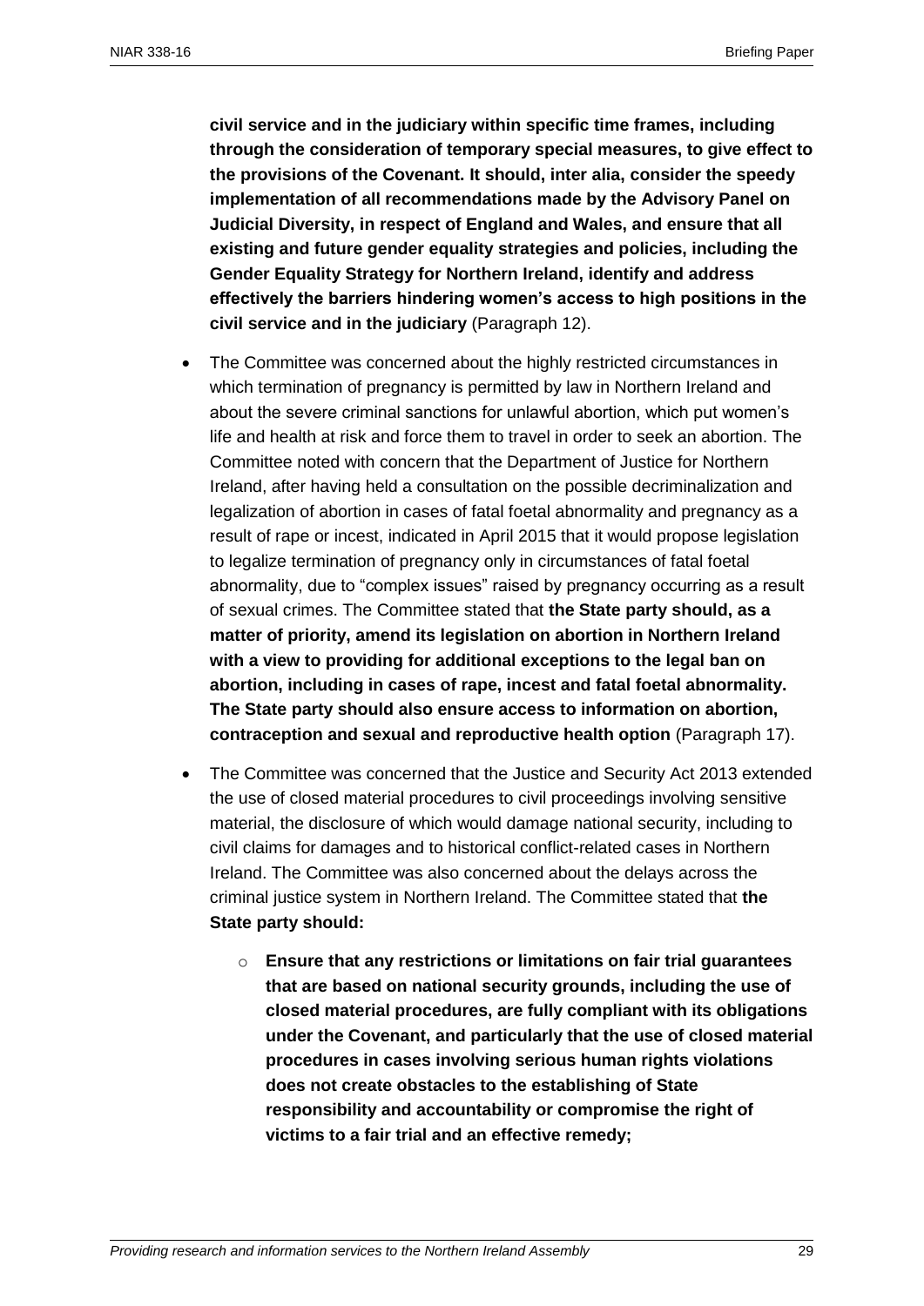**civil service and in the judiciary within specific time frames, including through the consideration of temporary special measures, to give effect to the provisions of the Covenant. It should, inter alia, consider the speedy implementation of all recommendations made by the Advisory Panel on Judicial Diversity, in respect of England and Wales, and ensure that all existing and future gender equality strategies and policies, including the Gender Equality Strategy for Northern Ireland, identify and address effectively the barriers hindering women's access to high positions in the civil service and in the judiciary** (Paragraph 12).

- The Committee was concerned about the highly restricted circumstances in which termination of pregnancy is permitted by law in Northern Ireland and about the severe criminal sanctions for unlawful abortion, which put women's life and health at risk and force them to travel in order to seek an abortion. The Committee noted with concern that the Department of Justice for Northern Ireland, after having held a consultation on the possible decriminalization and legalization of abortion in cases of fatal foetal abnormality and pregnancy as a result of rape or incest, indicated in April 2015 that it would propose legislation to legalize termination of pregnancy only in circumstances of fatal foetal abnormality, due to "complex issues" raised by pregnancy occurring as a result of sexual crimes. The Committee stated that **the State party should, as a matter of priority, amend its legislation on abortion in Northern Ireland with a view to providing for additional exceptions to the legal ban on abortion, including in cases of rape, incest and fatal foetal abnormality. The State party should also ensure access to information on abortion, contraception and sexual and reproductive health option** (Paragraph 17).
- The Committee was concerned that the Justice and Security Act 2013 extended the use of closed material procedures to civil proceedings involving sensitive material, the disclosure of which would damage national security, including to civil claims for damages and to historical conflict-related cases in Northern Ireland. The Committee was also concerned about the delays across the criminal justice system in Northern Ireland. The Committee stated that **the State party should:**
  - **Ensure that any restrictions or limitations on fair trial guarantees that are based on national security grounds, including the use of closed material procedures, are fully compliant with its obligations under the Covenant, and particularly that the use of closed material procedures in cases involving serious human rights violations does not create obstacles to the establishing of State responsibility and accountability or compromise the right of victims to a fair trial and an effective remedy;**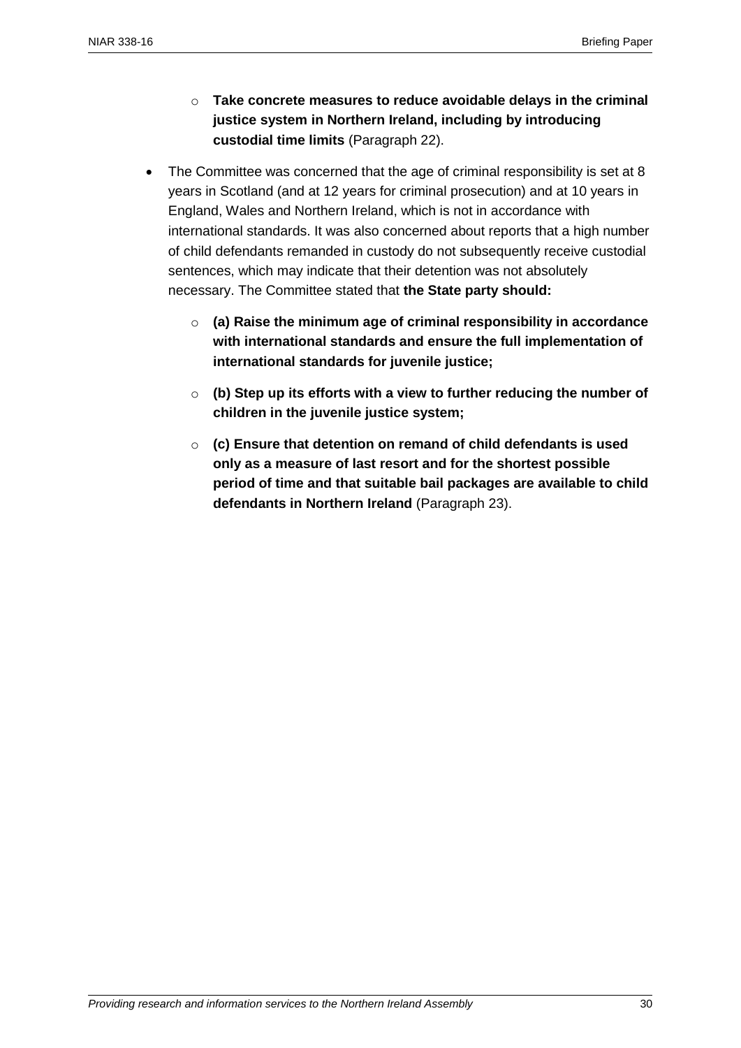- **Take concrete measures to reduce avoidable delays in the criminal justice system in Northern Ireland, including by introducing custodial time limits** (Paragraph 22).

- The Committee was concerned that the age of criminal responsibility is set at 8 years in Scotland (and at 12 years for criminal prosecution) and at 10 years in England, Wales and Northern Ireland, which is not in accordance with international standards. It was also concerned about reports that a high number of child defendants remanded in custody do not subsequently receive custodial sentences, which may indicate that their detention was not absolutely necessary. The Committee stated that **the State party should:**
  - **(a) Raise the minimum age of criminal responsibility in accordance with international standards and ensure the full implementation of international standards for juvenile justice;**
  - **(b) Step up its efforts with a view to further reducing the number of children in the juvenile justice system;**
  - **(c) Ensure that detention on remand of child defendants is used only as a measure of last resort and for the shortest possible period of time and that suitable bail packages are available to child defendants in Northern Ireland** (Paragraph 23).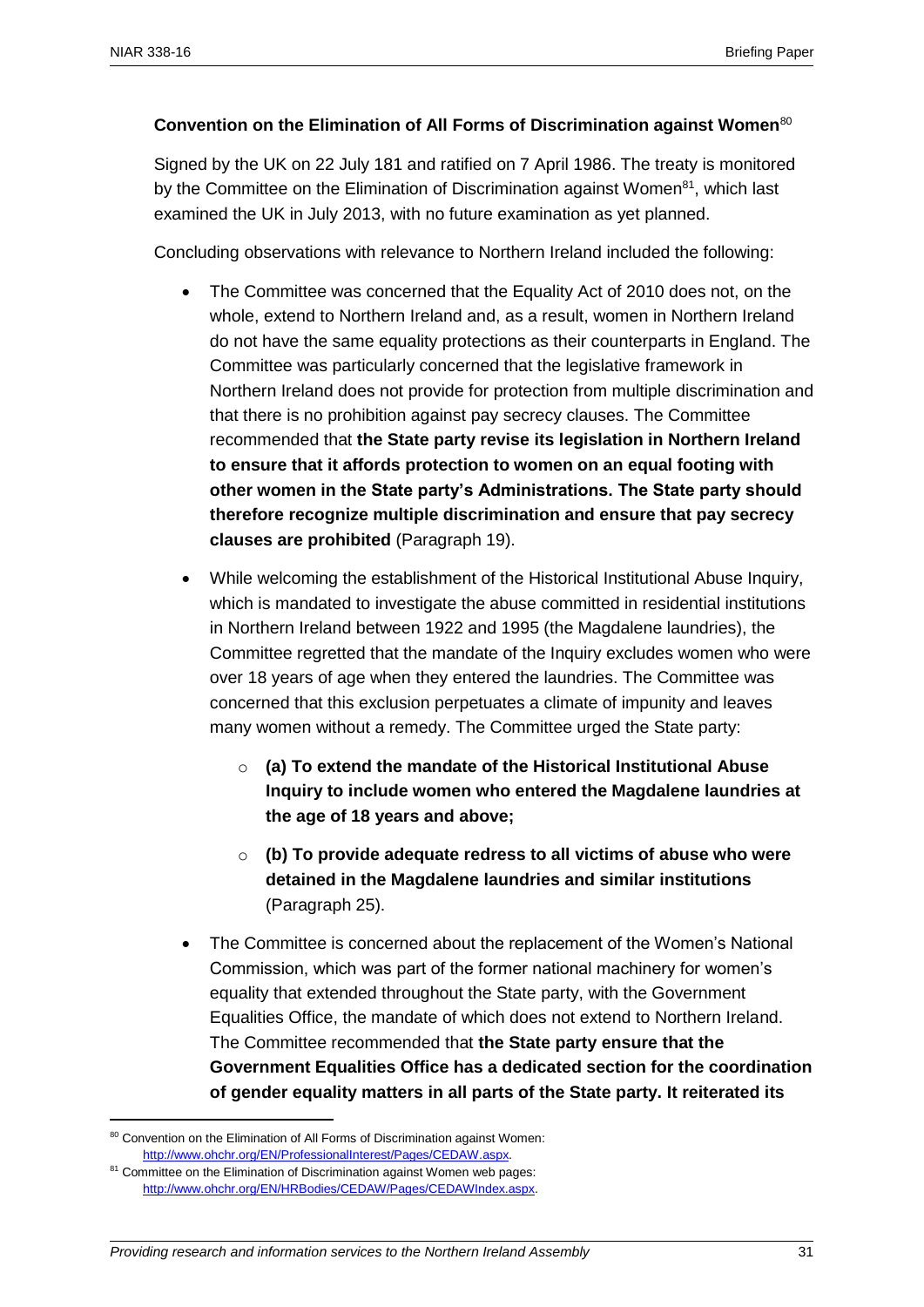**Convention on the Elimination of All Forms of Discrimination against Women**[80]

Signed by the UK on 22 July 181 and ratified on 7 April 1986. The treaty is monitored by the Committee on the Elimination of Discrimination against Women[81], which last examined the UK in July 2013, with no future examination as yet planned.

Concluding observations with relevance to Northern Ireland included the following:

- The Committee was concerned that the Equality Act of 2010 does not, on the whole, extend to Northern Ireland and, as a result, women in Northern Ireland do not have the same equality protections as their counterparts in England. The Committee was particularly concerned that the legislative framework in Northern Ireland does not provide for protection from multiple discrimination and that there is no prohibition against pay secrecy clauses. The Committee recommended that **the State party revise its legislation in Northern Ireland to ensure that it affords protection to women on an equal footing with other women in the State party's Administrations. The State party should therefore recognize multiple discrimination and ensure that pay secrecy clauses are prohibited** (Paragraph 19).
- While welcoming the establishment of the Historical Institutional Abuse Inquiry, which is mandated to investigate the abuse committed in residential institutions in Northern Ireland between 1922 and 1995 (the Magdalene laundries), the Committee regretted that the mandate of the Inquiry excludes women who were over 18 years of age when they entered the laundries. The Committee was concerned that this exclusion perpetuates a climate of impunity and leaves many women without a remedy. The Committee urged the State party:
  - **(a) To extend the mandate of the Historical Institutional Abuse Inquiry to include women who entered the Magdalene laundries at the age of 18 years and above;**
  - **(b) To provide adequate redress to all victims of abuse who were detained in the Magdalene laundries and similar institutions** (Paragraph 25).
- The Committee is concerned about the replacement of the Women's National Commission, which was part of the former national machinery for women's equality that extended throughout the State party, with the Government Equalities Office, the mandate of which does not extend to Northern Ireland. The Committee recommended that **the State party ensure that the Government Equalities Office has a dedicated section for the coordination of gender equality matters in all parts of the State party. It reiterated its**

---

[80] Convention on the Elimination of All Forms of Discrimination against Women: http://www.ohchr.org/EN/ProfessionalInterest/Pages/CEDAW.aspx.

[81] Committee on the Elimination of Discrimination against Women web pages: http://www.ohchr.org/EN/HRBodies/CEDAW/Pages/CEDAWIndex.aspx.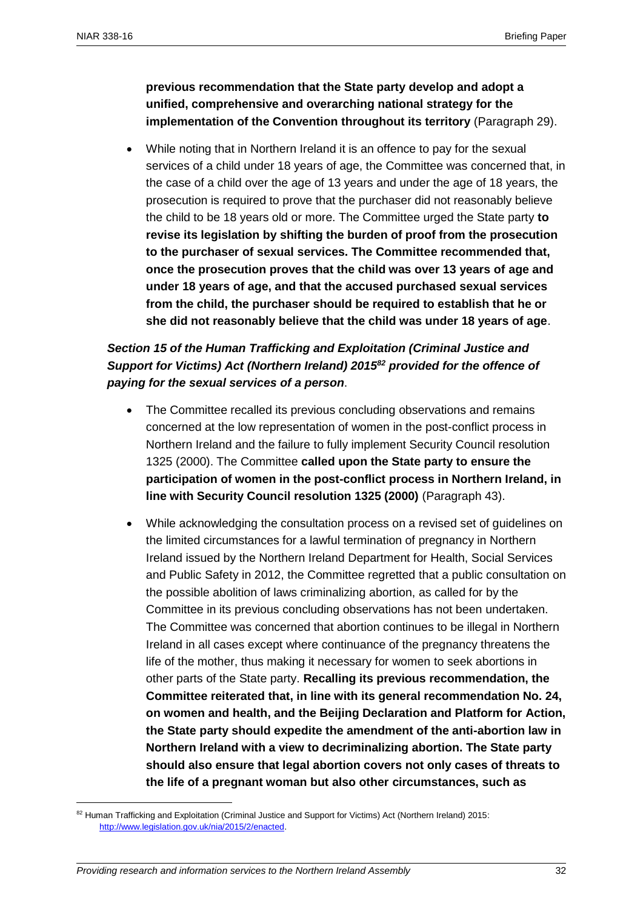**previous recommendation that the State party develop and adopt a unified, comprehensive and overarching national strategy for the implementation of the Convention throughout its territory** (Paragraph 29).

- While noting that in Northern Ireland it is an offence to pay for the sexual services of a child under 18 years of age, the Committee was concerned that, in the case of a child over the age of 13 years and under the age of 18 years, the prosecution is required to prove that the purchaser did not reasonably believe the child to be 18 years old or more. The Committee urged the State party **to revise its legislation by shifting the burden of proof from the prosecution to the purchaser of sexual services. The Committee recommended that, once the prosecution proves that the child was over 13 years of age and under 18 years of age, and that the accused purchased sexual services from the child, the purchaser should be required to establish that he or she did not reasonably believe that the child was under 18 years of age**.

***Section 15 of the Human Trafficking and Exploitation (Criminal Justice and Support for Victims) Act (Northern Ireland) 2015[82] provided for the offence of paying for the sexual services of a person***.

- The Committee recalled its previous concluding observations and remains concerned at the low representation of women in the post-conflict process in Northern Ireland and the failure to fully implement Security Council resolution 1325 (2000). The Committee **called upon the State party to ensure the participation of women in the post-conflict process in Northern Ireland, in line with Security Council resolution 1325 (2000)** (Paragraph 43).

- While acknowledging the consultation process on a revised set of guidelines on the limited circumstances for a lawful termination of pregnancy in Northern Ireland issued by the Northern Ireland Department for Health, Social Services and Public Safety in 2012, the Committee regretted that a public consultation on the possible abolition of laws criminalizing abortion, as called for by the Committee in its previous concluding observations has not been undertaken. The Committee was concerned that abortion continues to be illegal in Northern Ireland in all cases except where continuance of the pregnancy threatens the life of the mother, thus making it necessary for women to seek abortions in other parts of the State party. **Recalling its previous recommendation, the Committee reiterated that, in line with its general recommendation No. 24, on women and health, and the Beijing Declaration and Platform for Action, the State party should expedite the amendment of the anti-abortion law in Northern Ireland with a view to decriminalizing abortion. The State party should also ensure that legal abortion covers not only cases of threats to the life of a pregnant woman but also other circumstances, such as**

[82] Human Trafficking and Exploitation (Criminal Justice and Support for Victims) Act (Northern Ireland) 2015: http://www.legislation.gov.uk/nia/2015/2/enacted.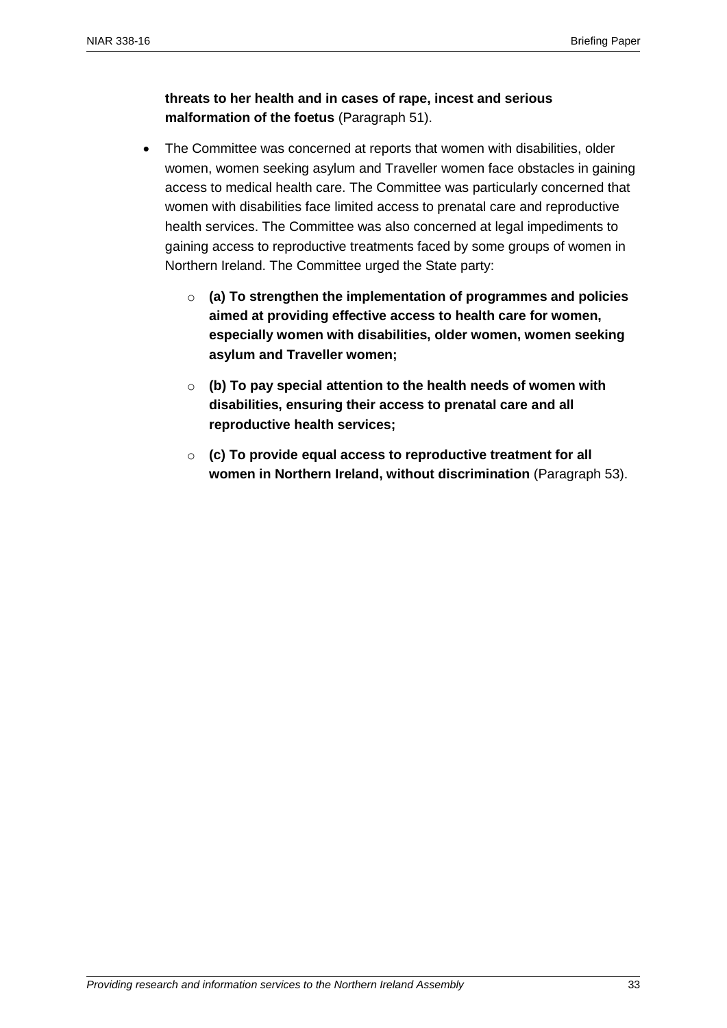**threats to her health and in cases of rape, incest and serious malformation of the foetus** (Paragraph 51).

- The Committee was concerned at reports that women with disabilities, older women, women seeking asylum and Traveller women face obstacles in gaining access to medical health care. The Committee was particularly concerned that women with disabilities face limited access to prenatal care and reproductive health services. The Committee was also concerned at legal impediments to gaining access to reproductive treatments faced by some groups of women in Northern Ireland. The Committee urged the State party:
    - **(a) To strengthen the implementation of programmes and policies aimed at providing effective access to health care for women, especially women with disabilities, older women, women seeking asylum and Traveller women;**
    - **(b) To pay special attention to the health needs of women with disabilities, ensuring their access to prenatal care and all reproductive health services;**
    - **(c) To provide equal access to reproductive treatment for all women in Northern Ireland, without discrimination** (Paragraph 53).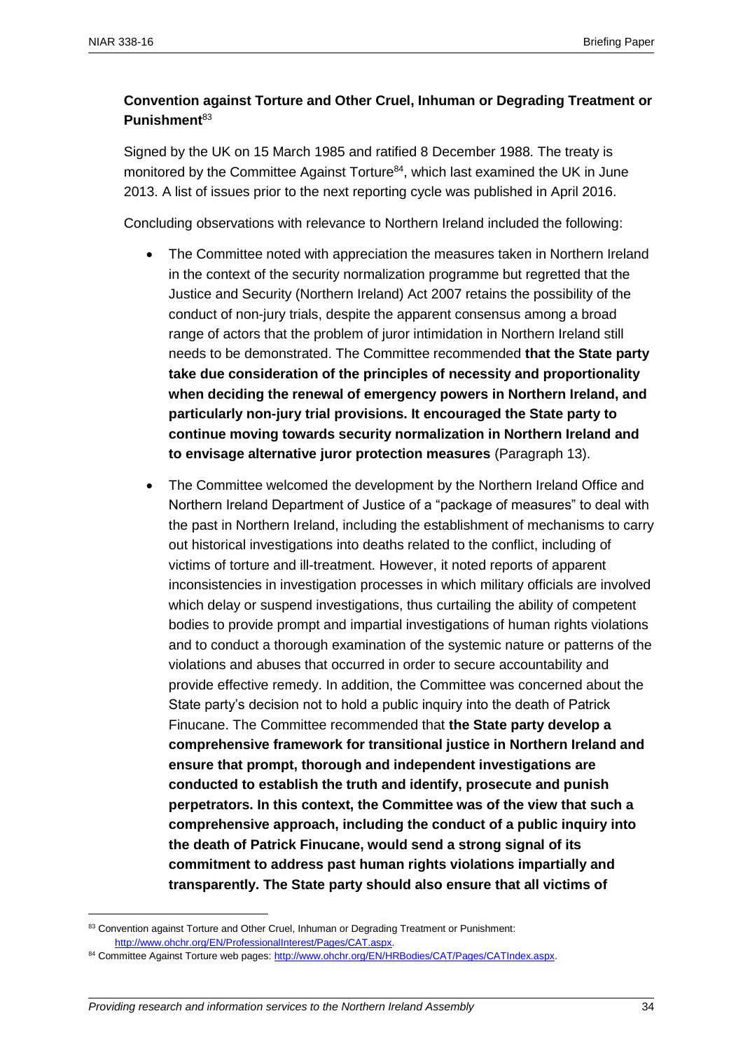**Convention against Torture and Other Cruel, Inhuman or Degrading Treatment or Punishment**[83]

Signed by the UK on 15 March 1985 and ratified 8 December 1988. The treaty is monitored by the Committee Against Torture[84], which last examined the UK in June 2013. A list of issues prior to the next reporting cycle was published in April 2016.

Concluding observations with relevance to Northern Ireland included the following:

- The Committee noted with appreciation the measures taken in Northern Ireland in the context of the security normalization programme but regretted that the Justice and Security (Northern Ireland) Act 2007 retains the possibility of the conduct of non-jury trials, despite the apparent consensus among a broad range of actors that the problem of juror intimidation in Northern Ireland still needs to be demonstrated. The Committee recommended **that the State party take due consideration of the principles of necessity and proportionality when deciding the renewal of emergency powers in Northern Ireland, and particularly non-jury trial provisions. It encouraged the State party to continue moving towards security normalization in Northern Ireland and to envisage alternative juror protection measures** (Paragraph 13).

- The Committee welcomed the development by the Northern Ireland Office and Northern Ireland Department of Justice of a "package of measures" to deal with the past in Northern Ireland, including the establishment of mechanisms to carry out historical investigations into deaths related to the conflict, including of victims of torture and ill-treatment. However, it noted reports of apparent inconsistencies in investigation processes in which military officials are involved which delay or suspend investigations, thus curtailing the ability of competent bodies to provide prompt and impartial investigations of human rights violations and to conduct a thorough examination of the systemic nature or patterns of the violations and abuses that occurred in order to secure accountability and provide effective remedy. In addition, the Committee was concerned about the State party's decision not to hold a public inquiry into the death of Patrick Finucane. The Committee recommended that **the State party develop a comprehensive framework for transitional justice in Northern Ireland and ensure that prompt, thorough and independent investigations are conducted to establish the truth and identify, prosecute and punish perpetrators. In this context, the Committee was of the view that such a comprehensive approach, including the conduct of a public inquiry into the death of Patrick Finucane, would send a strong signal of its commitment to address past human rights violations impartially and transparently. The State party should also ensure that all victims of**

---

[83] Convention against Torture and Other Cruel, Inhuman or Degrading Treatment or Punishment: http://www.ohchr.org/EN/ProfessionalInterest/Pages/CAT.aspx.

[84] Committee Against Torture web pages: http://www.ohchr.org/EN/HRBodies/CAT/Pages/CATIndex.aspx.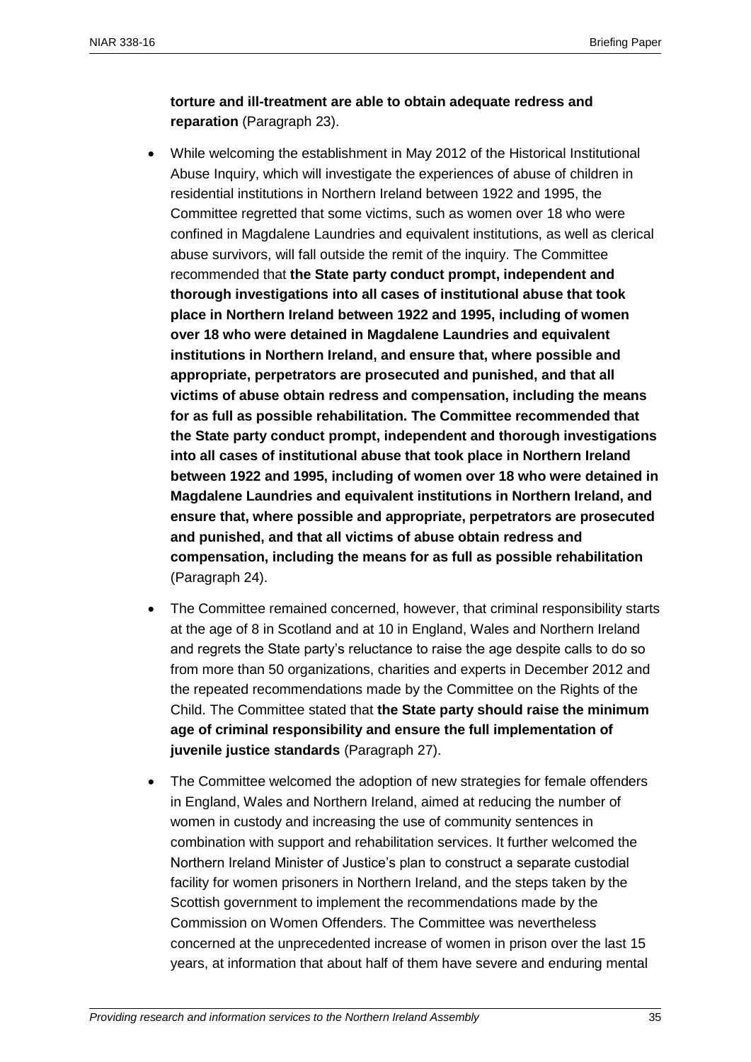**torture and ill-treatment are able to obtain adequate redress and reparation** (Paragraph 23).

- While welcoming the establishment in May 2012 of the Historical Institutional Abuse Inquiry, which will investigate the experiences of abuse of children in residential institutions in Northern Ireland between 1922 and 1995, the Committee regretted that some victims, such as women over 18 who were confined in Magdalene Laundries and equivalent institutions, as well as clerical abuse survivors, will fall outside the remit of the inquiry. The Committee recommended that **the State party conduct prompt, independent and thorough investigations into all cases of institutional abuse that took place in Northern Ireland between 1922 and 1995, including of women over 18 who were detained in Magdalene Laundries and equivalent institutions in Northern Ireland, and ensure that, where possible and appropriate, perpetrators are prosecuted and punished, and that all victims of abuse obtain redress and compensation, including the means for as full as possible rehabilitation. The Committee recommended that the State party conduct prompt, independent and thorough investigations into all cases of institutional abuse that took place in Northern Ireland between 1922 and 1995, including of women over 18 who were detained in Magdalene Laundries and equivalent institutions in Northern Ireland, and ensure that, where possible and appropriate, perpetrators are prosecuted and punished, and that all victims of abuse obtain redress and compensation, including the means for as full as possible rehabilitation** (Paragraph 24).
- The Committee remained concerned, however, that criminal responsibility starts at the age of 8 in Scotland and at 10 in England, Wales and Northern Ireland and regrets the State party's reluctance to raise the age despite calls to do so from more than 50 organizations, charities and experts in December 2012 and the repeated recommendations made by the Committee on the Rights of the Child. The Committee stated that **the State party should raise the minimum age of criminal responsibility and ensure the full implementation of juvenile justice standards** (Paragraph 27).
- The Committee welcomed the adoption of new strategies for female offenders in England, Wales and Northern Ireland, aimed at reducing the number of women in custody and increasing the use of community sentences in combination with support and rehabilitation services. It further welcomed the Northern Ireland Minister of Justice's plan to construct a separate custodial facility for women prisoners in Northern Ireland, and the steps taken by the Scottish government to implement the recommendations made by the Commission on Women Offenders. The Committee was nevertheless concerned at the unprecedented increase of women in prison over the last 15 years, at information that about half of them have severe and enduring mental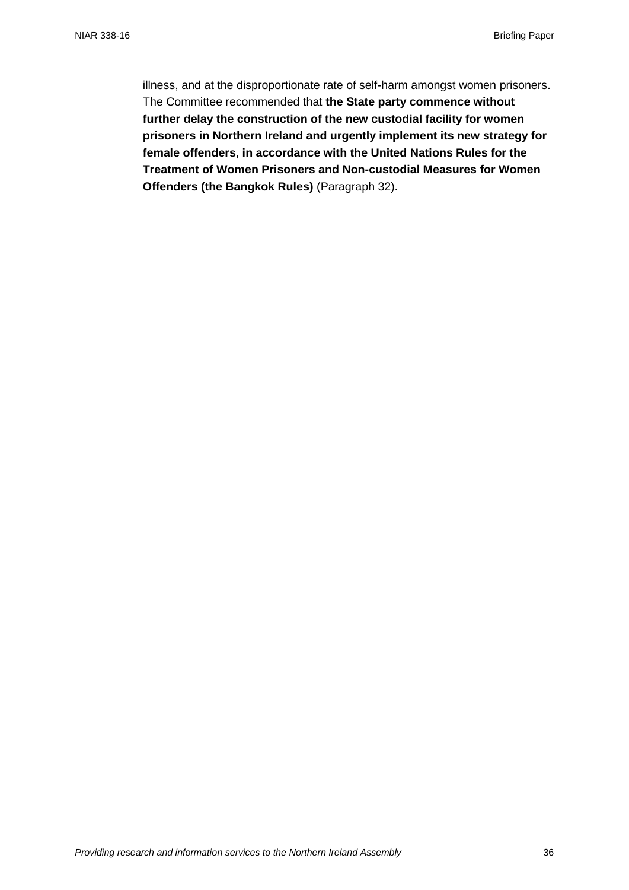illness, and at the disproportionate rate of self-harm amongst women prisoners. The Committee recommended that **the State party commence without further delay the construction of the new custodial facility for women prisoners in Northern Ireland and urgently implement its new strategy for female offenders, in accordance with the United Nations Rules for the Treatment of Women Prisoners and Non-custodial Measures for Women Offenders (the Bangkok Rules)** (Paragraph 32).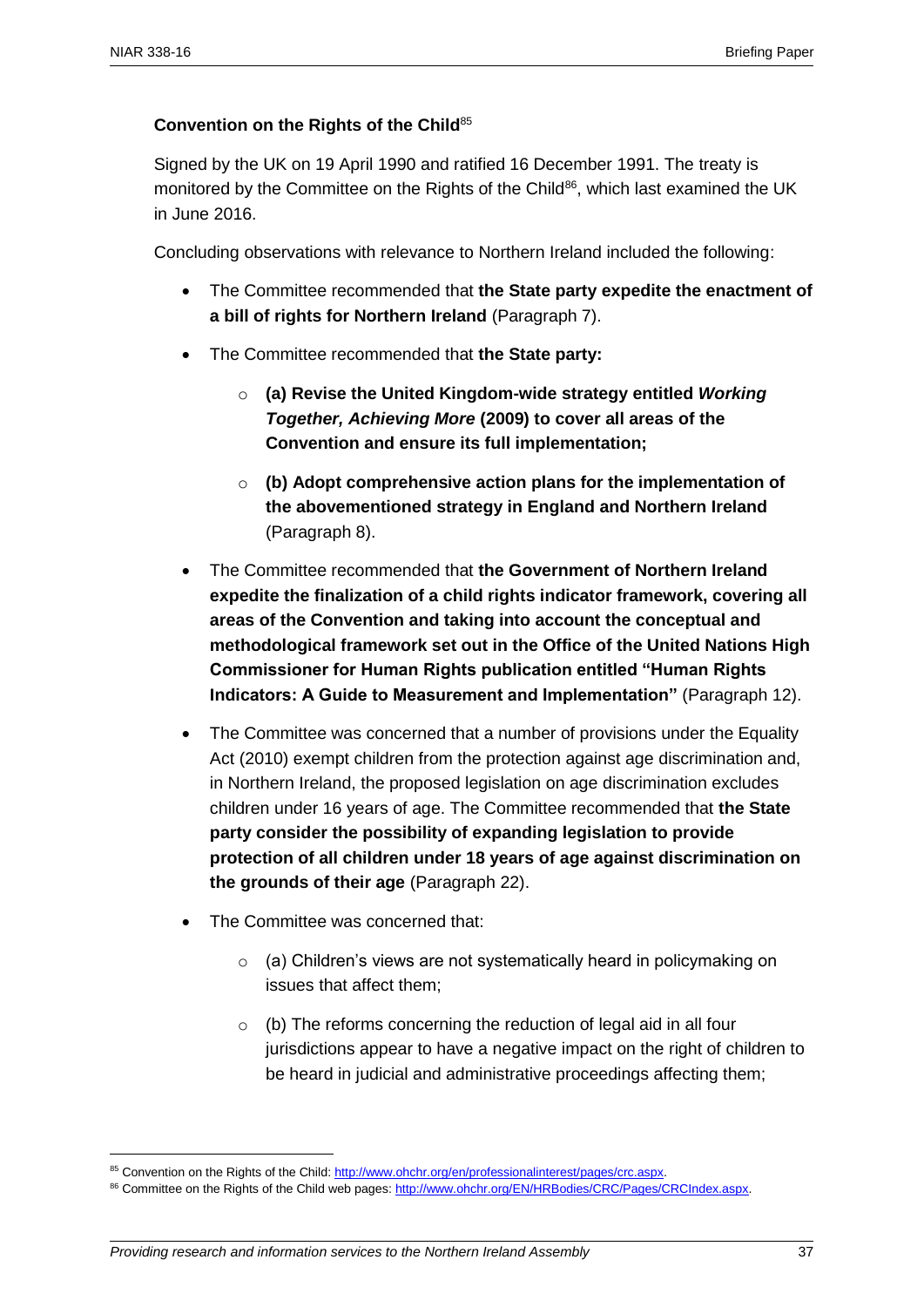**Convention on the Rights of the Child**[85]

Signed by the UK on 19 April 1990 and ratified 16 December 1991. The treaty is monitored by the Committee on the Rights of the Child[86], which last examined the UK in June 2016.

Concluding observations with relevance to Northern Ireland included the following:

- The Committee recommended that **the State party expedite the enactment of a bill of rights for Northern Ireland** (Paragraph 7).
- The Committee recommended that **the State party:**
  - **(a) Revise the United Kingdom-wide strategy entitled *Working Together, Achieving More* (2009) to cover all areas of the Convention and ensure its full implementation;**
  - **(b) Adopt comprehensive action plans for the implementation of the abovementioned strategy in England and Northern Ireland** (Paragraph 8).
- The Committee recommended that **the Government of Northern Ireland expedite the finalization of a child rights indicator framework, covering all areas of the Convention and taking into account the conceptual and methodological framework set out in the Office of the United Nations High Commissioner for Human Rights publication entitled "Human Rights Indicators: A Guide to Measurement and Implementation"** (Paragraph 12).
- The Committee was concerned that a number of provisions under the Equality Act (2010) exempt children from the protection against age discrimination and, in Northern Ireland, the proposed legislation on age discrimination excludes children under 16 years of age. The Committee recommended that **the State party consider the possibility of expanding legislation to provide protection of all children under 18 years of age against discrimination on the grounds of their age** (Paragraph 22).
- The Committee was concerned that:
  - (a) Children's views are not systematically heard in policymaking on issues that affect them;
  - (b) The reforms concerning the reduction of legal aid in all four jurisdictions appear to have a negative impact on the right of children to be heard in judicial and administrative proceedings affecting them;

---

[85] Convention on the Rights of the Child: http://www.ohchr.org/en/professionalinterest/pages/crc.aspx.

[86] Committee on the Rights of the Child web pages: http://www.ohchr.org/EN/HRBodies/CRC/Pages/CRCIndex.aspx.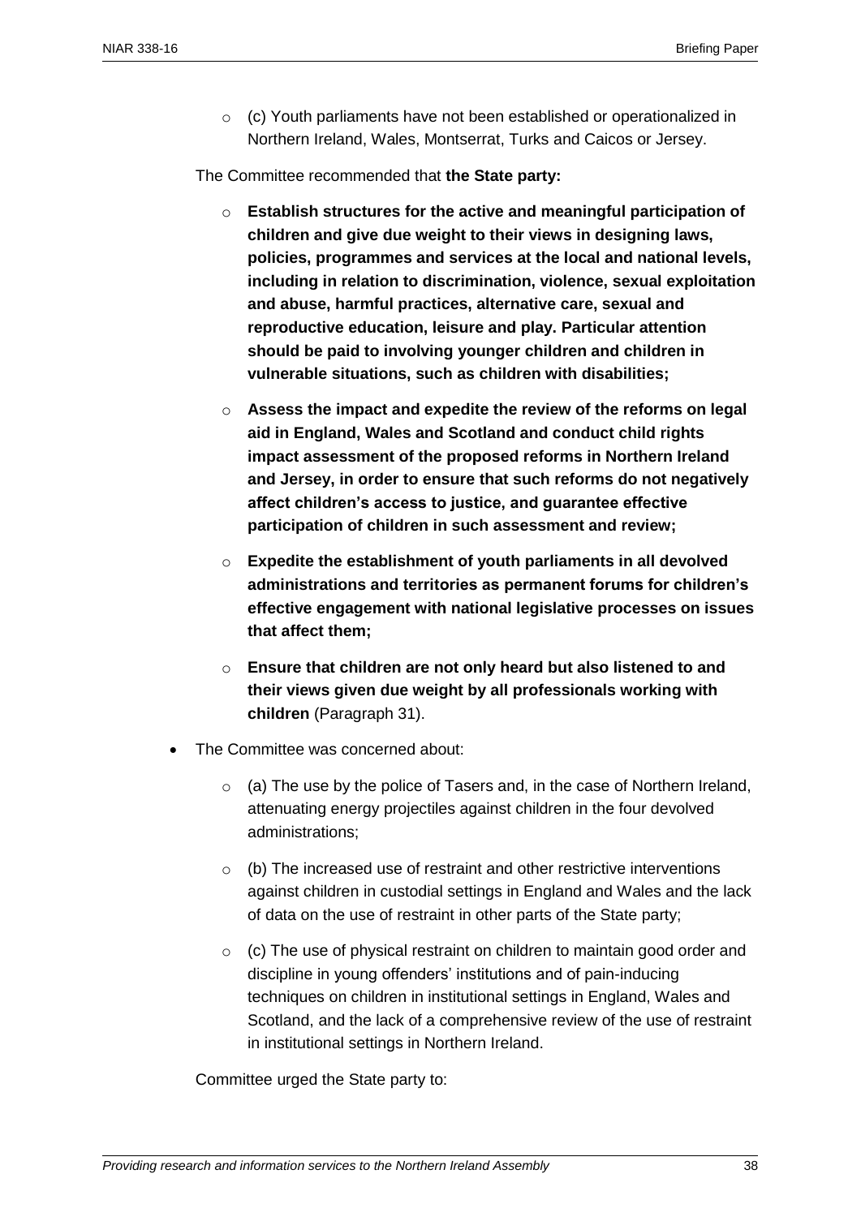- (c) Youth parliaments have not been established or operationalized in Northern Ireland, Wales, Montserrat, Turks and Caicos or Jersey.

The Committee recommended that **the State party:**

  - **Establish structures for the active and meaningful participation of children and give due weight to their views in designing laws, policies, programmes and services at the local and national levels, including in relation to discrimination, violence, sexual exploitation and abuse, harmful practices, alternative care, sexual and reproductive education, leisure and play. Particular attention should be paid to involving younger children and children in vulnerable situations, such as children with disabilities;**
  - **Assess the impact and expedite the review of the reforms on legal aid in England, Wales and Scotland and conduct child rights impact assessment of the proposed reforms in Northern Ireland and Jersey, in order to ensure that such reforms do not negatively affect children's access to justice, and guarantee effective participation of children in such assessment and review;**
  - **Expedite the establishment of youth parliaments in all devolved administrations and territories as permanent forums for children's effective engagement with national legislative processes on issues that affect them;**
  - **Ensure that children are not only heard but also listened to and their views given due weight by all professionals working with children** (Paragraph 31).

- The Committee was concerned about:
  - (a) The use by the police of Tasers and, in the case of Northern Ireland, attenuating energy projectiles against children in the four devolved administrations;
  - (b) The increased use of restraint and other restrictive interventions against children in custodial settings in England and Wales and the lack of data on the use of restraint in other parts of the State party;
  - (c) The use of physical restraint on children to maintain good order and discipline in young offenders' institutions and of pain-inducing techniques on children in institutional settings in England, Wales and Scotland, and the lack of a comprehensive review of the use of restraint in institutional settings in Northern Ireland.

Committee urged the State party to: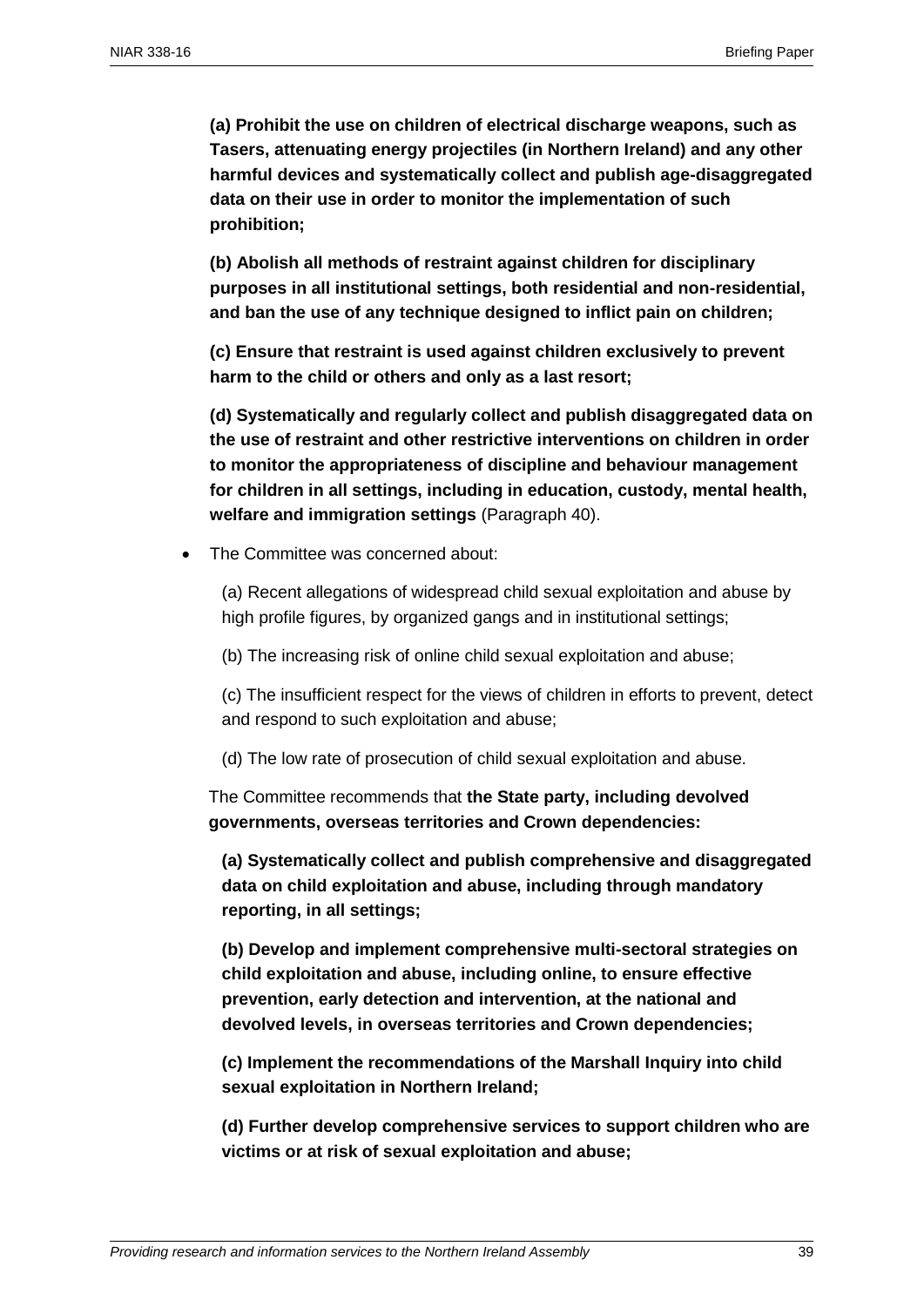**(a) Prohibit the use on children of electrical discharge weapons, such as Tasers, attenuating energy projectiles (in Northern Ireland) and any other harmful devices and systematically collect and publish age-disaggregated data on their use in order to monitor the implementation of such prohibition;**

**(b) Abolish all methods of restraint against children for disciplinary purposes in all institutional settings, both residential and non-residential, and ban the use of any technique designed to inflict pain on children;**

**(c) Ensure that restraint is used against children exclusively to prevent harm to the child or others and only as a last resort;**

**(d) Systematically and regularly collect and publish disaggregated data on the use of restraint and other restrictive interventions on children in order to monitor the appropriateness of discipline and behaviour management for children in all settings, including in education, custody, mental health, welfare and immigration settings** (Paragraph 40).

- The Committee was concerned about:

  (a) Recent allegations of widespread child sexual exploitation and abuse by high profile figures, by organized gangs and in institutional settings;

  (b) The increasing risk of online child sexual exploitation and abuse;

  (c) The insufficient respect for the views of children in efforts to prevent, detect and respond to such exploitation and abuse;

  (d) The low rate of prosecution of child sexual exploitation and abuse.

  The Committee recommends that **the State party, including devolved governments, overseas territories and Crown dependencies:**

  **(a) Systematically collect and publish comprehensive and disaggregated data on child exploitation and abuse, including through mandatory reporting, in all settings;**

  **(b) Develop and implement comprehensive multi-sectoral strategies on child exploitation and abuse, including online, to ensure effective prevention, early detection and intervention, at the national and devolved levels, in overseas territories and Crown dependencies;**

  **(c) Implement the recommendations of the Marshall Inquiry into child sexual exploitation in Northern Ireland;**

  **(d) Further develop comprehensive services to support children who are victims or at risk of sexual exploitation and abuse;**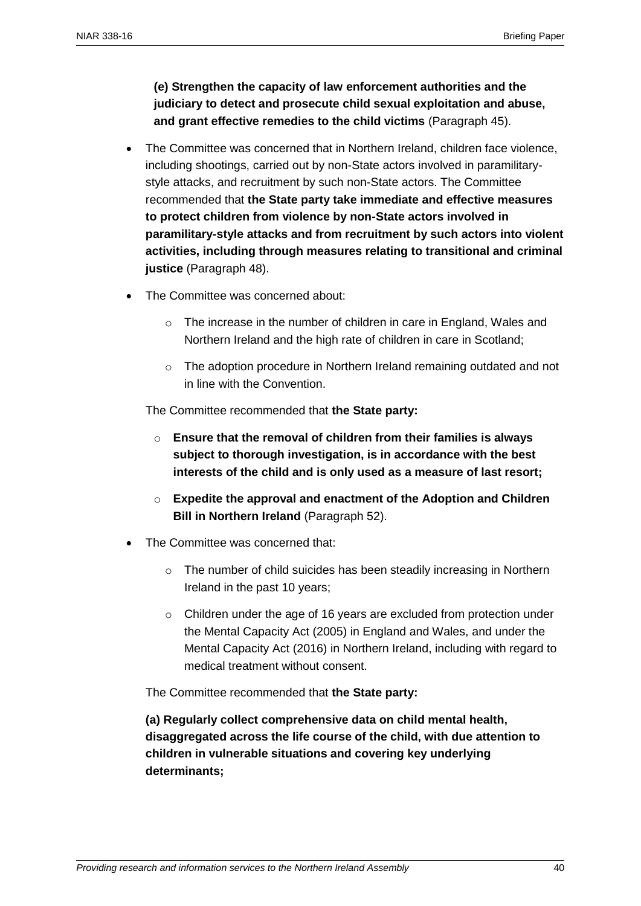**(e) Strengthen the capacity of law enforcement authorities and the judiciary to detect and prosecute child sexual exploitation and abuse, and grant effective remedies to the child victims** (Paragraph 45).

- The Committee was concerned that in Northern Ireland, children face violence, including shootings, carried out by non-State actors involved in paramilitary-style attacks, and recruitment by such non-State actors. The Committee recommended that **the State party take immediate and effective measures to protect children from violence by non-State actors involved in paramilitary-style attacks and from recruitment by such actors into violent activities, including through measures relating to transitional and criminal justice** (Paragraph 48).

- The Committee was concerned about:

  - The increase in the number of children in care in England, Wales and Northern Ireland and the high rate of children in care in Scotland;
  - The adoption procedure in Northern Ireland remaining outdated and not in line with the Convention.

  The Committee recommended that **the State party:**

  - **Ensure that the removal of children from their families is always subject to thorough investigation, is in accordance with the best interests of the child and is only used as a measure of last resort;**
  - **Expedite the approval and enactment of the Adoption and Children Bill in Northern Ireland** (Paragraph 52).

- The Committee was concerned that:

  - The number of child suicides has been steadily increasing in Northern Ireland in the past 10 years;
  - Children under the age of 16 years are excluded from protection under the Mental Capacity Act (2005) in England and Wales, and under the Mental Capacity Act (2016) in Northern Ireland, including with regard to medical treatment without consent.

  The Committee recommended that **the State party:**

  **(a) Regularly collect comprehensive data on child mental health, disaggregated across the life course of the child, with due attention to children in vulnerable situations and covering key underlying determinants;**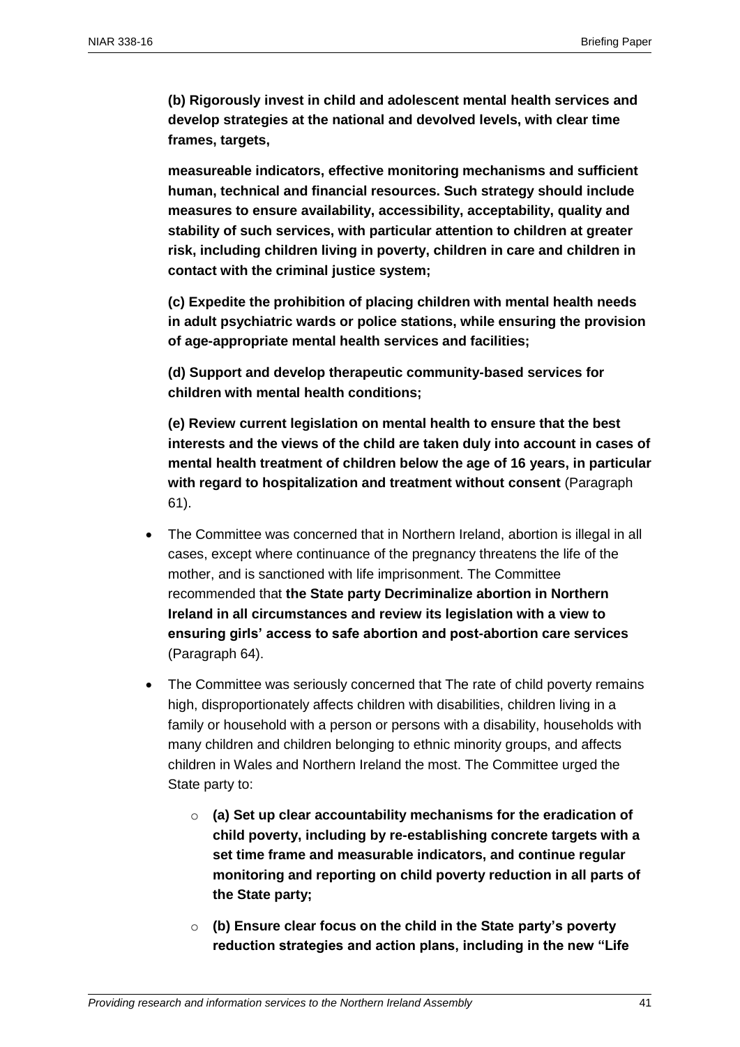**(b) Rigorously invest in child and adolescent mental health services and develop strategies at the national and devolved levels, with clear time frames, targets,**

**measureable indicators, effective monitoring mechanisms and sufficient human, technical and financial resources. Such strategy should include measures to ensure availability, accessibility, acceptability, quality and stability of such services, with particular attention to children at greater risk, including children living in poverty, children in care and children in contact with the criminal justice system;**

**(c) Expedite the prohibition of placing children with mental health needs in adult psychiatric wards or police stations, while ensuring the provision of age-appropriate mental health services and facilities;**

**(d) Support and develop therapeutic community-based services for children with mental health conditions;**

**(e) Review current legislation on mental health to ensure that the best interests and the views of the child are taken duly into account in cases of mental health treatment of children below the age of 16 years, in particular with regard to hospitalization and treatment without consent** (Paragraph 61).

- The Committee was concerned that in Northern Ireland, abortion is illegal in all cases, except where continuance of the pregnancy threatens the life of the mother, and is sanctioned with life imprisonment. The Committee recommended that **the State party Decriminalize abortion in Northern Ireland in all circumstances and review its legislation with a view to ensuring girls' access to safe abortion and post-abortion care services** (Paragraph 64).
- The Committee was seriously concerned that The rate of child poverty remains high, disproportionately affects children with disabilities, children living in a family or household with a person or persons with a disability, households with many children and children belonging to ethnic minority groups, and affects children in Wales and Northern Ireland the most. The Committee urged the State party to:
  - **(a) Set up clear accountability mechanisms for the eradication of child poverty, including by re-establishing concrete targets with a set time frame and measurable indicators, and continue regular monitoring and reporting on child poverty reduction in all parts of the State party;**
  - **(b) Ensure clear focus on the child in the State party's poverty reduction strategies and action plans, including in the new "Life**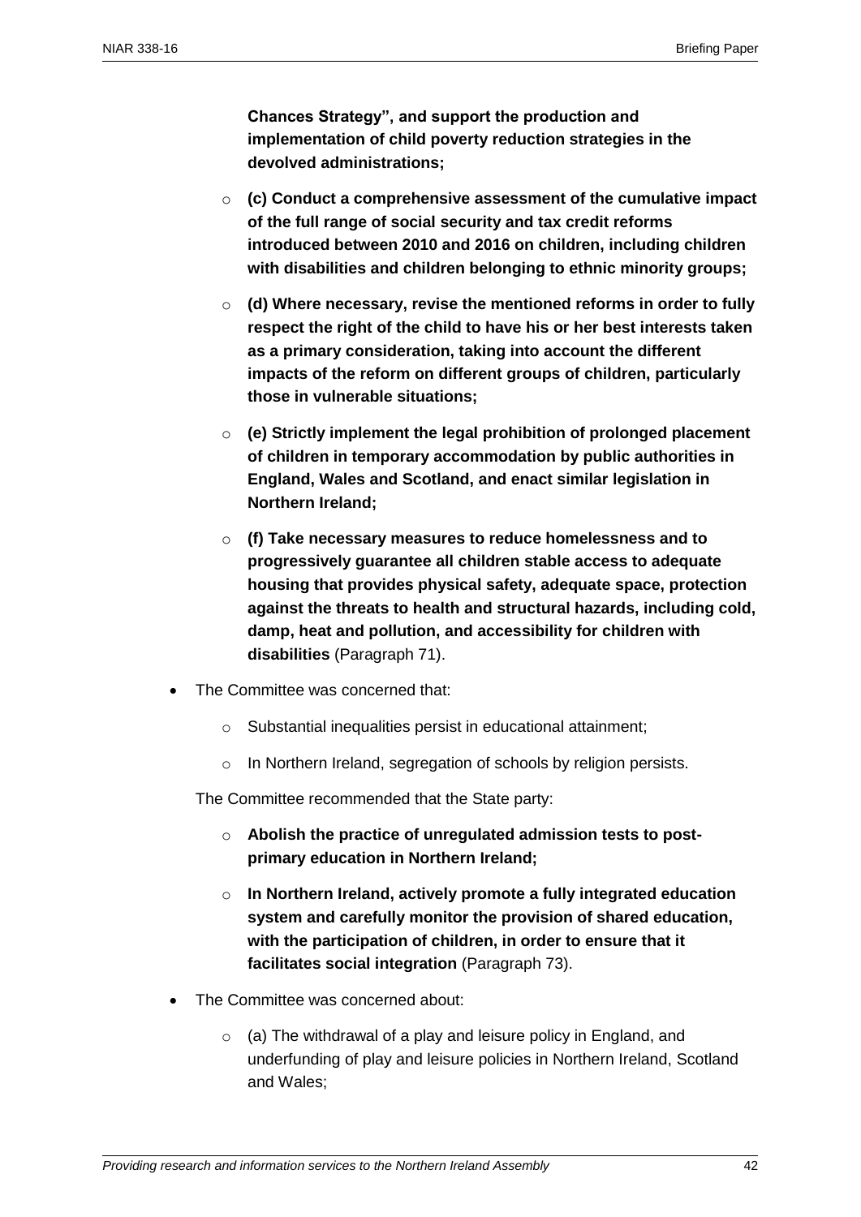**Chances Strategy", and support the production and implementation of child poverty reduction strategies in the devolved administrations;**

- **(c) Conduct a comprehensive assessment of the cumulative impact of the full range of social security and tax credit reforms introduced between 2010 and 2016 on children, including children with disabilities and children belonging to ethnic minority groups;**
- **(d) Where necessary, revise the mentioned reforms in order to fully respect the right of the child to have his or her best interests taken as a primary consideration, taking into account the different impacts of the reform on different groups of children, particularly those in vulnerable situations;**
- **(e) Strictly implement the legal prohibition of prolonged placement of children in temporary accommodation by public authorities in England, Wales and Scotland, and enact similar legislation in Northern Ireland;**
- **(f) Take necessary measures to reduce homelessness and to progressively guarantee all children stable access to adequate housing that provides physical safety, adequate space, protection against the threats to health and structural hazards, including cold, damp, heat and pollution, and accessibility for children with disabilities** (Paragraph 71).

- The Committee was concerned that:
  - Substantial inequalities persist in educational attainment;
  - In Northern Ireland, segregation of schools by religion persists.

  The Committee recommended that the State party:

  - **Abolish the practice of unregulated admission tests to post-primary education in Northern Ireland;**
  - **In Northern Ireland, actively promote a fully integrated education system and carefully monitor the provision of shared education, with the participation of children, in order to ensure that it facilitates social integration** (Paragraph 73).

- The Committee was concerned about:
  - (a) The withdrawal of a play and leisure policy in England, and underfunding of play and leisure policies in Northern Ireland, Scotland and Wales;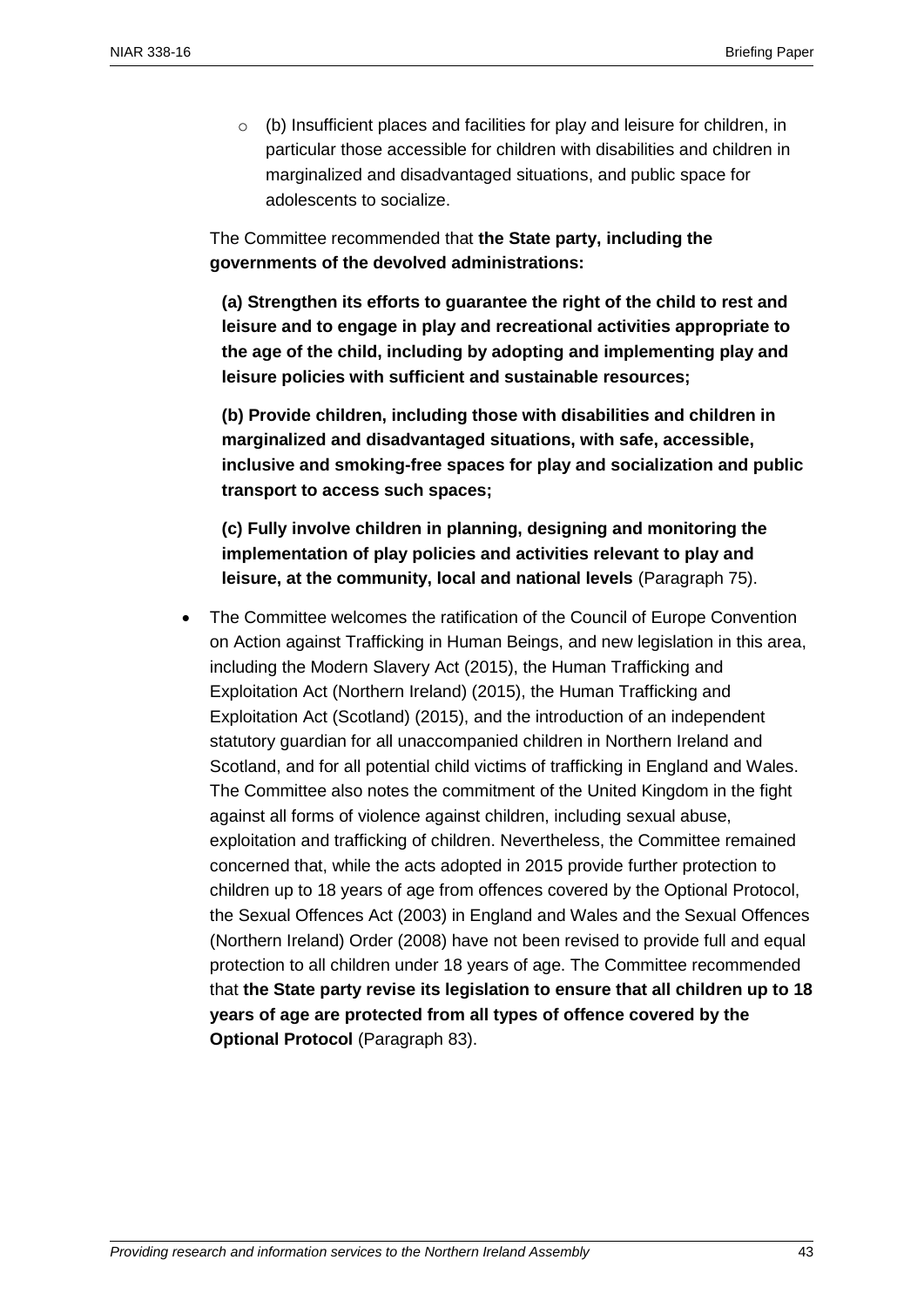- (b) Insufficient places and facilities for play and leisure for children, in particular those accessible for children with disabilities and children in marginalized and disadvantaged situations, and public space for adolescents to socialize.

  The Committee recommended that **the State party, including the governments of the devolved administrations:**

  **(a) Strengthen its efforts to guarantee the right of the child to rest and leisure and to engage in play and recreational activities appropriate to the age of the child, including by adopting and implementing play and leisure policies with sufficient and sustainable resources;**

  **(b) Provide children, including those with disabilities and children in marginalized and disadvantaged situations, with safe, accessible, inclusive and smoking-free spaces for play and socialization and public transport to access such spaces;**

  **(c) Fully involve children in planning, designing and monitoring the implementation of play policies and activities relevant to play and leisure, at the community, local and national levels** (Paragraph 75).

- The Committee welcomes the ratification of the Council of Europe Convention on Action against Trafficking in Human Beings, and new legislation in this area, including the Modern Slavery Act (2015), the Human Trafficking and Exploitation Act (Northern Ireland) (2015), the Human Trafficking and Exploitation Act (Scotland) (2015), and the introduction of an independent statutory guardian for all unaccompanied children in Northern Ireland and Scotland, and for all potential child victims of trafficking in England and Wales. The Committee also notes the commitment of the United Kingdom in the fight against all forms of violence against children, including sexual abuse, exploitation and trafficking of children. Nevertheless, the Committee remained concerned that, while the acts adopted in 2015 provide further protection to children up to 18 years of age from offences covered by the Optional Protocol, the Sexual Offences Act (2003) in England and Wales and the Sexual Offences (Northern Ireland) Order (2008) have not been revised to provide full and equal protection to all children under 18 years of age. The Committee recommended that **the State party revise its legislation to ensure that all children up to 18 years of age are protected from all types of offence covered by the Optional Protocol** (Paragraph 83).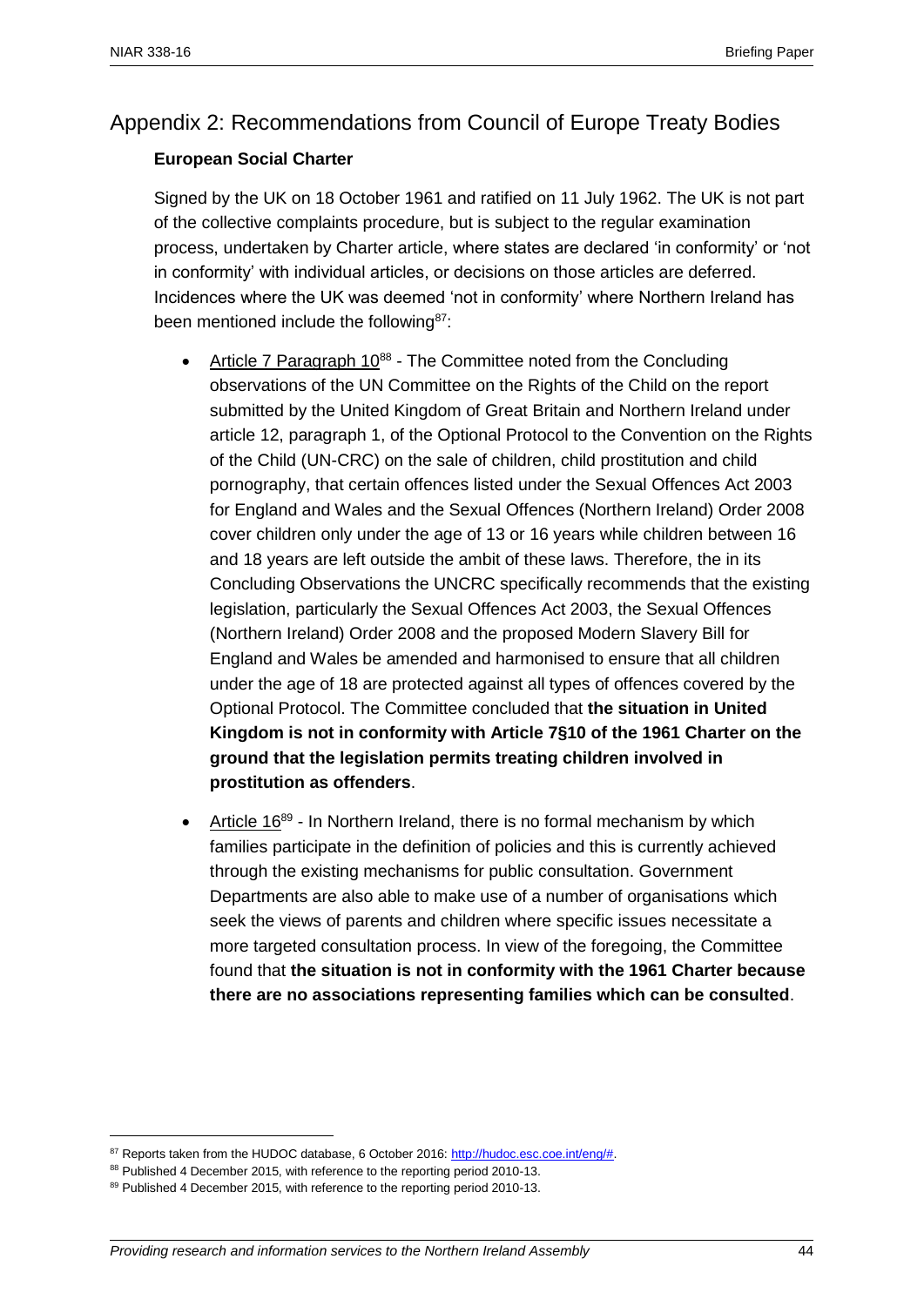## Appendix 2: Recommendations from Council of Europe Treaty Bodies

**European Social Charter**

Signed by the UK on 18 October 1961 and ratified on 11 July 1962. The UK is not part of the collective complaints procedure, but is subject to the regular examination process, undertaken by Charter article, where states are declared 'in conformity' or 'not in conformity' with individual articles, or decisions on those articles are deferred. Incidences where the UK was deemed 'not in conformity' where Northern Ireland has been mentioned include the following[87]:

- Article 7 Paragraph 10[88] - The Committee noted from the Concluding observations of the UN Committee on the Rights of the Child on the report submitted by the United Kingdom of Great Britain and Northern Ireland under article 12, paragraph 1, of the Optional Protocol to the Convention on the Rights of the Child (UN-CRC) on the sale of children, child prostitution and child pornography, that certain offences listed under the Sexual Offences Act 2003 for England and Wales and the Sexual Offences (Northern Ireland) Order 2008 cover children only under the age of 13 or 16 years while children between 16 and 18 years are left outside the ambit of these laws. Therefore, the in its Concluding Observations the UNCRC specifically recommends that the existing legislation, particularly the Sexual Offences Act 2003, the Sexual Offences (Northern Ireland) Order 2008 and the proposed Modern Slavery Bill for England and Wales be amended and harmonised to ensure that all children under the age of 18 are protected against all types of offences covered by the Optional Protocol. The Committee concluded that **the situation in United Kingdom is not in conformity with Article 7§10 of the 1961 Charter on the ground that the legislation permits treating children involved in prostitution as offenders**.
- Article 16[89] - In Northern Ireland, there is no formal mechanism by which families participate in the definition of policies and this is currently achieved through the existing mechanisms for public consultation. Government Departments are also able to make use of a number of organisations which seek the views of parents and children where specific issues necessitate a more targeted consultation process. In view of the foregoing, the Committee found that **the situation is not in conformity with the 1961 Charter because there are no associations representing families which can be consulted**.

---

[87] Reports taken from the HUDOC database, 6 October 2016: http://hudoc.esc.coe.int/eng/#.

[88] Published 4 December 2015, with reference to the reporting period 2010-13.

[89] Published 4 December 2015, with reference to the reporting period 2010-13.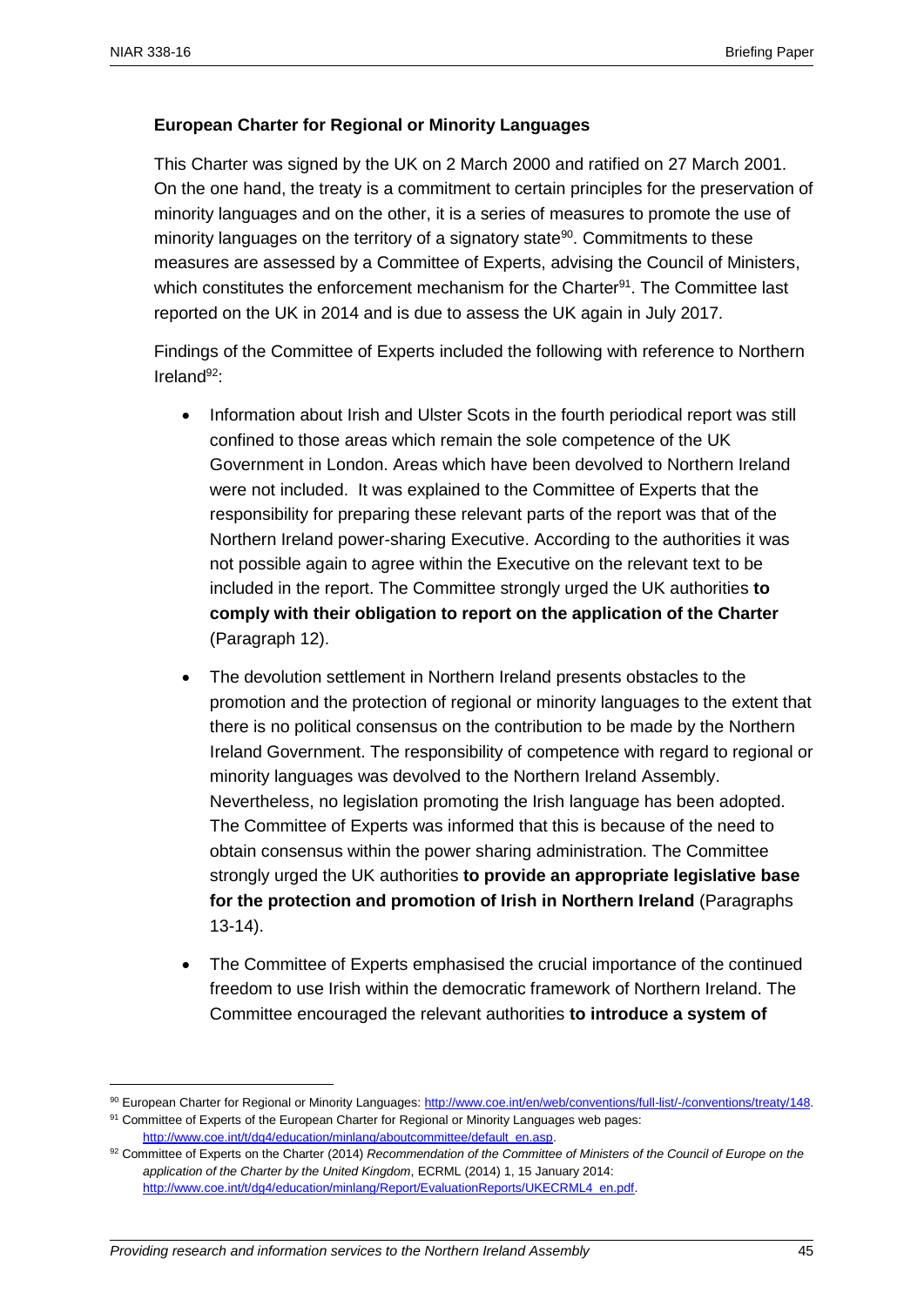**European Charter for Regional or Minority Languages**

This Charter was signed by the UK on 2 March 2000 and ratified on 27 March 2001. On the one hand, the treaty is a commitment to certain principles for the preservation of minority languages and on the other, it is a series of measures to promote the use of minority languages on the territory of a signatory state[90]. Commitments to these measures are assessed by a Committee of Experts, advising the Council of Ministers, which constitutes the enforcement mechanism for the Charter[91]. The Committee last reported on the UK in 2014 and is due to assess the UK again in July 2017.

Findings of the Committee of Experts included the following with reference to Northern Ireland[92]:

- Information about Irish and Ulster Scots in the fourth periodical report was still confined to those areas which remain the sole competence of the UK Government in London. Areas which have been devolved to Northern Ireland were not included. It was explained to the Committee of Experts that the responsibility for preparing these relevant parts of the report was that of the Northern Ireland power-sharing Executive. According to the authorities it was not possible again to agree within the Executive on the relevant text to be included in the report. The Committee strongly urged the UK authorities **to comply with their obligation to report on the application of the Charter** (Paragraph 12).

- The devolution settlement in Northern Ireland presents obstacles to the promotion and the protection of regional or minority languages to the extent that there is no political consensus on the contribution to be made by the Northern Ireland Government. The responsibility of competence with regard to regional or minority languages was devolved to the Northern Ireland Assembly. Nevertheless, no legislation promoting the Irish language has been adopted. The Committee of Experts was informed that this is because of the need to obtain consensus within the power sharing administration. The Committee strongly urged the UK authorities **to provide an appropriate legislative base for the protection and promotion of Irish in Northern Ireland** (Paragraphs 13-14).

- The Committee of Experts emphasised the crucial importance of the continued freedom to use Irish within the democratic framework of Northern Ireland. The Committee encouraged the relevant authorities **to introduce a system of**

---

[90] European Charter for Regional or Minority Languages: http://www.coe.int/en/web/conventions/full-list/-/conventions/treaty/148.

[91] Committee of Experts of the European Charter for Regional or Minority Languages web pages: http://www.coe.int/t/dg4/education/minlang/aboutcommittee/default_en.asp.

[92] Committee of Experts on the Charter (2014) *Recommendation of the Committee of Ministers of the Council of Europe on the application of the Charter by the United Kingdom*, ECRML (2014) 1, 15 January 2014: http://www.coe.int/t/dg4/education/minlang/Report/EvaluationReports/UKECRML4_en.pdf.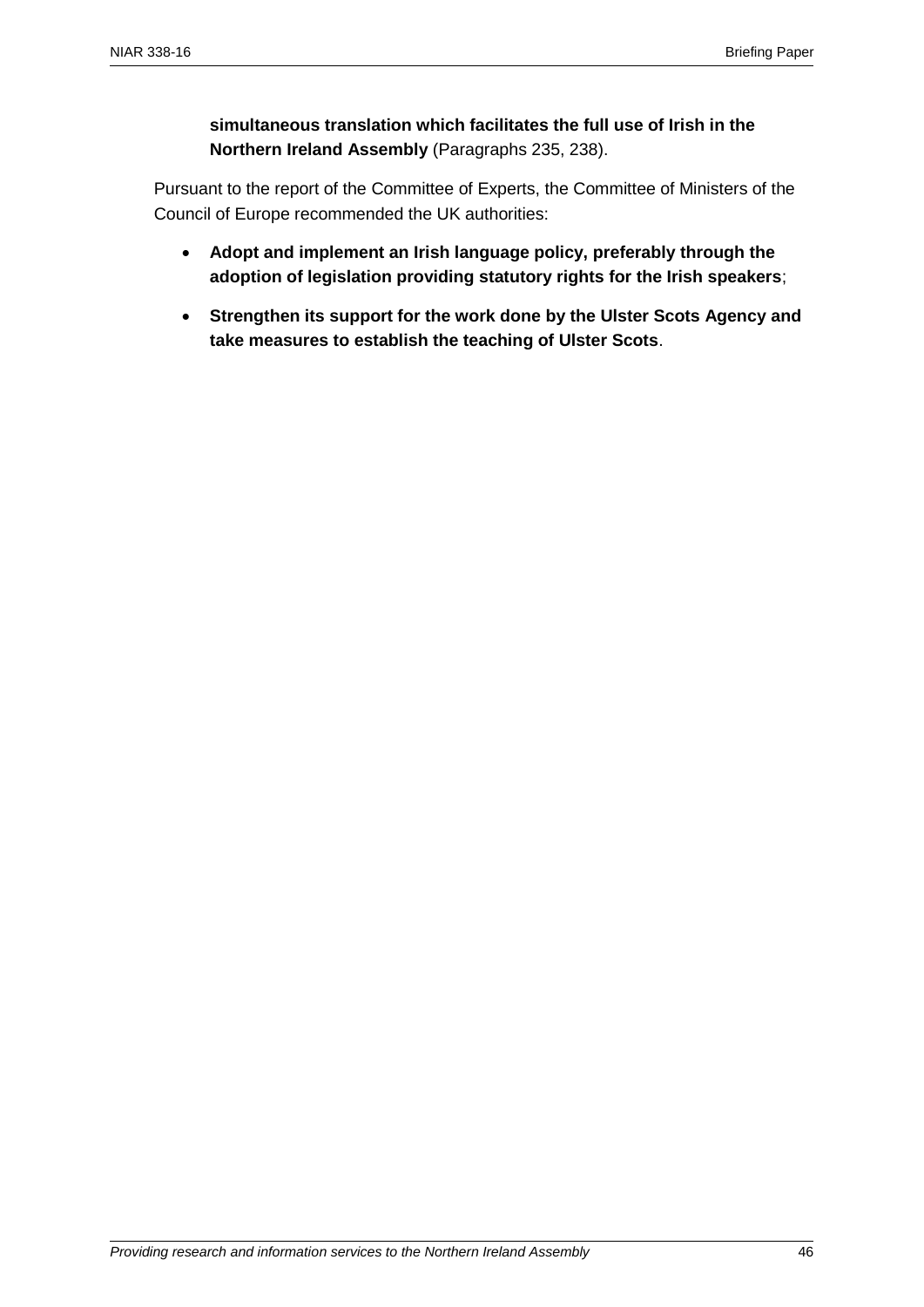**simultaneous translation which facilitates the full use of Irish in the Northern Ireland Assembly** (Paragraphs 235, 238).

Pursuant to the report of the Committee of Experts, the Committee of Ministers of the Council of Europe recommended the UK authorities:

- **Adopt and implement an Irish language policy, preferably through the adoption of legislation providing statutory rights for the Irish speakers**;
- **Strengthen its support for the work done by the Ulster Scots Agency and take measures to establish the teaching of Ulster Scots**.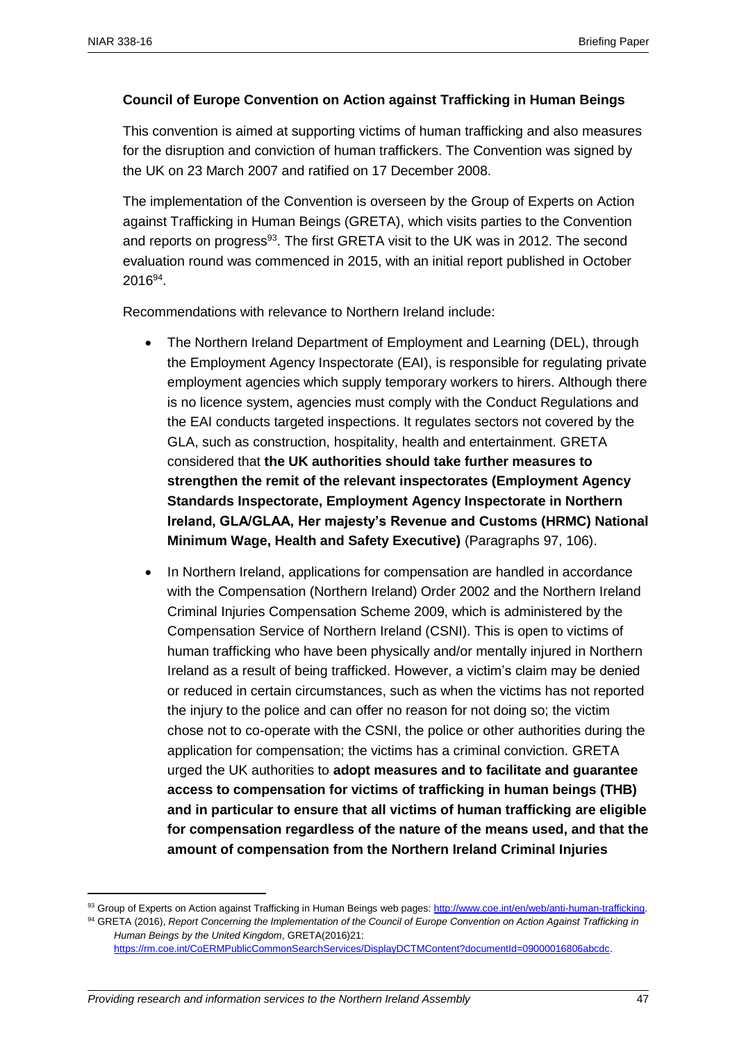**Council of Europe Convention on Action against Trafficking in Human Beings**

This convention is aimed at supporting victims of human trafficking and also measures for the disruption and conviction of human traffickers. The Convention was signed by the UK on 23 March 2007 and ratified on 17 December 2008.

The implementation of the Convention is overseen by the Group of Experts on Action against Trafficking in Human Beings (GRETA), which visits parties to the Convention and reports on progress[93]. The first GRETA visit to the UK was in 2012. The second evaluation round was commenced in 2015, with an initial report published in October 2016[94].

Recommendations with relevance to Northern Ireland include:

- The Northern Ireland Department of Employment and Learning (DEL), through the Employment Agency Inspectorate (EAI), is responsible for regulating private employment agencies which supply temporary workers to hirers. Although there is no licence system, agencies must comply with the Conduct Regulations and the EAI conducts targeted inspections. It regulates sectors not covered by the GLA, such as construction, hospitality, health and entertainment. GRETA considered that **the UK authorities should take further measures to strengthen the remit of the relevant inspectorates (Employment Agency Standards Inspectorate, Employment Agency Inspectorate in Northern Ireland, GLA/GLAA, Her majesty's Revenue and Customs (HRMC) National Minimum Wage, Health and Safety Executive)** (Paragraphs 97, 106).
- In Northern Ireland, applications for compensation are handled in accordance with the Compensation (Northern Ireland) Order 2002 and the Northern Ireland Criminal Injuries Compensation Scheme 2009, which is administered by the Compensation Service of Northern Ireland (CSNI). This is open to victims of human trafficking who have been physically and/or mentally injured in Northern Ireland as a result of being trafficked. However, a victim's claim may be denied or reduced in certain circumstances, such as when the victims has not reported the injury to the police and can offer no reason for not doing so; the victim chose not to co-operate with the CSNI, the police or other authorities during the application for compensation; the victims has a criminal conviction. GRETA urged the UK authorities to **adopt measures and to facilitate and guarantee access to compensation for victims of trafficking in human beings (THB) and in particular to ensure that all victims of human trafficking are eligible for compensation regardless of the nature of the means used, and that the amount of compensation from the Northern Ireland Criminal Injuries**

---

[93] Group of Experts on Action against Trafficking in Human Beings web pages: http://www.coe.int/en/web/anti-human-trafficking.

[94] GRETA (2016), *Report Concerning the Implementation of the Council of Europe Convention on Action Against Trafficking in Human Beings by the United Kingdom*, GRETA(2016)21: https://rm.coe.int/CoERMPublicCommonSearchServices/DisplayDCTMContent?documentId=09000016806abcdc.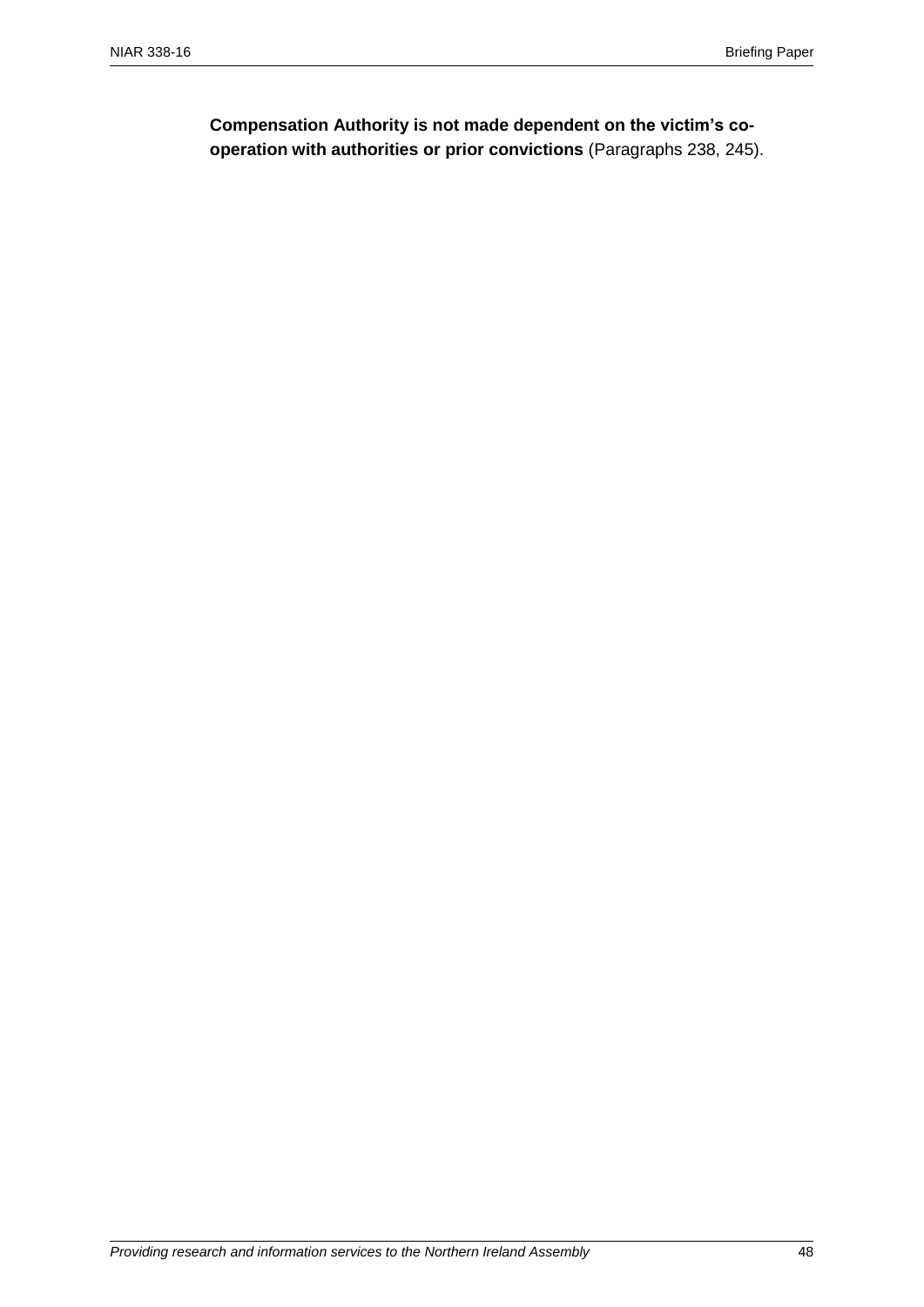**Compensation Authority is not made dependent on the victim's co-operation with authorities or prior convictions** (Paragraphs 238, 245).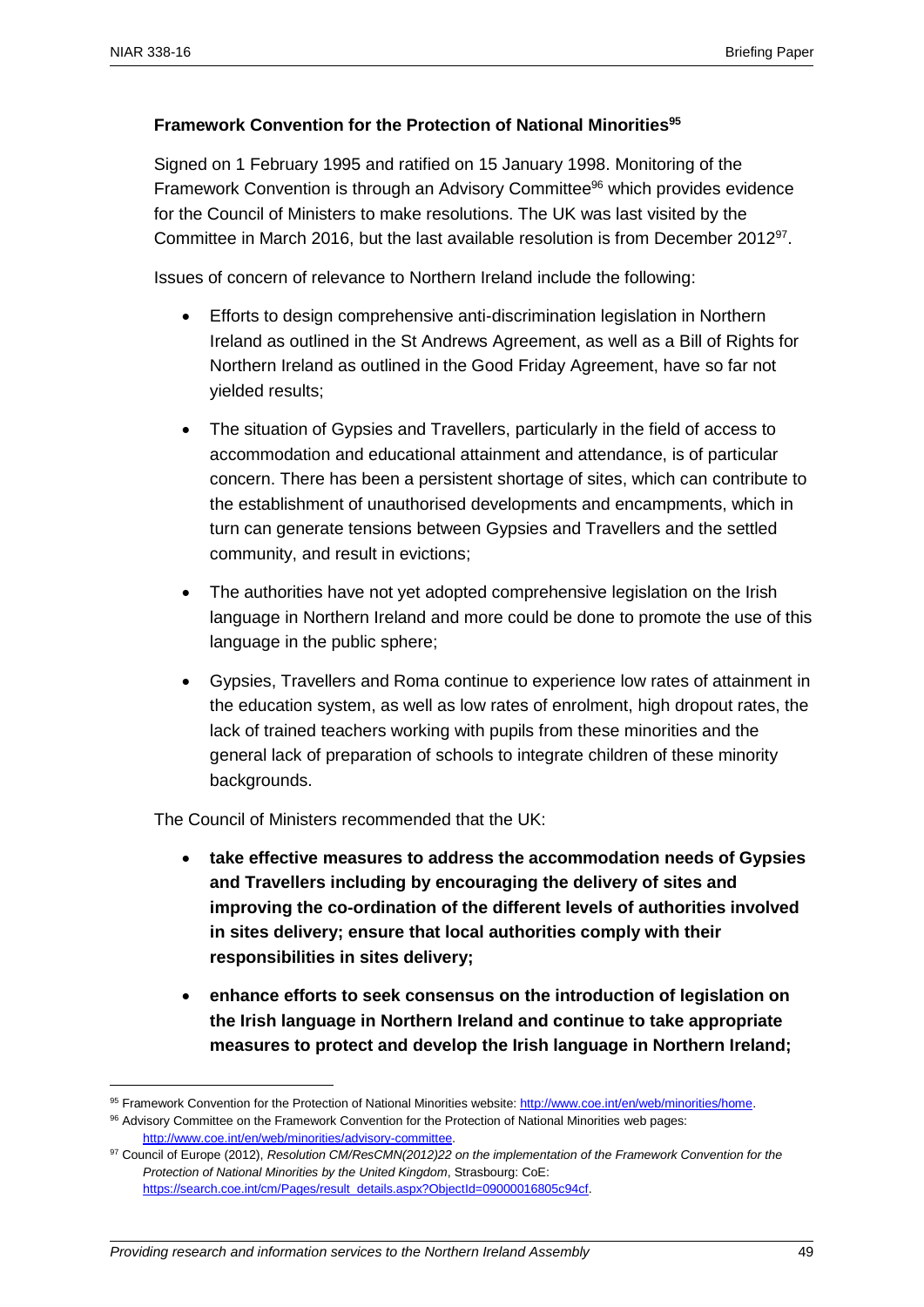**Framework Convention for the Protection of National Minorities**[95]

Signed on 1 February 1995 and ratified on 15 January 1998. Monitoring of the Framework Convention is through an Advisory Committee[96] which provides evidence for the Council of Ministers to make resolutions. The UK was last visited by the Committee in March 2016, but the last available resolution is from December 2012[97].

Issues of concern of relevance to Northern Ireland include the following:

- Efforts to design comprehensive anti-discrimination legislation in Northern Ireland as outlined in the St Andrews Agreement, as well as a Bill of Rights for Northern Ireland as outlined in the Good Friday Agreement, have so far not yielded results;
- The situation of Gypsies and Travellers, particularly in the field of access to accommodation and educational attainment and attendance, is of particular concern. There has been a persistent shortage of sites, which can contribute to the establishment of unauthorised developments and encampments, which in turn can generate tensions between Gypsies and Travellers and the settled community, and result in evictions;
- The authorities have not yet adopted comprehensive legislation on the Irish language in Northern Ireland and more could be done to promote the use of this language in the public sphere;
- Gypsies, Travellers and Roma continue to experience low rates of attainment in the education system, as well as low rates of enrolment, high dropout rates, the lack of trained teachers working with pupils from these minorities and the general lack of preparation of schools to integrate children of these minority backgrounds.

The Council of Ministers recommended that the UK:

- **take effective measures to address the accommodation needs of Gypsies and Travellers including by encouraging the delivery of sites and improving the co-ordination of the different levels of authorities involved in sites delivery; ensure that local authorities comply with their responsibilities in sites delivery;**
- **enhance efforts to seek consensus on the introduction of legislation on the Irish language in Northern Ireland and continue to take appropriate measures to protect and develop the Irish language in Northern Ireland;**

---

[95] Framework Convention for the Protection of National Minorities website: http://www.coe.int/en/web/minorities/home.

[96] Advisory Committee on the Framework Convention for the Protection of National Minorities web pages: http://www.coe.int/en/web/minorities/advisory-committee.

[97] Council of Europe (2012), *Resolution CM/ResCMN(2012)22 on the implementation of the Framework Convention for the Protection of National Minorities by the United Kingdom*, Strasbourg: CoE: https://search.coe.int/cm/Pages/result_details.aspx?ObjectId=09000016805c94cf.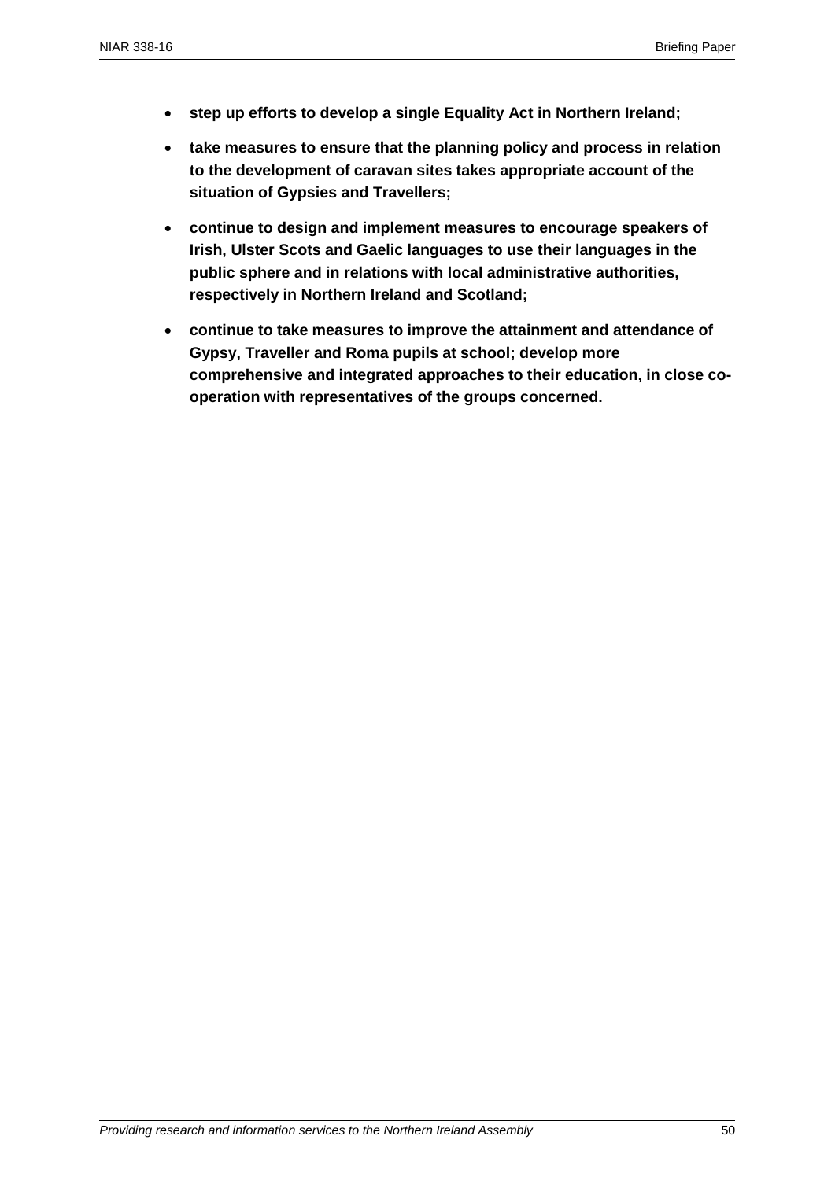- **step up efforts to develop a single Equality Act in Northern Ireland;**
- **take measures to ensure that the planning policy and process in relation to the development of caravan sites takes appropriate account of the situation of Gypsies and Travellers;**
- **continue to design and implement measures to encourage speakers of Irish, Ulster Scots and Gaelic languages to use their languages in the public sphere and in relations with local administrative authorities, respectively in Northern Ireland and Scotland;**
- **continue to take measures to improve the attainment and attendance of Gypsy, Traveller and Roma pupils at school; develop more comprehensive and integrated approaches to their education, in close co-operation with representatives of the groups concerned.**